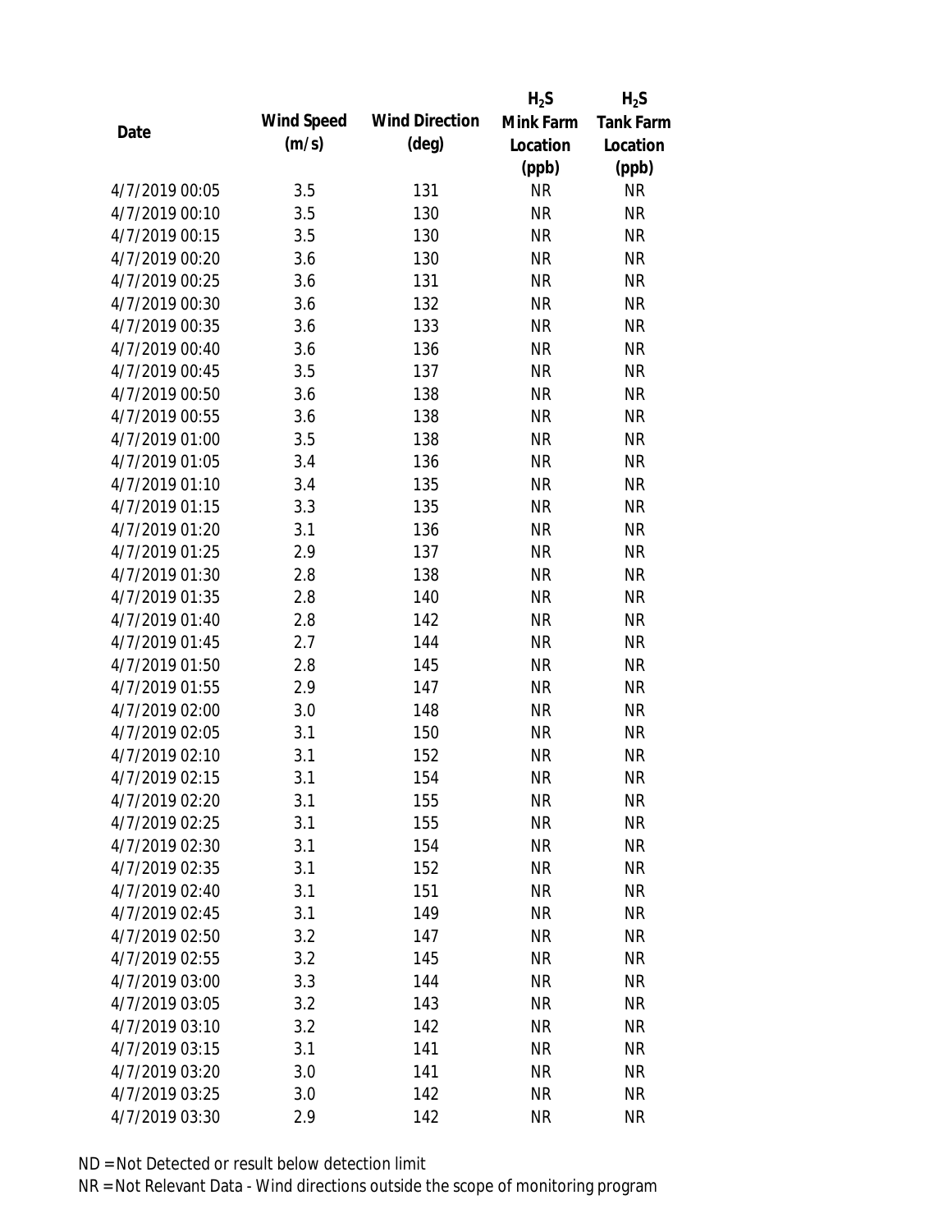| Date | Wind Speed (m/s) | Wind Direction (deg) | $H_2S$ Mink Farm Location (ppb) | $H_2S$ Tank Farm Location (ppb) |
|---|---|---|---|---|
| 4/7/2019 00:05 | 3.5 | 131 | NR | NR |
| 4/7/2019 00:10 | 3.5 | 130 | NR | NR |
| 4/7/2019 00:15 | 3.5 | 130 | NR | NR |
| 4/7/2019 00:20 | 3.6 | 130 | NR | NR |
| 4/7/2019 00:25 | 3.6 | 131 | NR | NR |
| 4/7/2019 00:30 | 3.6 | 132 | NR | NR |
| 4/7/2019 00:35 | 3.6 | 133 | NR | NR |
| 4/7/2019 00:40 | 3.6 | 136 | NR | NR |
| 4/7/2019 00:45 | 3.5 | 137 | NR | NR |
| 4/7/2019 00:50 | 3.6 | 138 | NR | NR |
| 4/7/2019 00:55 | 3.6 | 138 | NR | NR |
| 4/7/2019 01:00 | 3.5 | 138 | NR | NR |
| 4/7/2019 01:05 | 3.4 | 136 | NR | NR |
| 4/7/2019 01:10 | 3.4 | 135 | NR | NR |
| 4/7/2019 01:15 | 3.3 | 135 | NR | NR |
| 4/7/2019 01:20 | 3.1 | 136 | NR | NR |
| 4/7/2019 01:25 | 2.9 | 137 | NR | NR |
| 4/7/2019 01:30 | 2.8 | 138 | NR | NR |
| 4/7/2019 01:35 | 2.8 | 140 | NR | NR |
| 4/7/2019 01:40 | 2.8 | 142 | NR | NR |
| 4/7/2019 01:45 | 2.7 | 144 | NR | NR |
| 4/7/2019 01:50 | 2.8 | 145 | NR | NR |
| 4/7/2019 01:55 | 2.9 | 147 | NR | NR |
| 4/7/2019 02:00 | 3.0 | 148 | NR | NR |
| 4/7/2019 02:05 | 3.1 | 150 | NR | NR |
| 4/7/2019 02:10 | 3.1 | 152 | NR | NR |
| 4/7/2019 02:15 | 3.1 | 154 | NR | NR |
| 4/7/2019 02:20 | 3.1 | 155 | NR | NR |
| 4/7/2019 02:25 | 3.1 | 155 | NR | NR |
| 4/7/2019 02:30 | 3.1 | 154 | NR | NR |
| 4/7/2019 02:35 | 3.1 | 152 | NR | NR |
| 4/7/2019 02:40 | 3.1 | 151 | NR | NR |
| 4/7/2019 02:45 | 3.1 | 149 | NR | NR |
| 4/7/2019 02:50 | 3.2 | 147 | NR | NR |
| 4/7/2019 02:55 | 3.2 | 145 | NR | NR |
| 4/7/2019 03:00 | 3.3 | 144 | NR | NR |
| 4/7/2019 03:05 | 3.2 | 143 | NR | NR |
| 4/7/2019 03:10 | 3.2 | 142 | NR | NR |
| 4/7/2019 03:15 | 3.1 | 141 | NR | NR |
| 4/7/2019 03:20 | 3.0 | 141 | NR | NR |
| 4/7/2019 03:25 | 3.0 | 142 | NR | NR |
| 4/7/2019 03:30 | 2.9 | 142 | NR | NR |

ND = Not Detected or result below detection limit

NR = Not Relevant Data - Wind directions outside the scope of monitoring program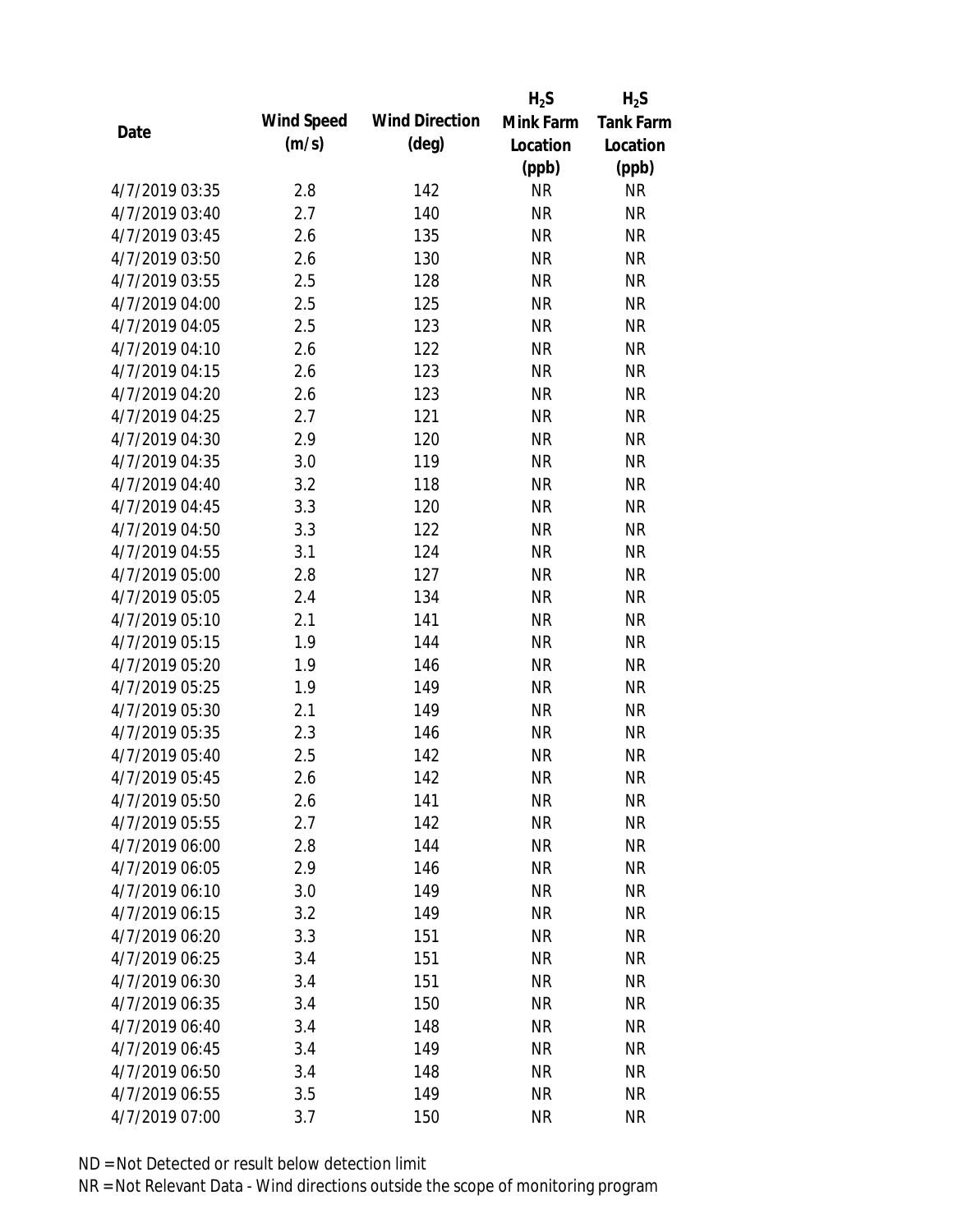| Date | Wind Speed (m/s) | Wind Direction (deg) | $H_2S$ Mink Farm Location (ppb) | $H_2S$ Tank Farm Location (ppb) |
|---|---|---|---|---|
| 4/7/2019 03:35 | 2.8 | 142 | NR | NR |
| 4/7/2019 03:40 | 2.7 | 140 | NR | NR |
| 4/7/2019 03:45 | 2.6 | 135 | NR | NR |
| 4/7/2019 03:50 | 2.6 | 130 | NR | NR |
| 4/7/2019 03:55 | 2.5 | 128 | NR | NR |
| 4/7/2019 04:00 | 2.5 | 125 | NR | NR |
| 4/7/2019 04:05 | 2.5 | 123 | NR | NR |
| 4/7/2019 04:10 | 2.6 | 122 | NR | NR |
| 4/7/2019 04:15 | 2.6 | 123 | NR | NR |
| 4/7/2019 04:20 | 2.6 | 123 | NR | NR |
| 4/7/2019 04:25 | 2.7 | 121 | NR | NR |
| 4/7/2019 04:30 | 2.9 | 120 | NR | NR |
| 4/7/2019 04:35 | 3.0 | 119 | NR | NR |
| 4/7/2019 04:40 | 3.2 | 118 | NR | NR |
| 4/7/2019 04:45 | 3.3 | 120 | NR | NR |
| 4/7/2019 04:50 | 3.3 | 122 | NR | NR |
| 4/7/2019 04:55 | 3.1 | 124 | NR | NR |
| 4/7/2019 05:00 | 2.8 | 127 | NR | NR |
| 4/7/2019 05:05 | 2.4 | 134 | NR | NR |
| 4/7/2019 05:10 | 2.1 | 141 | NR | NR |
| 4/7/2019 05:15 | 1.9 | 144 | NR | NR |
| 4/7/2019 05:20 | 1.9 | 146 | NR | NR |
| 4/7/2019 05:25 | 1.9 | 149 | NR | NR |
| 4/7/2019 05:30 | 2.1 | 149 | NR | NR |
| 4/7/2019 05:35 | 2.3 | 146 | NR | NR |
| 4/7/2019 05:40 | 2.5 | 142 | NR | NR |
| 4/7/2019 05:45 | 2.6 | 142 | NR | NR |
| 4/7/2019 05:50 | 2.6 | 141 | NR | NR |
| 4/7/2019 05:55 | 2.7 | 142 | NR | NR |
| 4/7/2019 06:00 | 2.8 | 144 | NR | NR |
| 4/7/2019 06:05 | 2.9 | 146 | NR | NR |
| 4/7/2019 06:10 | 3.0 | 149 | NR | NR |
| 4/7/2019 06:15 | 3.2 | 149 | NR | NR |
| 4/7/2019 06:20 | 3.3 | 151 | NR | NR |
| 4/7/2019 06:25 | 3.4 | 151 | NR | NR |
| 4/7/2019 06:30 | 3.4 | 151 | NR | NR |
| 4/7/2019 06:35 | 3.4 | 150 | NR | NR |
| 4/7/2019 06:40 | 3.4 | 148 | NR | NR |
| 4/7/2019 06:45 | 3.4 | 149 | NR | NR |
| 4/7/2019 06:50 | 3.4 | 148 | NR | NR |
| 4/7/2019 06:55 | 3.5 | 149 | NR | NR |
| 4/7/2019 07:00 | 3.7 | 150 | NR | NR |

ND = Not Detected or result below detection limit
NR = Not Relevant Data - Wind directions outside the scope of monitoring program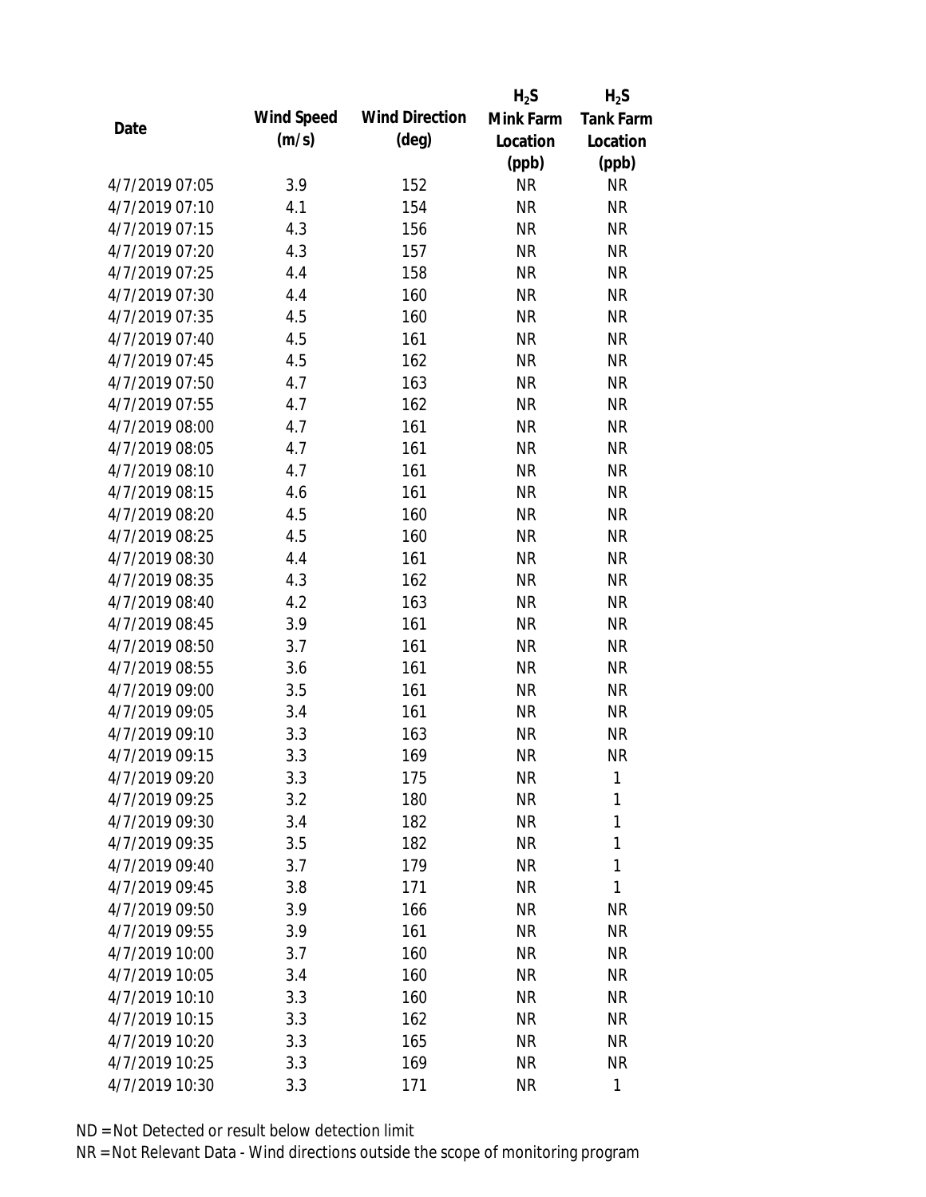| Date | Wind Speed (m/s) | Wind Direction (deg) | $H_2S$ Mink Farm Location (ppb) | $H_2S$ Tank Farm Location (ppb) |
|---|---|---|---|---|
| 4/7/2019 07:05 | 3.9 | 152 | NR | NR |
| 4/7/2019 07:10 | 4.1 | 154 | NR | NR |
| 4/7/2019 07:15 | 4.3 | 156 | NR | NR |
| 4/7/2019 07:20 | 4.3 | 157 | NR | NR |
| 4/7/2019 07:25 | 4.4 | 158 | NR | NR |
| 4/7/2019 07:30 | 4.4 | 160 | NR | NR |
| 4/7/2019 07:35 | 4.5 | 160 | NR | NR |
| 4/7/2019 07:40 | 4.5 | 161 | NR | NR |
| 4/7/2019 07:45 | 4.5 | 162 | NR | NR |
| 4/7/2019 07:50 | 4.7 | 163 | NR | NR |
| 4/7/2019 07:55 | 4.7 | 162 | NR | NR |
| 4/7/2019 08:00 | 4.7 | 161 | NR | NR |
| 4/7/2019 08:05 | 4.7 | 161 | NR | NR |
| 4/7/2019 08:10 | 4.7 | 161 | NR | NR |
| 4/7/2019 08:15 | 4.6 | 161 | NR | NR |
| 4/7/2019 08:20 | 4.5 | 160 | NR | NR |
| 4/7/2019 08:25 | 4.5 | 160 | NR | NR |
| 4/7/2019 08:30 | 4.4 | 161 | NR | NR |
| 4/7/2019 08:35 | 4.3 | 162 | NR | NR |
| 4/7/2019 08:40 | 4.2 | 163 | NR | NR |
| 4/7/2019 08:45 | 3.9 | 161 | NR | NR |
| 4/7/2019 08:50 | 3.7 | 161 | NR | NR |
| 4/7/2019 08:55 | 3.6 | 161 | NR | NR |
| 4/7/2019 09:00 | 3.5 | 161 | NR | NR |
| 4/7/2019 09:05 | 3.4 | 161 | NR | NR |
| 4/7/2019 09:10 | 3.3 | 163 | NR | NR |
| 4/7/2019 09:15 | 3.3 | 169 | NR | NR |
| 4/7/2019 09:20 | 3.3 | 175 | NR | 1 |
| 4/7/2019 09:25 | 3.2 | 180 | NR | 1 |
| 4/7/2019 09:30 | 3.4 | 182 | NR | 1 |
| 4/7/2019 09:35 | 3.5 | 182 | NR | 1 |
| 4/7/2019 09:40 | 3.7 | 179 | NR | 1 |
| 4/7/2019 09:45 | 3.8 | 171 | NR | 1 |
| 4/7/2019 09:50 | 3.9 | 166 | NR | NR |
| 4/7/2019 09:55 | 3.9 | 161 | NR | NR |
| 4/7/2019 10:00 | 3.7 | 160 | NR | NR |
| 4/7/2019 10:05 | 3.4 | 160 | NR | NR |
| 4/7/2019 10:10 | 3.3 | 160 | NR | NR |
| 4/7/2019 10:15 | 3.3 | 162 | NR | NR |
| 4/7/2019 10:20 | 3.3 | 165 | NR | NR |
| 4/7/2019 10:25 | 3.3 | 169 | NR | NR |
| 4/7/2019 10:30 | 3.3 | 171 | NR | 1 |

ND = Not Detected or result below detection limit

NR = Not Relevant Data - Wind directions outside the scope of monitoring program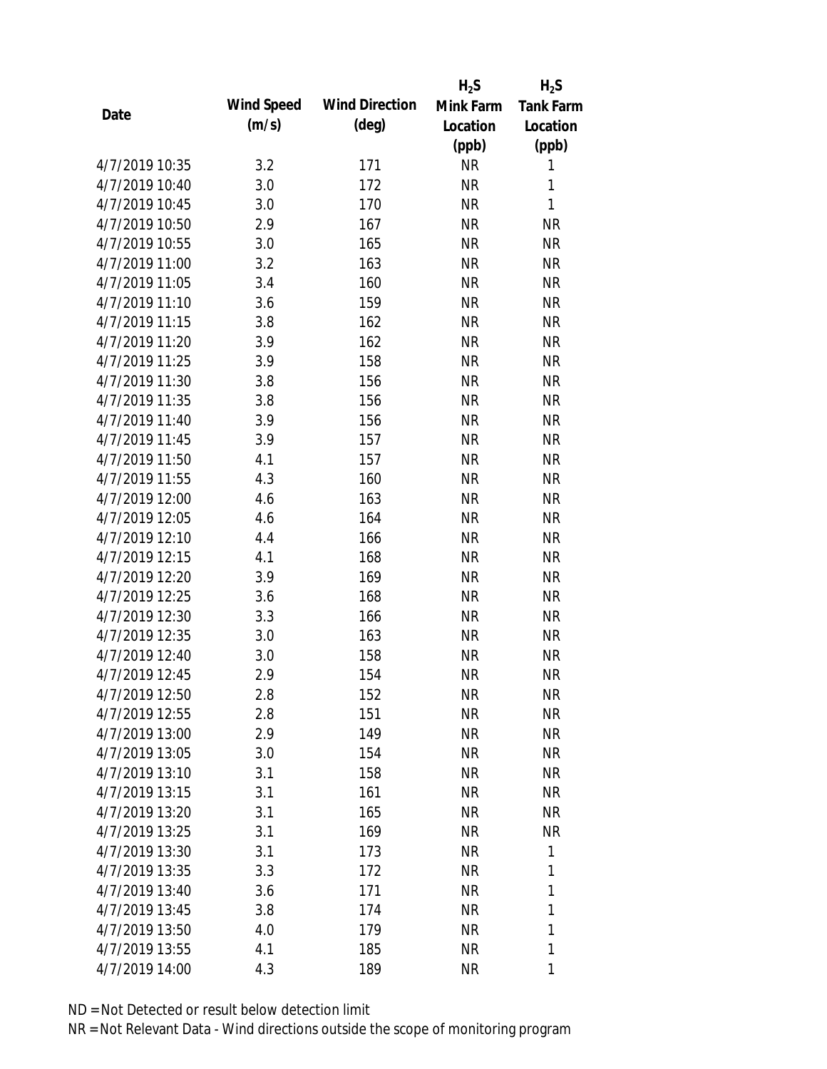| Date | Wind Speed (m/s) | Wind Direction (deg) | $H_2S$ Mink Farm Location (ppb) | $H_2S$ Tank Farm Location (ppb) |
|---|---|---|---|---|
| 4/7/2019 10:35 | 3.2 | 171 | NR | 1 |
| 4/7/2019 10:40 | 3.0 | 172 | NR | 1 |
| 4/7/2019 10:45 | 3.0 | 170 | NR | 1 |
| 4/7/2019 10:50 | 2.9 | 167 | NR | NR |
| 4/7/2019 10:55 | 3.0 | 165 | NR | NR |
| 4/7/2019 11:00 | 3.2 | 163 | NR | NR |
| 4/7/2019 11:05 | 3.4 | 160 | NR | NR |
| 4/7/2019 11:10 | 3.6 | 159 | NR | NR |
| 4/7/2019 11:15 | 3.8 | 162 | NR | NR |
| 4/7/2019 11:20 | 3.9 | 162 | NR | NR |
| 4/7/2019 11:25 | 3.9 | 158 | NR | NR |
| 4/7/2019 11:30 | 3.8 | 156 | NR | NR |
| 4/7/2019 11:35 | 3.8 | 156 | NR | NR |
| 4/7/2019 11:40 | 3.9 | 156 | NR | NR |
| 4/7/2019 11:45 | 3.9 | 157 | NR | NR |
| 4/7/2019 11:50 | 4.1 | 157 | NR | NR |
| 4/7/2019 11:55 | 4.3 | 160 | NR | NR |
| 4/7/2019 12:00 | 4.6 | 163 | NR | NR |
| 4/7/2019 12:05 | 4.6 | 164 | NR | NR |
| 4/7/2019 12:10 | 4.4 | 166 | NR | NR |
| 4/7/2019 12:15 | 4.1 | 168 | NR | NR |
| 4/7/2019 12:20 | 3.9 | 169 | NR | NR |
| 4/7/2019 12:25 | 3.6 | 168 | NR | NR |
| 4/7/2019 12:30 | 3.3 | 166 | NR | NR |
| 4/7/2019 12:35 | 3.0 | 163 | NR | NR |
| 4/7/2019 12:40 | 3.0 | 158 | NR | NR |
| 4/7/2019 12:45 | 2.9 | 154 | NR | NR |
| 4/7/2019 12:50 | 2.8 | 152 | NR | NR |
| 4/7/2019 12:55 | 2.8 | 151 | NR | NR |
| 4/7/2019 13:00 | 2.9 | 149 | NR | NR |
| 4/7/2019 13:05 | 3.0 | 154 | NR | NR |
| 4/7/2019 13:10 | 3.1 | 158 | NR | NR |
| 4/7/2019 13:15 | 3.1 | 161 | NR | NR |
| 4/7/2019 13:20 | 3.1 | 165 | NR | NR |
| 4/7/2019 13:25 | 3.1 | 169 | NR | NR |
| 4/7/2019 13:30 | 3.1 | 173 | NR | 1 |
| 4/7/2019 13:35 | 3.3 | 172 | NR | 1 |
| 4/7/2019 13:40 | 3.6 | 171 | NR | 1 |
| 4/7/2019 13:45 | 3.8 | 174 | NR | 1 |
| 4/7/2019 13:50 | 4.0 | 179 | NR | 1 |
| 4/7/2019 13:55 | 4.1 | 185 | NR | 1 |
| 4/7/2019 14:00 | 4.3 | 189 | NR | 1 |

ND = Not Detected or result below detection limit
NR = Not Relevant Data - Wind directions outside the scope of monitoring program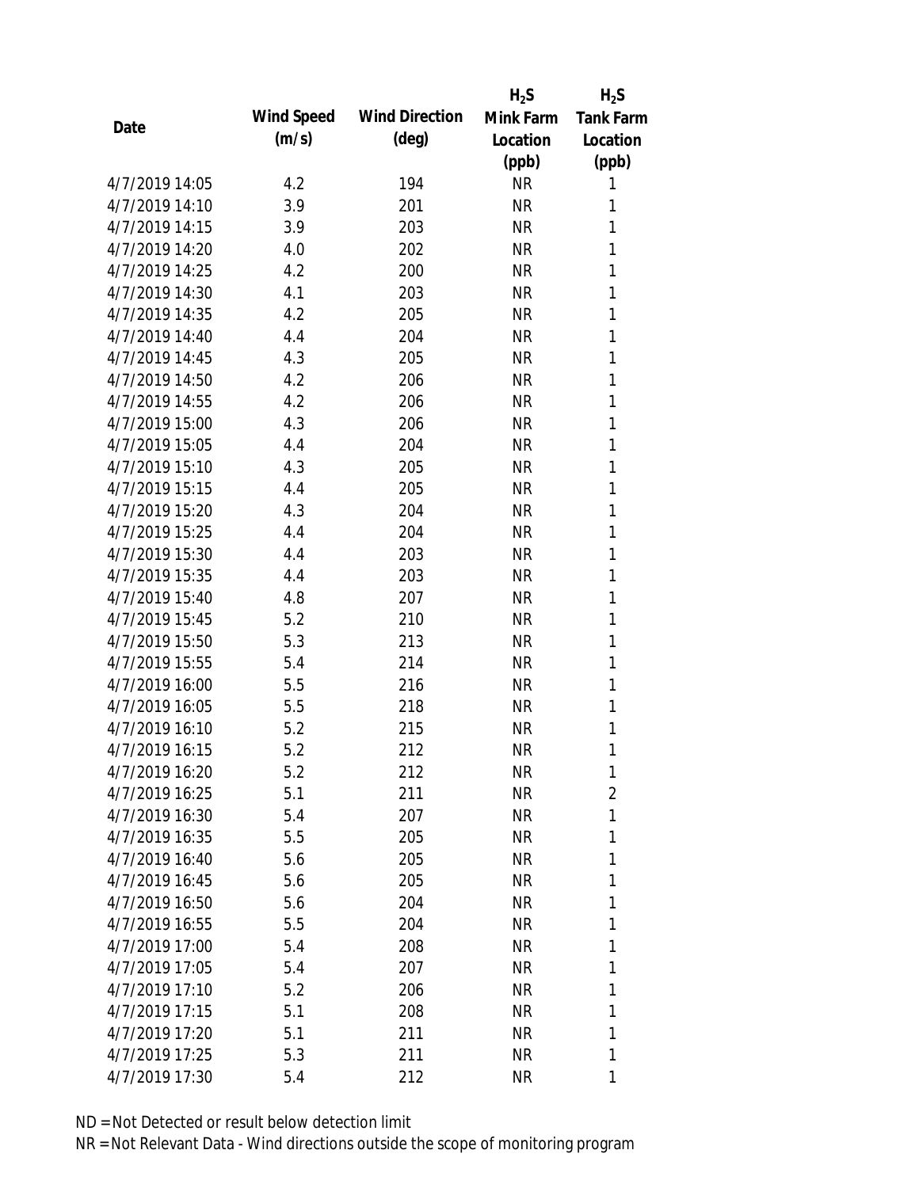| Date | Wind Speed (m/s) | Wind Direction (deg) | $H_2S$ Mink Farm Location (ppb) | $H_2S$ Tank Farm Location (ppb) |
|---|---|---|---|---|
| 4/7/2019 14:05 | 4.2 | 194 | NR | 1 |
| 4/7/2019 14:10 | 3.9 | 201 | NR | 1 |
| 4/7/2019 14:15 | 3.9 | 203 | NR | 1 |
| 4/7/2019 14:20 | 4.0 | 202 | NR | 1 |
| 4/7/2019 14:25 | 4.2 | 200 | NR | 1 |
| 4/7/2019 14:30 | 4.1 | 203 | NR | 1 |
| 4/7/2019 14:35 | 4.2 | 205 | NR | 1 |
| 4/7/2019 14:40 | 4.4 | 204 | NR | 1 |
| 4/7/2019 14:45 | 4.3 | 205 | NR | 1 |
| 4/7/2019 14:50 | 4.2 | 206 | NR | 1 |
| 4/7/2019 14:55 | 4.2 | 206 | NR | 1 |
| 4/7/2019 15:00 | 4.3 | 206 | NR | 1 |
| 4/7/2019 15:05 | 4.4 | 204 | NR | 1 |
| 4/7/2019 15:10 | 4.3 | 205 | NR | 1 |
| 4/7/2019 15:15 | 4.4 | 205 | NR | 1 |
| 4/7/2019 15:20 | 4.3 | 204 | NR | 1 |
| 4/7/2019 15:25 | 4.4 | 204 | NR | 1 |
| 4/7/2019 15:30 | 4.4 | 203 | NR | 1 |
| 4/7/2019 15:35 | 4.4 | 203 | NR | 1 |
| 4/7/2019 15:40 | 4.8 | 207 | NR | 1 |
| 4/7/2019 15:45 | 5.2 | 210 | NR | 1 |
| 4/7/2019 15:50 | 5.3 | 213 | NR | 1 |
| 4/7/2019 15:55 | 5.4 | 214 | NR | 1 |
| 4/7/2019 16:00 | 5.5 | 216 | NR | 1 |
| 4/7/2019 16:05 | 5.5 | 218 | NR | 1 |
| 4/7/2019 16:10 | 5.2 | 215 | NR | 1 |
| 4/7/2019 16:15 | 5.2 | 212 | NR | 1 |
| 4/7/2019 16:20 | 5.2 | 212 | NR | 1 |
| 4/7/2019 16:25 | 5.1 | 211 | NR | 2 |
| 4/7/2019 16:30 | 5.4 | 207 | NR | 1 |
| 4/7/2019 16:35 | 5.5 | 205 | NR | 1 |
| 4/7/2019 16:40 | 5.6 | 205 | NR | 1 |
| 4/7/2019 16:45 | 5.6 | 205 | NR | 1 |
| 4/7/2019 16:50 | 5.6 | 204 | NR | 1 |
| 4/7/2019 16:55 | 5.5 | 204 | NR | 1 |
| 4/7/2019 17:00 | 5.4 | 208 | NR | 1 |
| 4/7/2019 17:05 | 5.4 | 207 | NR | 1 |
| 4/7/2019 17:10 | 5.2 | 206 | NR | 1 |
| 4/7/2019 17:15 | 5.1 | 208 | NR | 1 |
| 4/7/2019 17:20 | 5.1 | 211 | NR | 1 |
| 4/7/2019 17:25 | 5.3 | 211 | NR | 1 |
| 4/7/2019 17:30 | 5.4 | 212 | NR | 1 |

ND = Not Detected or result below detection limit

NR = Not Relevant Data - Wind directions outside the scope of monitoring program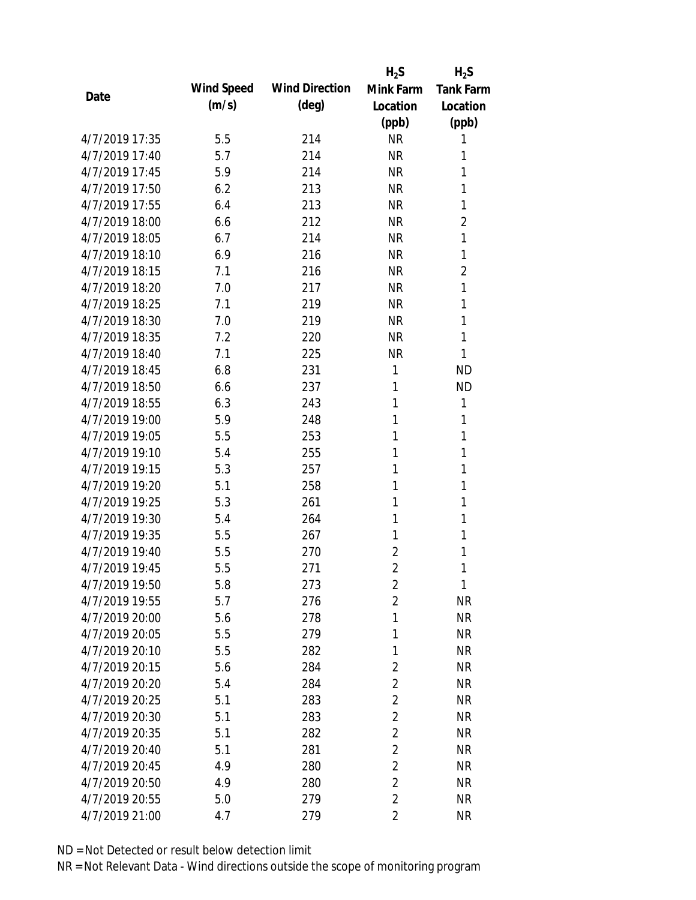| Date | Wind Speed (m/s) | Wind Direction (deg) | $H_2S$ Mink Farm Location (ppb) | $H_2S$ Tank Farm Location (ppb) |
|---|---|---|---|---|
| 4/7/2019 17:35 | 5.5 | 214 | NR | 1 |
| 4/7/2019 17:40 | 5.7 | 214 | NR | 1 |
| 4/7/2019 17:45 | 5.9 | 214 | NR | 1 |
| 4/7/2019 17:50 | 6.2 | 213 | NR | 1 |
| 4/7/2019 17:55 | 6.4 | 213 | NR | 1 |
| 4/7/2019 18:00 | 6.6 | 212 | NR | 2 |
| 4/7/2019 18:05 | 6.7 | 214 | NR | 1 |
| 4/7/2019 18:10 | 6.9 | 216 | NR | 1 |
| 4/7/2019 18:15 | 7.1 | 216 | NR | 2 |
| 4/7/2019 18:20 | 7.0 | 217 | NR | 1 |
| 4/7/2019 18:25 | 7.1 | 219 | NR | 1 |
| 4/7/2019 18:30 | 7.0 | 219 | NR | 1 |
| 4/7/2019 18:35 | 7.2 | 220 | NR | 1 |
| 4/7/2019 18:40 | 7.1 | 225 | NR | 1 |
| 4/7/2019 18:45 | 6.8 | 231 | 1 | ND |
| 4/7/2019 18:50 | 6.6 | 237 | 1 | ND |
| 4/7/2019 18:55 | 6.3 | 243 | 1 | 1 |
| 4/7/2019 19:00 | 5.9 | 248 | 1 | 1 |
| 4/7/2019 19:05 | 5.5 | 253 | 1 | 1 |
| 4/7/2019 19:10 | 5.4 | 255 | 1 | 1 |
| 4/7/2019 19:15 | 5.3 | 257 | 1 | 1 |
| 4/7/2019 19:20 | 5.1 | 258 | 1 | 1 |
| 4/7/2019 19:25 | 5.3 | 261 | 1 | 1 |
| 4/7/2019 19:30 | 5.4 | 264 | 1 | 1 |
| 4/7/2019 19:35 | 5.5 | 267 | 1 | 1 |
| 4/7/2019 19:40 | 5.5 | 270 | 2 | 1 |
| 4/7/2019 19:45 | 5.5 | 271 | 2 | 1 |
| 4/7/2019 19:50 | 5.8 | 273 | 2 | 1 |
| 4/7/2019 19:55 | 5.7 | 276 | 2 | NR |
| 4/7/2019 20:00 | 5.6 | 278 | 1 | NR |
| 4/7/2019 20:05 | 5.5 | 279 | 1 | NR |
| 4/7/2019 20:10 | 5.5 | 282 | 1 | NR |
| 4/7/2019 20:15 | 5.6 | 284 | 2 | NR |
| 4/7/2019 20:20 | 5.4 | 284 | 2 | NR |
| 4/7/2019 20:25 | 5.1 | 283 | 2 | NR |
| 4/7/2019 20:30 | 5.1 | 283 | 2 | NR |
| 4/7/2019 20:35 | 5.1 | 282 | 2 | NR |
| 4/7/2019 20:40 | 5.1 | 281 | 2 | NR |
| 4/7/2019 20:45 | 4.9 | 280 | 2 | NR |
| 4/7/2019 20:50 | 4.9 | 280 | 2 | NR |
| 4/7/2019 20:55 | 5.0 | 279 | 2 | NR |
| 4/7/2019 21:00 | 4.7 | 279 | 2 | NR |

ND = Not Detected or result below detection limit

NR = Not Relevant Data - Wind directions outside the scope of monitoring program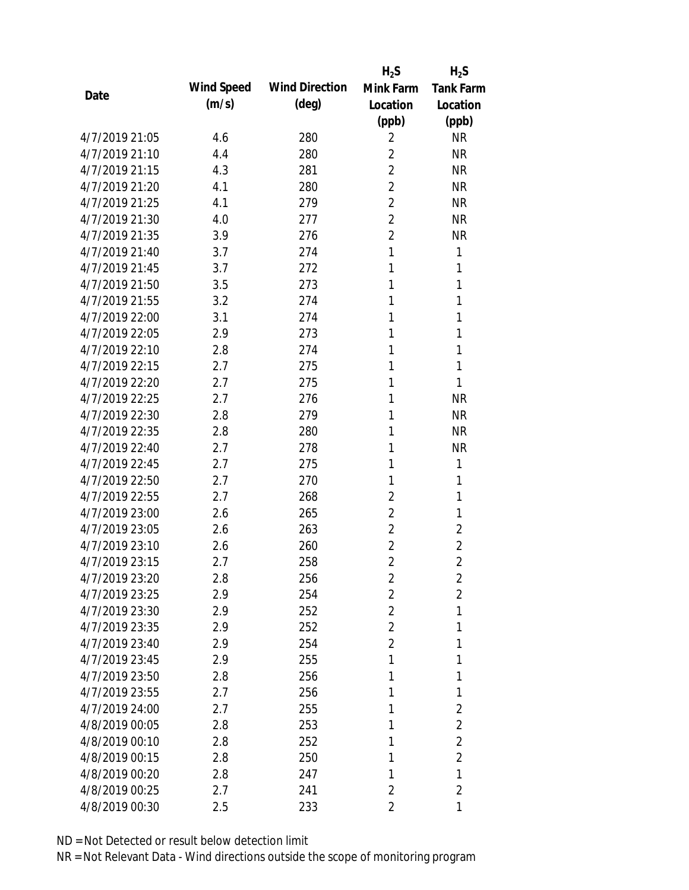| Date | Wind Speed (m/s) | Wind Direction (deg) | $H_2S$ Mink Farm Location (ppb) | $H_2S$ Tank Farm Location (ppb) |
| --- | --- | --- | --- | --- |
| 4/7/2019 21:05 | 4.6 | 280 | 2 | NR |
| 4/7/2019 21:10 | 4.4 | 280 | 2 | NR |
| 4/7/2019 21:15 | 4.3 | 281 | 2 | NR |
| 4/7/2019 21:20 | 4.1 | 280 | 2 | NR |
| 4/7/2019 21:25 | 4.1 | 279 | 2 | NR |
| 4/7/2019 21:30 | 4.0 | 277 | 2 | NR |
| 4/7/2019 21:35 | 3.9 | 276 | 2 | NR |
| 4/7/2019 21:40 | 3.7 | 274 | 1 | 1 |
| 4/7/2019 21:45 | 3.7 | 272 | 1 | 1 |
| 4/7/2019 21:50 | 3.5 | 273 | 1 | 1 |
| 4/7/2019 21:55 | 3.2 | 274 | 1 | 1 |
| 4/7/2019 22:00 | 3.1 | 274 | 1 | 1 |
| 4/7/2019 22:05 | 2.9 | 273 | 1 | 1 |
| 4/7/2019 22:10 | 2.8 | 274 | 1 | 1 |
| 4/7/2019 22:15 | 2.7 | 275 | 1 | 1 |
| 4/7/2019 22:20 | 2.7 | 275 | 1 | 1 |
| 4/7/2019 22:25 | 2.7 | 276 | 1 | NR |
| 4/7/2019 22:30 | 2.8 | 279 | 1 | NR |
| 4/7/2019 22:35 | 2.8 | 280 | 1 | NR |
| 4/7/2019 22:40 | 2.7 | 278 | 1 | NR |
| 4/7/2019 22:45 | 2.7 | 275 | 1 | 1 |
| 4/7/2019 22:50 | 2.7 | 270 | 1 | 1 |
| 4/7/2019 22:55 | 2.7 | 268 | 2 | 1 |
| 4/7/2019 23:00 | 2.6 | 265 | 2 | 1 |
| 4/7/2019 23:05 | 2.6 | 263 | 2 | 2 |
| 4/7/2019 23:10 | 2.6 | 260 | 2 | 2 |
| 4/7/2019 23:15 | 2.7 | 258 | 2 | 2 |
| 4/7/2019 23:20 | 2.8 | 256 | 2 | 2 |
| 4/7/2019 23:25 | 2.9 | 254 | 2 | 2 |
| 4/7/2019 23:30 | 2.9 | 252 | 2 | 1 |
| 4/7/2019 23:35 | 2.9 | 252 | 2 | 1 |
| 4/7/2019 23:40 | 2.9 | 254 | 2 | 1 |
| 4/7/2019 23:45 | 2.9 | 255 | 1 | 1 |
| 4/7/2019 23:50 | 2.8 | 256 | 1 | 1 |
| 4/7/2019 23:55 | 2.7 | 256 | 1 | 1 |
| 4/7/2019 24:00 | 2.7 | 255 | 1 | 2 |
| 4/8/2019 00:05 | 2.8 | 253 | 1 | 2 |
| 4/8/2019 00:10 | 2.8 | 252 | 1 | 2 |
| 4/8/2019 00:15 | 2.8 | 250 | 1 | 2 |
| 4/8/2019 00:20 | 2.8 | 247 | 1 | 1 |
| 4/8/2019 00:25 | 2.7 | 241 | 2 | 2 |
| 4/8/2019 00:30 | 2.5 | 233 | 2 | 1 |

ND = Not Detected or result below detection limit

NR = Not Relevant Data - Wind directions outside the scope of monitoring program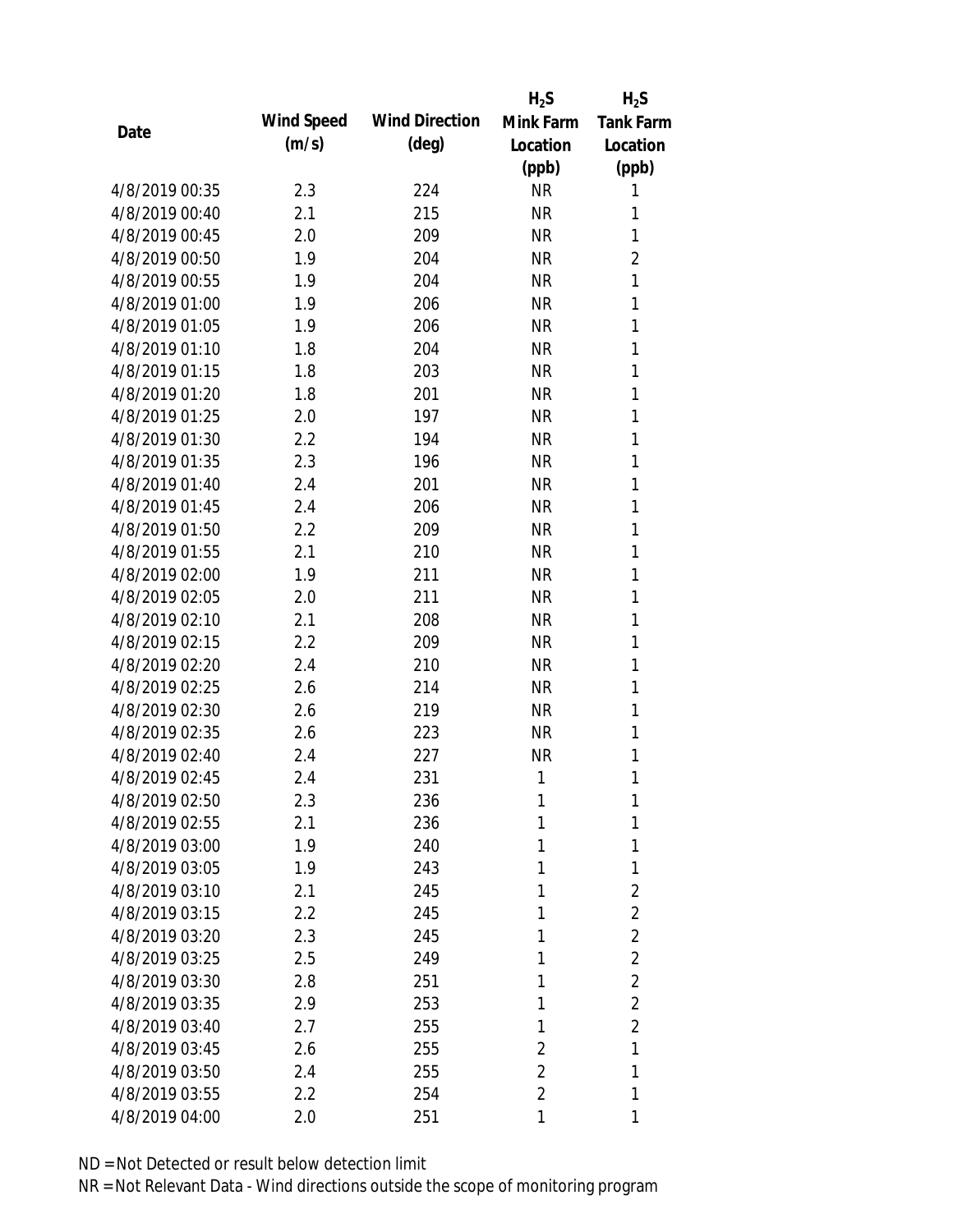| Date | Wind Speed (m/s) | Wind Direction (deg) | $H_2S$ Mink Farm Location (ppb) | $H_2S$ Tank Farm Location (ppb) |
|---|---|---|---|---|
| 4/8/2019 00:35 | 2.3 | 224 | NR | 1 |
| 4/8/2019 00:40 | 2.1 | 215 | NR | 1 |
| 4/8/2019 00:45 | 2.0 | 209 | NR | 1 |
| 4/8/2019 00:50 | 1.9 | 204 | NR | 2 |
| 4/8/2019 00:55 | 1.9 | 204 | NR | 1 |
| 4/8/2019 01:00 | 1.9 | 206 | NR | 1 |
| 4/8/2019 01:05 | 1.9 | 206 | NR | 1 |
| 4/8/2019 01:10 | 1.8 | 204 | NR | 1 |
| 4/8/2019 01:15 | 1.8 | 203 | NR | 1 |
| 4/8/2019 01:20 | 1.8 | 201 | NR | 1 |
| 4/8/2019 01:25 | 2.0 | 197 | NR | 1 |
| 4/8/2019 01:30 | 2.2 | 194 | NR | 1 |
| 4/8/2019 01:35 | 2.3 | 196 | NR | 1 |
| 4/8/2019 01:40 | 2.4 | 201 | NR | 1 |
| 4/8/2019 01:45 | 2.4 | 206 | NR | 1 |
| 4/8/2019 01:50 | 2.2 | 209 | NR | 1 |
| 4/8/2019 01:55 | 2.1 | 210 | NR | 1 |
| 4/8/2019 02:00 | 1.9 | 211 | NR | 1 |
| 4/8/2019 02:05 | 2.0 | 211 | NR | 1 |
| 4/8/2019 02:10 | 2.1 | 208 | NR | 1 |
| 4/8/2019 02:15 | 2.2 | 209 | NR | 1 |
| 4/8/2019 02:20 | 2.4 | 210 | NR | 1 |
| 4/8/2019 02:25 | 2.6 | 214 | NR | 1 |
| 4/8/2019 02:30 | 2.6 | 219 | NR | 1 |
| 4/8/2019 02:35 | 2.6 | 223 | NR | 1 |
| 4/8/2019 02:40 | 2.4 | 227 | NR | 1 |
| 4/8/2019 02:45 | 2.4 | 231 | 1 | 1 |
| 4/8/2019 02:50 | 2.3 | 236 | 1 | 1 |
| 4/8/2019 02:55 | 2.1 | 236 | 1 | 1 |
| 4/8/2019 03:00 | 1.9 | 240 | 1 | 1 |
| 4/8/2019 03:05 | 1.9 | 243 | 1 | 1 |
| 4/8/2019 03:10 | 2.1 | 245 | 1 | 2 |
| 4/8/2019 03:15 | 2.2 | 245 | 1 | 2 |
| 4/8/2019 03:20 | 2.3 | 245 | 1 | 2 |
| 4/8/2019 03:25 | 2.5 | 249 | 1 | 2 |
| 4/8/2019 03:30 | 2.8 | 251 | 1 | 2 |
| 4/8/2019 03:35 | 2.9 | 253 | 1 | 2 |
| 4/8/2019 03:40 | 2.7 | 255 | 1 | 2 |
| 4/8/2019 03:45 | 2.6 | 255 | 2 | 1 |
| 4/8/2019 03:50 | 2.4 | 255 | 2 | 1 |
| 4/8/2019 03:55 | 2.2 | 254 | 2 | 1 |
| 4/8/2019 04:00 | 2.0 | 251 | 1 | 1 |

ND = Not Detected or result below detection limit

NR = Not Relevant Data - Wind directions outside the scope of monitoring program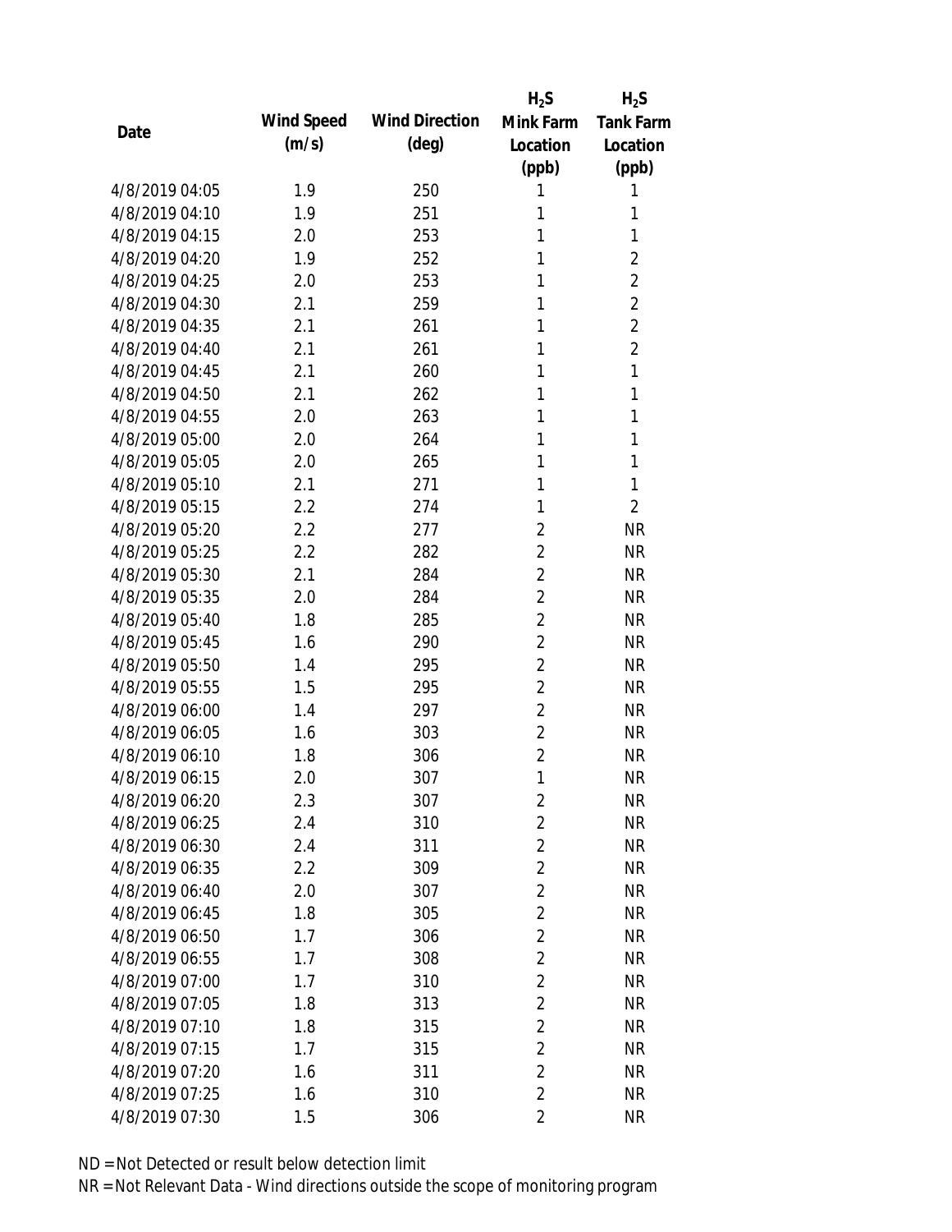| Date | Wind Speed (m/s) | Wind Direction (deg) | $H_2S$ Mink Farm Location (ppb) | $H_2S$ Tank Farm Location (ppb) |
|---|---|---|---|---|
| 4/8/2019 04:05 | 1.9 | 250 | 1 | 1 |
| 4/8/2019 04:10 | 1.9 | 251 | 1 | 1 |
| 4/8/2019 04:15 | 2.0 | 253 | 1 | 1 |
| 4/8/2019 04:20 | 1.9 | 252 | 1 | 2 |
| 4/8/2019 04:25 | 2.0 | 253 | 1 | 2 |
| 4/8/2019 04:30 | 2.1 | 259 | 1 | 2 |
| 4/8/2019 04:35 | 2.1 | 261 | 1 | 2 |
| 4/8/2019 04:40 | 2.1 | 261 | 1 | 2 |
| 4/8/2019 04:45 | 2.1 | 260 | 1 | 1 |
| 4/8/2019 04:50 | 2.1 | 262 | 1 | 1 |
| 4/8/2019 04:55 | 2.0 | 263 | 1 | 1 |
| 4/8/2019 05:00 | 2.0 | 264 | 1 | 1 |
| 4/8/2019 05:05 | 2.0 | 265 | 1 | 1 |
| 4/8/2019 05:10 | 2.1 | 271 | 1 | 1 |
| 4/8/2019 05:15 | 2.2 | 274 | 1 | 2 |
| 4/8/2019 05:20 | 2.2 | 277 | 2 | NR |
| 4/8/2019 05:25 | 2.2 | 282 | 2 | NR |
| 4/8/2019 05:30 | 2.1 | 284 | 2 | NR |
| 4/8/2019 05:35 | 2.0 | 284 | 2 | NR |
| 4/8/2019 05:40 | 1.8 | 285 | 2 | NR |
| 4/8/2019 05:45 | 1.6 | 290 | 2 | NR |
| 4/8/2019 05:50 | 1.4 | 295 | 2 | NR |
| 4/8/2019 05:55 | 1.5 | 295 | 2 | NR |
| 4/8/2019 06:00 | 1.4 | 297 | 2 | NR |
| 4/8/2019 06:05 | 1.6 | 303 | 2 | NR |
| 4/8/2019 06:10 | 1.8 | 306 | 2 | NR |
| 4/8/2019 06:15 | 2.0 | 307 | 1 | NR |
| 4/8/2019 06:20 | 2.3 | 307 | 2 | NR |
| 4/8/2019 06:25 | 2.4 | 310 | 2 | NR |
| 4/8/2019 06:30 | 2.4 | 311 | 2 | NR |
| 4/8/2019 06:35 | 2.2 | 309 | 2 | NR |
| 4/8/2019 06:40 | 2.0 | 307 | 2 | NR |
| 4/8/2019 06:45 | 1.8 | 305 | 2 | NR |
| 4/8/2019 06:50 | 1.7 | 306 | 2 | NR |
| 4/8/2019 06:55 | 1.7 | 308 | 2 | NR |
| 4/8/2019 07:00 | 1.7 | 310 | 2 | NR |
| 4/8/2019 07:05 | 1.8 | 313 | 2 | NR |
| 4/8/2019 07:10 | 1.8 | 315 | 2 | NR |
| 4/8/2019 07:15 | 1.7 | 315 | 2 | NR |
| 4/8/2019 07:20 | 1.6 | 311 | 2 | NR |
| 4/8/2019 07:25 | 1.6 | 310 | 2 | NR |
| 4/8/2019 07:30 | 1.5 | 306 | 2 | NR |

ND = Not Detected or result below detection limit

NR = Not Relevant Data - Wind directions outside the scope of monitoring program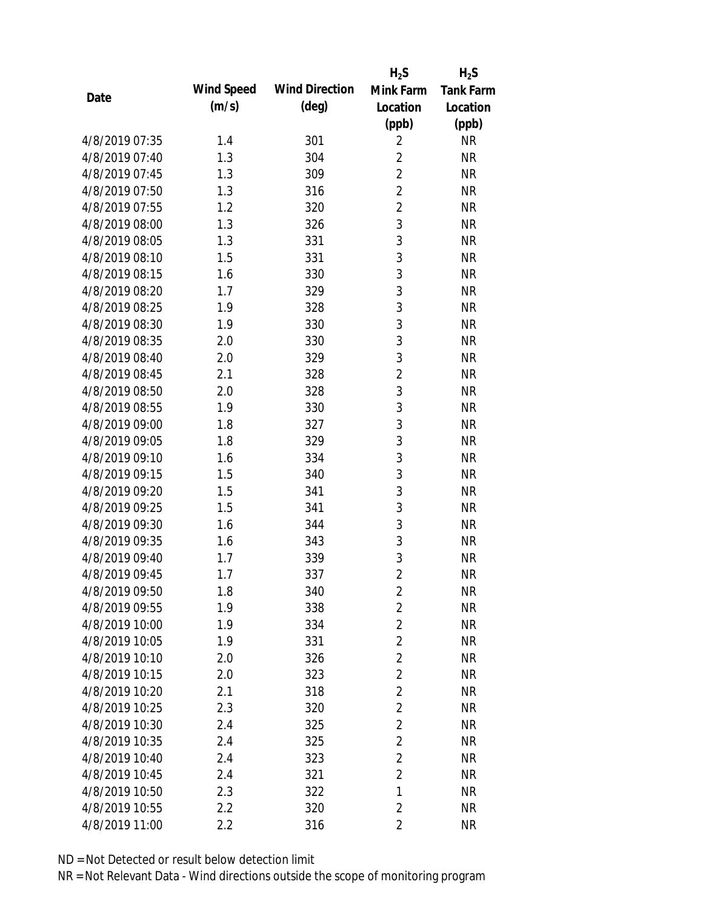| Date | Wind Speed (m/s) | Wind Direction (deg) | $H_2S$ Mink Farm Location (ppb) | $H_2S$ Tank Farm Location (ppb) |
|---|---|---|---|---|
| 4/8/2019 07:35 | 1.4 | 301 | 2 | NR |
| 4/8/2019 07:40 | 1.3 | 304 | 2 | NR |
| 4/8/2019 07:45 | 1.3 | 309 | 2 | NR |
| 4/8/2019 07:50 | 1.3 | 316 | 2 | NR |
| 4/8/2019 07:55 | 1.2 | 320 | 2 | NR |
| 4/8/2019 08:00 | 1.3 | 326 | 3 | NR |
| 4/8/2019 08:05 | 1.3 | 331 | 3 | NR |
| 4/8/2019 08:10 | 1.5 | 331 | 3 | NR |
| 4/8/2019 08:15 | 1.6 | 330 | 3 | NR |
| 4/8/2019 08:20 | 1.7 | 329 | 3 | NR |
| 4/8/2019 08:25 | 1.9 | 328 | 3 | NR |
| 4/8/2019 08:30 | 1.9 | 330 | 3 | NR |
| 4/8/2019 08:35 | 2.0 | 330 | 3 | NR |
| 4/8/2019 08:40 | 2.0 | 329 | 3 | NR |
| 4/8/2019 08:45 | 2.1 | 328 | 2 | NR |
| 4/8/2019 08:50 | 2.0 | 328 | 3 | NR |
| 4/8/2019 08:55 | 1.9 | 330 | 3 | NR |
| 4/8/2019 09:00 | 1.8 | 327 | 3 | NR |
| 4/8/2019 09:05 | 1.8 | 329 | 3 | NR |
| 4/8/2019 09:10 | 1.6 | 334 | 3 | NR |
| 4/8/2019 09:15 | 1.5 | 340 | 3 | NR |
| 4/8/2019 09:20 | 1.5 | 341 | 3 | NR |
| 4/8/2019 09:25 | 1.5 | 341 | 3 | NR |
| 4/8/2019 09:30 | 1.6 | 344 | 3 | NR |
| 4/8/2019 09:35 | 1.6 | 343 | 3 | NR |
| 4/8/2019 09:40 | 1.7 | 339 | 3 | NR |
| 4/8/2019 09:45 | 1.7 | 337 | 2 | NR |
| 4/8/2019 09:50 | 1.8 | 340 | 2 | NR |
| 4/8/2019 09:55 | 1.9 | 338 | 2 | NR |
| 4/8/2019 10:00 | 1.9 | 334 | 2 | NR |
| 4/8/2019 10:05 | 1.9 | 331 | 2 | NR |
| 4/8/2019 10:10 | 2.0 | 326 | 2 | NR |
| 4/8/2019 10:15 | 2.0 | 323 | 2 | NR |
| 4/8/2019 10:20 | 2.1 | 318 | 2 | NR |
| 4/8/2019 10:25 | 2.3 | 320 | 2 | NR |
| 4/8/2019 10:30 | 2.4 | 325 | 2 | NR |
| 4/8/2019 10:35 | 2.4 | 325 | 2 | NR |
| 4/8/2019 10:40 | 2.4 | 323 | 2 | NR |
| 4/8/2019 10:45 | 2.4 | 321 | 2 | NR |
| 4/8/2019 10:50 | 2.3 | 322 | 1 | NR |
| 4/8/2019 10:55 | 2.2 | 320 | 2 | NR |
| 4/8/2019 11:00 | 2.2 | 316 | 2 | NR |

ND = Not Detected or result below detection limit

NR = Not Relevant Data - Wind directions outside the scope of monitoring program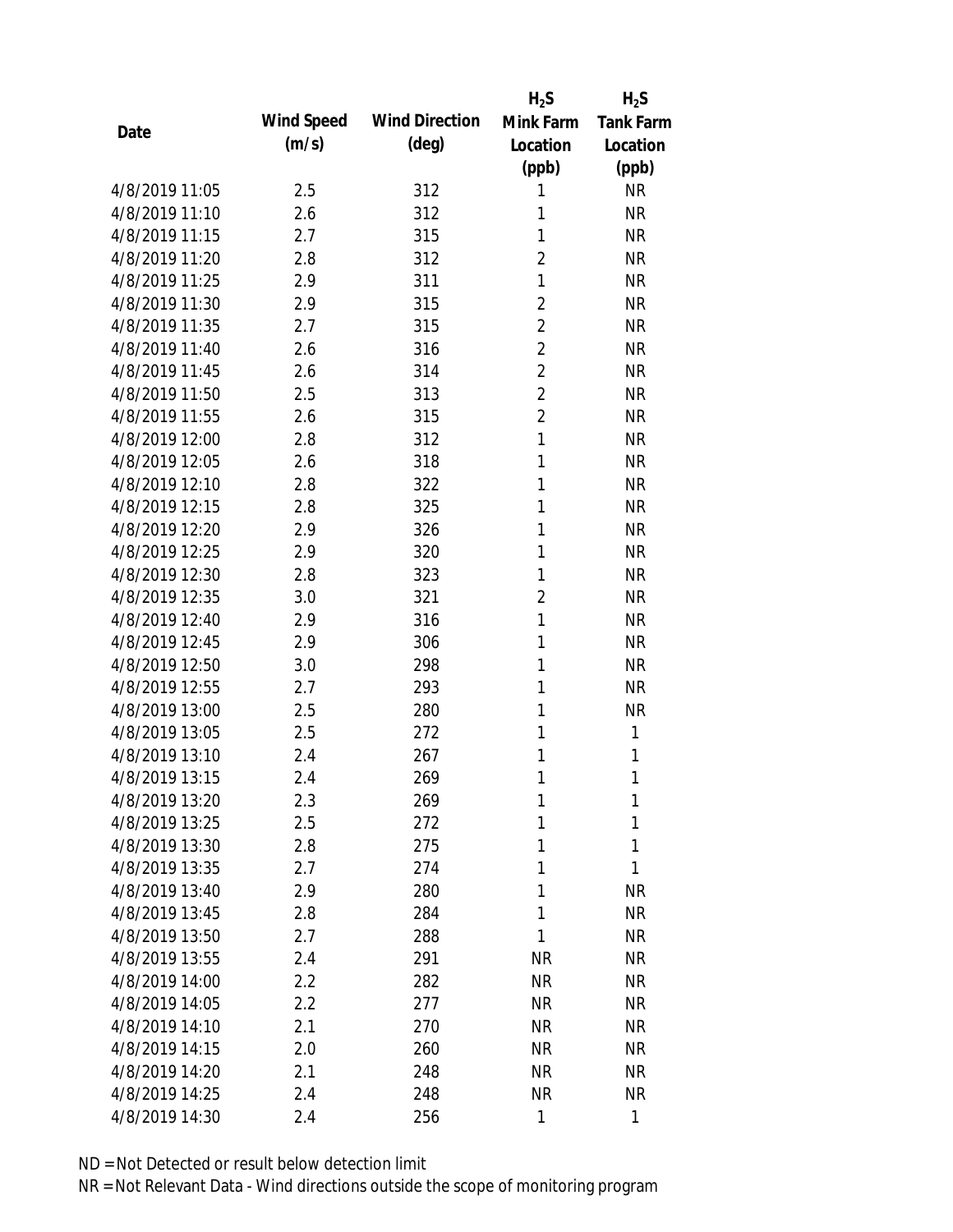| Date | Wind Speed (m/s) | Wind Direction (deg) | $H_2S$ Mink Farm Location (ppb) | $H_2S$ Tank Farm Location (ppb) |
|---|---|---|---|---|
| 4/8/2019 11:05 | 2.5 | 312 | 1 | NR |
| 4/8/2019 11:10 | 2.6 | 312 | 1 | NR |
| 4/8/2019 11:15 | 2.7 | 315 | 1 | NR |
| 4/8/2019 11:20 | 2.8 | 312 | 2 | NR |
| 4/8/2019 11:25 | 2.9 | 311 | 1 | NR |
| 4/8/2019 11:30 | 2.9 | 315 | 2 | NR |
| 4/8/2019 11:35 | 2.7 | 315 | 2 | NR |
| 4/8/2019 11:40 | 2.6 | 316 | 2 | NR |
| 4/8/2019 11:45 | 2.6 | 314 | 2 | NR |
| 4/8/2019 11:50 | 2.5 | 313 | 2 | NR |
| 4/8/2019 11:55 | 2.6 | 315 | 2 | NR |
| 4/8/2019 12:00 | 2.8 | 312 | 1 | NR |
| 4/8/2019 12:05 | 2.6 | 318 | 1 | NR |
| 4/8/2019 12:10 | 2.8 | 322 | 1 | NR |
| 4/8/2019 12:15 | 2.8 | 325 | 1 | NR |
| 4/8/2019 12:20 | 2.9 | 326 | 1 | NR |
| 4/8/2019 12:25 | 2.9 | 320 | 1 | NR |
| 4/8/2019 12:30 | 2.8 | 323 | 1 | NR |
| 4/8/2019 12:35 | 3.0 | 321 | 2 | NR |
| 4/8/2019 12:40 | 2.9 | 316 | 1 | NR |
| 4/8/2019 12:45 | 2.9 | 306 | 1 | NR |
| 4/8/2019 12:50 | 3.0 | 298 | 1 | NR |
| 4/8/2019 12:55 | 2.7 | 293 | 1 | NR |
| 4/8/2019 13:00 | 2.5 | 280 | 1 | NR |
| 4/8/2019 13:05 | 2.5 | 272 | 1 | 1 |
| 4/8/2019 13:10 | 2.4 | 267 | 1 | 1 |
| 4/8/2019 13:15 | 2.4 | 269 | 1 | 1 |
| 4/8/2019 13:20 | 2.3 | 269 | 1 | 1 |
| 4/8/2019 13:25 | 2.5 | 272 | 1 | 1 |
| 4/8/2019 13:30 | 2.8 | 275 | 1 | 1 |
| 4/8/2019 13:35 | 2.7 | 274 | 1 | 1 |
| 4/8/2019 13:40 | 2.9 | 280 | 1 | NR |
| 4/8/2019 13:45 | 2.8 | 284 | 1 | NR |
| 4/8/2019 13:50 | 2.7 | 288 | 1 | NR |
| 4/8/2019 13:55 | 2.4 | 291 | NR | NR |
| 4/8/2019 14:00 | 2.2 | 282 | NR | NR |
| 4/8/2019 14:05 | 2.2 | 277 | NR | NR |
| 4/8/2019 14:10 | 2.1 | 270 | NR | NR |
| 4/8/2019 14:15 | 2.0 | 260 | NR | NR |
| 4/8/2019 14:20 | 2.1 | 248 | NR | NR |
| 4/8/2019 14:25 | 2.4 | 248 | NR | NR |
| 4/8/2019 14:30 | 2.4 | 256 | 1 | 1 |

ND = Not Detected or result below detection limit
NR = Not Relevant Data - Wind directions outside the scope of monitoring program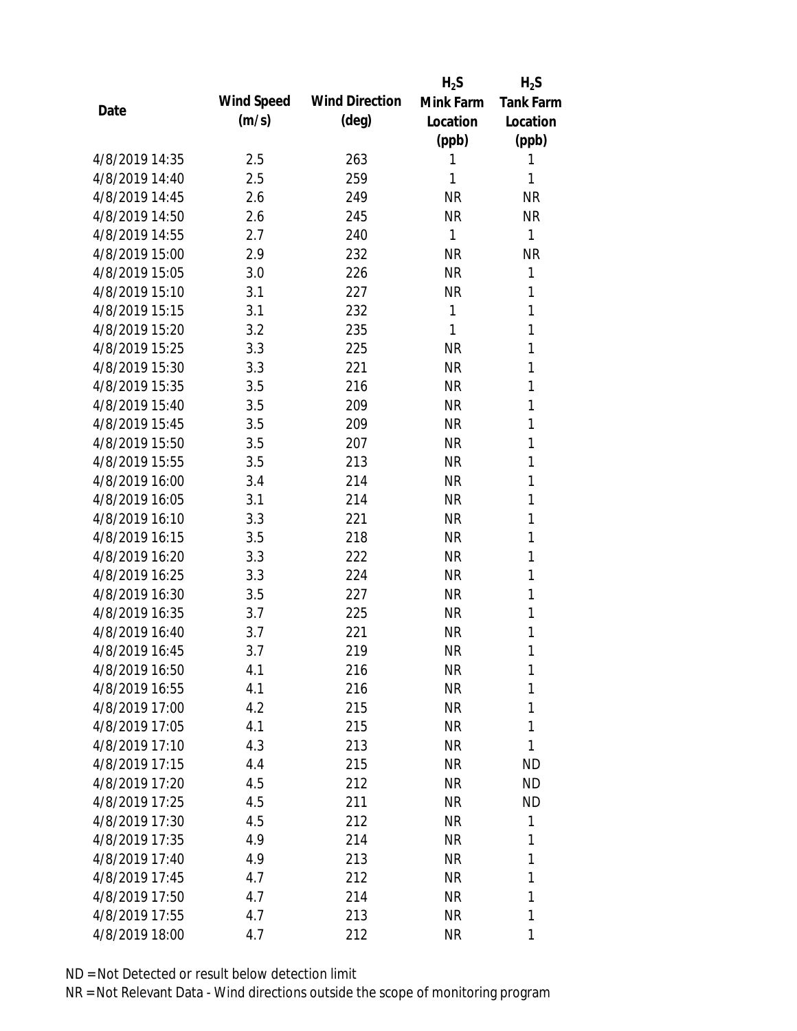| Date | Wind Speed (m/s) | Wind Direction (deg) | $H_2S$ Mink Farm Location (ppb) | $H_2S$ Tank Farm Location (ppb) |
|---|---|---|---|---|
| 4/8/2019 14:35 | 2.5 | 263 | 1 | 1 |
| 4/8/2019 14:40 | 2.5 | 259 | 1 | 1 |
| 4/8/2019 14:45 | 2.6 | 249 | NR | NR |
| 4/8/2019 14:50 | 2.6 | 245 | NR | NR |
| 4/8/2019 14:55 | 2.7 | 240 | 1 | 1 |
| 4/8/2019 15:00 | 2.9 | 232 | NR | NR |
| 4/8/2019 15:05 | 3.0 | 226 | NR | 1 |
| 4/8/2019 15:10 | 3.1 | 227 | NR | 1 |
| 4/8/2019 15:15 | 3.1 | 232 | 1 | 1 |
| 4/8/2019 15:20 | 3.2 | 235 | 1 | 1 |
| 4/8/2019 15:25 | 3.3 | 225 | NR | 1 |
| 4/8/2019 15:30 | 3.3 | 221 | NR | 1 |
| 4/8/2019 15:35 | 3.5 | 216 | NR | 1 |
| 4/8/2019 15:40 | 3.5 | 209 | NR | 1 |
| 4/8/2019 15:45 | 3.5 | 209 | NR | 1 |
| 4/8/2019 15:50 | 3.5 | 207 | NR | 1 |
| 4/8/2019 15:55 | 3.5 | 213 | NR | 1 |
| 4/8/2019 16:00 | 3.4 | 214 | NR | 1 |
| 4/8/2019 16:05 | 3.1 | 214 | NR | 1 |
| 4/8/2019 16:10 | 3.3 | 221 | NR | 1 |
| 4/8/2019 16:15 | 3.5 | 218 | NR | 1 |
| 4/8/2019 16:20 | 3.3 | 222 | NR | 1 |
| 4/8/2019 16:25 | 3.3 | 224 | NR | 1 |
| 4/8/2019 16:30 | 3.5 | 227 | NR | 1 |
| 4/8/2019 16:35 | 3.7 | 225 | NR | 1 |
| 4/8/2019 16:40 | 3.7 | 221 | NR | 1 |
| 4/8/2019 16:45 | 3.7 | 219 | NR | 1 |
| 4/8/2019 16:50 | 4.1 | 216 | NR | 1 |
| 4/8/2019 16:55 | 4.1 | 216 | NR | 1 |
| 4/8/2019 17:00 | 4.2 | 215 | NR | 1 |
| 4/8/2019 17:05 | 4.1 | 215 | NR | 1 |
| 4/8/2019 17:10 | 4.3 | 213 | NR | 1 |
| 4/8/2019 17:15 | 4.4 | 215 | NR | ND |
| 4/8/2019 17:20 | 4.5 | 212 | NR | ND |
| 4/8/2019 17:25 | 4.5 | 211 | NR | ND |
| 4/8/2019 17:30 | 4.5 | 212 | NR | 1 |
| 4/8/2019 17:35 | 4.9 | 214 | NR | 1 |
| 4/8/2019 17:40 | 4.9 | 213 | NR | 1 |
| 4/8/2019 17:45 | 4.7 | 212 | NR | 1 |
| 4/8/2019 17:50 | 4.7 | 214 | NR | 1 |
| 4/8/2019 17:55 | 4.7 | 213 | NR | 1 |
| 4/8/2019 18:00 | 4.7 | 212 | NR | 1 |

ND = Not Detected or result below detection limit

NR = Not Relevant Data - Wind directions outside the scope of monitoring program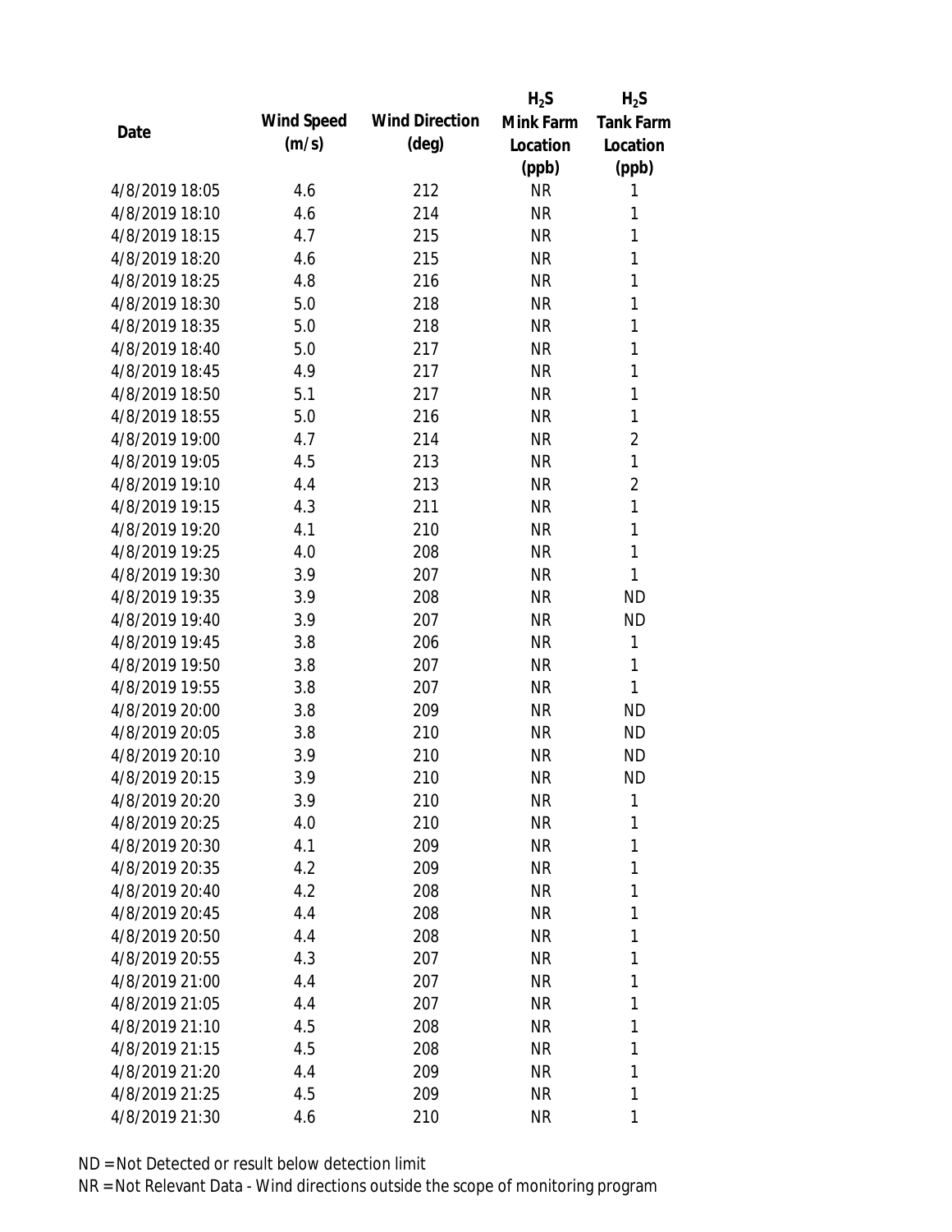| Date | Wind Speed (m/s) | Wind Direction (deg) | $H_2S$ Mink Farm Location (ppb) | $H_2S$ Tank Farm Location (ppb) |
|---|---|---|---|---|
| 4/8/2019 18:05 | 4.6 | 212 | NR | 1 |
| 4/8/2019 18:10 | 4.6 | 214 | NR | 1 |
| 4/8/2019 18:15 | 4.7 | 215 | NR | 1 |
| 4/8/2019 18:20 | 4.6 | 215 | NR | 1 |
| 4/8/2019 18:25 | 4.8 | 216 | NR | 1 |
| 4/8/2019 18:30 | 5.0 | 218 | NR | 1 |
| 4/8/2019 18:35 | 5.0 | 218 | NR | 1 |
| 4/8/2019 18:40 | 5.0 | 217 | NR | 1 |
| 4/8/2019 18:45 | 4.9 | 217 | NR | 1 |
| 4/8/2019 18:50 | 5.1 | 217 | NR | 1 |
| 4/8/2019 18:55 | 5.0 | 216 | NR | 1 |
| 4/8/2019 19:00 | 4.7 | 214 | NR | 2 |
| 4/8/2019 19:05 | 4.5 | 213 | NR | 1 |
| 4/8/2019 19:10 | 4.4 | 213 | NR | 2 |
| 4/8/2019 19:15 | 4.3 | 211 | NR | 1 |
| 4/8/2019 19:20 | 4.1 | 210 | NR | 1 |
| 4/8/2019 19:25 | 4.0 | 208 | NR | 1 |
| 4/8/2019 19:30 | 3.9 | 207 | NR | 1 |
| 4/8/2019 19:35 | 3.9 | 208 | NR | ND |
| 4/8/2019 19:40 | 3.9 | 207 | NR | ND |
| 4/8/2019 19:45 | 3.8 | 206 | NR | 1 |
| 4/8/2019 19:50 | 3.8 | 207 | NR | 1 |
| 4/8/2019 19:55 | 3.8 | 207 | NR | 1 |
| 4/8/2019 20:00 | 3.8 | 209 | NR | ND |
| 4/8/2019 20:05 | 3.8 | 210 | NR | ND |
| 4/8/2019 20:10 | 3.9 | 210 | NR | ND |
| 4/8/2019 20:15 | 3.9 | 210 | NR | ND |
| 4/8/2019 20:20 | 3.9 | 210 | NR | 1 |
| 4/8/2019 20:25 | 4.0 | 210 | NR | 1 |
| 4/8/2019 20:30 | 4.1 | 209 | NR | 1 |
| 4/8/2019 20:35 | 4.2 | 209 | NR | 1 |
| 4/8/2019 20:40 | 4.2 | 208 | NR | 1 |
| 4/8/2019 20:45 | 4.4 | 208 | NR | 1 |
| 4/8/2019 20:50 | 4.4 | 208 | NR | 1 |
| 4/8/2019 20:55 | 4.3 | 207 | NR | 1 |
| 4/8/2019 21:00 | 4.4 | 207 | NR | 1 |
| 4/8/2019 21:05 | 4.4 | 207 | NR | 1 |
| 4/8/2019 21:10 | 4.5 | 208 | NR | 1 |
| 4/8/2019 21:15 | 4.5 | 208 | NR | 1 |
| 4/8/2019 21:20 | 4.4 | 209 | NR | 1 |
| 4/8/2019 21:25 | 4.5 | 209 | NR | 1 |
| 4/8/2019 21:30 | 4.6 | 210 | NR | 1 |

ND = Not Detected or result below detection limit

NR = Not Relevant Data - Wind directions outside the scope of monitoring program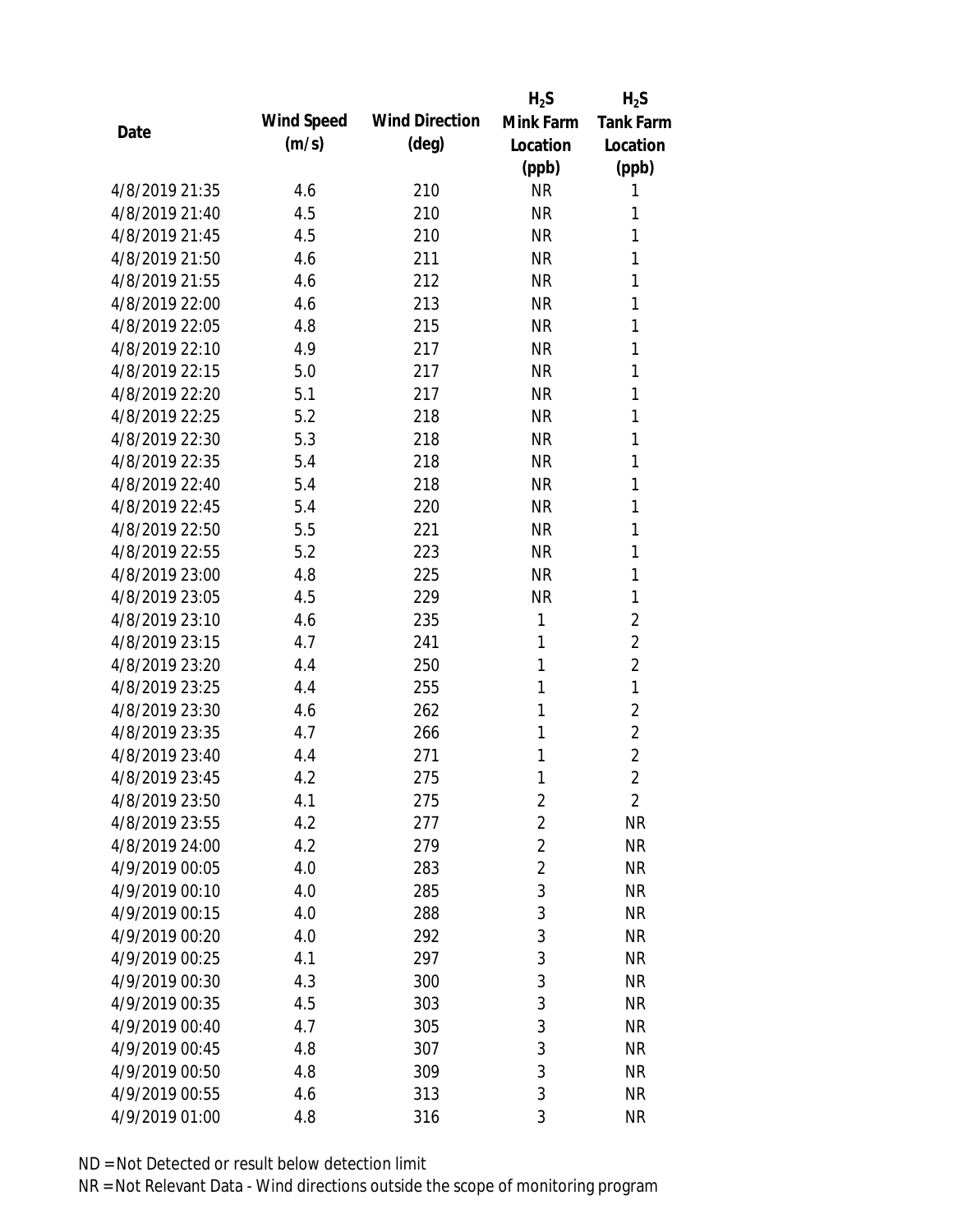| Date | Wind Speed (m/s) | Wind Direction (deg) | $H_2S$ Mink Farm Location (ppb) | $H_2S$ Tank Farm Location (ppb) |
|---|---|---|---|---|
| 4/8/2019 21:35 | 4.6 | 210 | NR | 1 |
| 4/8/2019 21:40 | 4.5 | 210 | NR | 1 |
| 4/8/2019 21:45 | 4.5 | 210 | NR | 1 |
| 4/8/2019 21:50 | 4.6 | 211 | NR | 1 |
| 4/8/2019 21:55 | 4.6 | 212 | NR | 1 |
| 4/8/2019 22:00 | 4.6 | 213 | NR | 1 |
| 4/8/2019 22:05 | 4.8 | 215 | NR | 1 |
| 4/8/2019 22:10 | 4.9 | 217 | NR | 1 |
| 4/8/2019 22:15 | 5.0 | 217 | NR | 1 |
| 4/8/2019 22:20 | 5.1 | 217 | NR | 1 |
| 4/8/2019 22:25 | 5.2 | 218 | NR | 1 |
| 4/8/2019 22:30 | 5.3 | 218 | NR | 1 |
| 4/8/2019 22:35 | 5.4 | 218 | NR | 1 |
| 4/8/2019 22:40 | 5.4 | 218 | NR | 1 |
| 4/8/2019 22:45 | 5.4 | 220 | NR | 1 |
| 4/8/2019 22:50 | 5.5 | 221 | NR | 1 |
| 4/8/2019 22:55 | 5.2 | 223 | NR | 1 |
| 4/8/2019 23:00 | 4.8 | 225 | NR | 1 |
| 4/8/2019 23:05 | 4.5 | 229 | NR | 1 |
| 4/8/2019 23:10 | 4.6 | 235 | 1 | 2 |
| 4/8/2019 23:15 | 4.7 | 241 | 1 | 2 |
| 4/8/2019 23:20 | 4.4 | 250 | 1 | 2 |
| 4/8/2019 23:25 | 4.4 | 255 | 1 | 1 |
| 4/8/2019 23:30 | 4.6 | 262 | 1 | 2 |
| 4/8/2019 23:35 | 4.7 | 266 | 1 | 2 |
| 4/8/2019 23:40 | 4.4 | 271 | 1 | 2 |
| 4/8/2019 23:45 | 4.2 | 275 | 1 | 2 |
| 4/8/2019 23:50 | 4.1 | 275 | 2 | 2 |
| 4/8/2019 23:55 | 4.2 | 277 | 2 | NR |
| 4/8/2019 24:00 | 4.2 | 279 | 2 | NR |
| 4/9/2019 00:05 | 4.0 | 283 | 2 | NR |
| 4/9/2019 00:10 | 4.0 | 285 | 3 | NR |
| 4/9/2019 00:15 | 4.0 | 288 | 3 | NR |
| 4/9/2019 00:20 | 4.0 | 292 | 3 | NR |
| 4/9/2019 00:25 | 4.1 | 297 | 3 | NR |
| 4/9/2019 00:30 | 4.3 | 300 | 3 | NR |
| 4/9/2019 00:35 | 4.5 | 303 | 3 | NR |
| 4/9/2019 00:40 | 4.7 | 305 | 3 | NR |
| 4/9/2019 00:45 | 4.8 | 307 | 3 | NR |
| 4/9/2019 00:50 | 4.8 | 309 | 3 | NR |
| 4/9/2019 00:55 | 4.6 | 313 | 3 | NR |
| 4/9/2019 01:00 | 4.8 | 316 | 3 | NR |

ND = Not Detected or result below detection limit

NR = Not Relevant Data - Wind directions outside the scope of monitoring program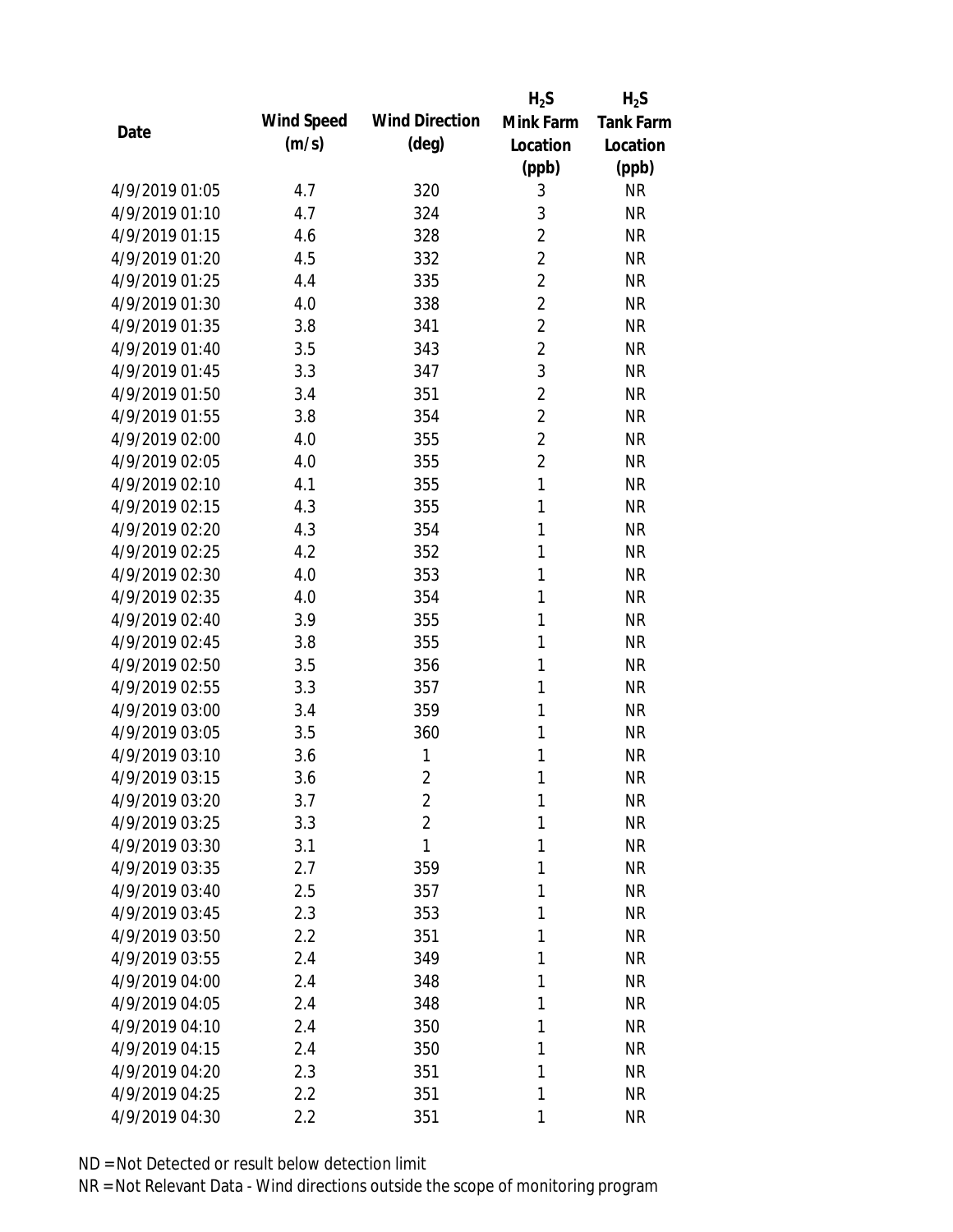| Date | Wind Speed (m/s) | Wind Direction (deg) | $H_2S$ Mink Farm Location (ppb) | $H_2S$ Tank Farm Location (ppb) |
|---|---|---|---|---|
| 4/9/2019 01:05 | 4.7 | 320 | 3 | NR |
| 4/9/2019 01:10 | 4.7 | 324 | 3 | NR |
| 4/9/2019 01:15 | 4.6 | 328 | 2 | NR |
| 4/9/2019 01:20 | 4.5 | 332 | 2 | NR |
| 4/9/2019 01:25 | 4.4 | 335 | 2 | NR |
| 4/9/2019 01:30 | 4.0 | 338 | 2 | NR |
| 4/9/2019 01:35 | 3.8 | 341 | 2 | NR |
| 4/9/2019 01:40 | 3.5 | 343 | 2 | NR |
| 4/9/2019 01:45 | 3.3 | 347 | 3 | NR |
| 4/9/2019 01:50 | 3.4 | 351 | 2 | NR |
| 4/9/2019 01:55 | 3.8 | 354 | 2 | NR |
| 4/9/2019 02:00 | 4.0 | 355 | 2 | NR |
| 4/9/2019 02:05 | 4.0 | 355 | 2 | NR |
| 4/9/2019 02:10 | 4.1 | 355 | 1 | NR |
| 4/9/2019 02:15 | 4.3 | 355 | 1 | NR |
| 4/9/2019 02:20 | 4.3 | 354 | 1 | NR |
| 4/9/2019 02:25 | 4.2 | 352 | 1 | NR |
| 4/9/2019 02:30 | 4.0 | 353 | 1 | NR |
| 4/9/2019 02:35 | 4.0 | 354 | 1 | NR |
| 4/9/2019 02:40 | 3.9 | 355 | 1 | NR |
| 4/9/2019 02:45 | 3.8 | 355 | 1 | NR |
| 4/9/2019 02:50 | 3.5 | 356 | 1 | NR |
| 4/9/2019 02:55 | 3.3 | 357 | 1 | NR |
| 4/9/2019 03:00 | 3.4 | 359 | 1 | NR |
| 4/9/2019 03:05 | 3.5 | 360 | 1 | NR |
| 4/9/2019 03:10 | 3.6 | 1 | 1 | NR |
| 4/9/2019 03:15 | 3.6 | 2 | 1 | NR |
| 4/9/2019 03:20 | 3.7 | 2 | 1 | NR |
| 4/9/2019 03:25 | 3.3 | 2 | 1 | NR |
| 4/9/2019 03:30 | 3.1 | 1 | 1 | NR |
| 4/9/2019 03:35 | 2.7 | 359 | 1 | NR |
| 4/9/2019 03:40 | 2.5 | 357 | 1 | NR |
| 4/9/2019 03:45 | 2.3 | 353 | 1 | NR |
| 4/9/2019 03:50 | 2.2 | 351 | 1 | NR |
| 4/9/2019 03:55 | 2.4 | 349 | 1 | NR |
| 4/9/2019 04:00 | 2.4 | 348 | 1 | NR |
| 4/9/2019 04:05 | 2.4 | 348 | 1 | NR |
| 4/9/2019 04:10 | 2.4 | 350 | 1 | NR |
| 4/9/2019 04:15 | 2.4 | 350 | 1 | NR |
| 4/9/2019 04:20 | 2.3 | 351 | 1 | NR |
| 4/9/2019 04:25 | 2.2 | 351 | 1 | NR |
| 4/9/2019 04:30 | 2.2 | 351 | 1 | NR |

ND = Not Detected or result below detection limit

NR = Not Relevant Data - Wind directions outside the scope of monitoring program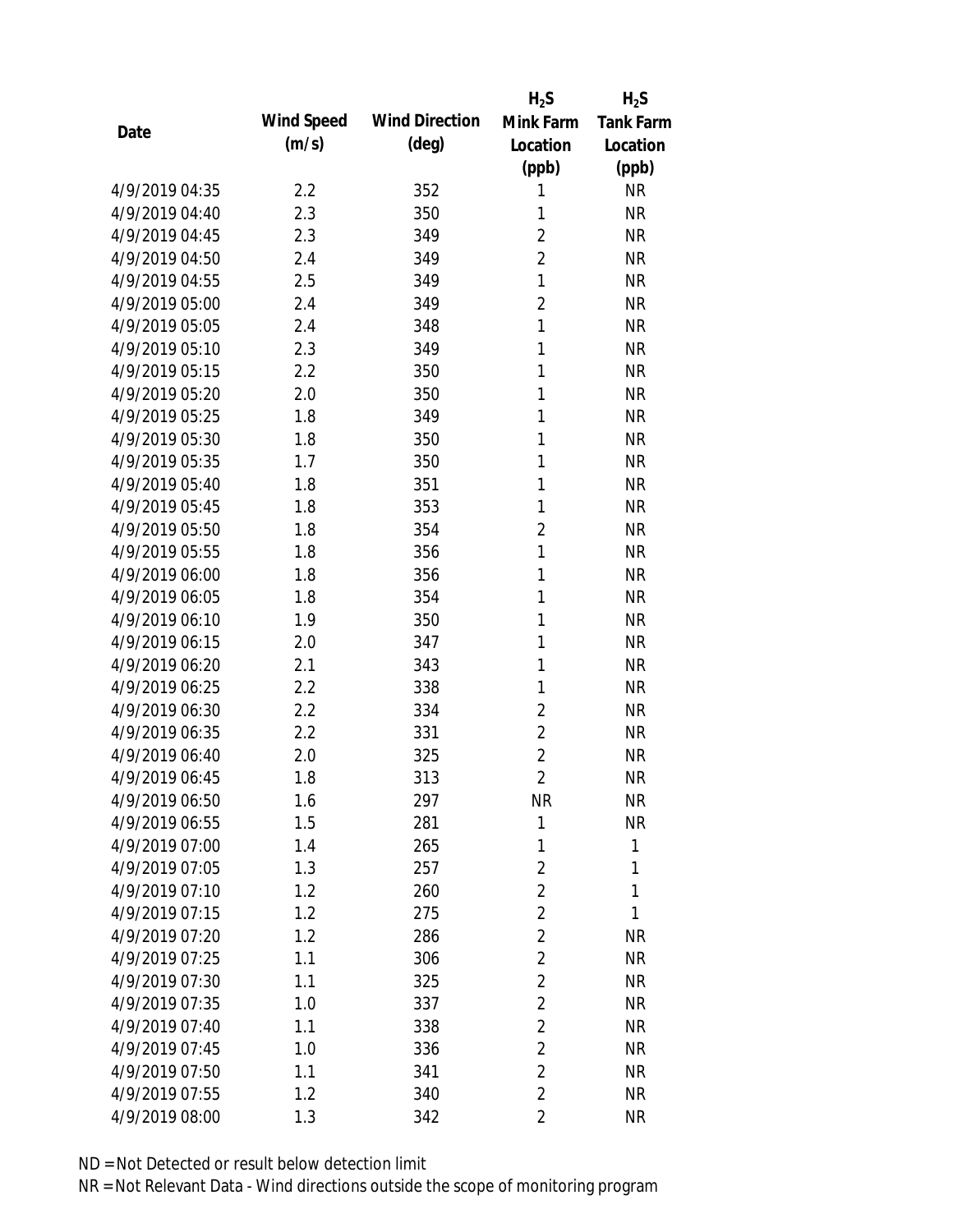| Date | Wind Speed (m/s) | Wind Direction (deg) | $H_2S$ Mink Farm Location (ppb) | $H_2S$ Tank Farm Location (ppb) |
|---|---|---|---|---|
| 4/9/2019 04:35 | 2.2 | 352 | 1 | NR |
| 4/9/2019 04:40 | 2.3 | 350 | 1 | NR |
| 4/9/2019 04:45 | 2.3 | 349 | 2 | NR |
| 4/9/2019 04:50 | 2.4 | 349 | 2 | NR |
| 4/9/2019 04:55 | 2.5 | 349 | 1 | NR |
| 4/9/2019 05:00 | 2.4 | 349 | 2 | NR |
| 4/9/2019 05:05 | 2.4 | 348 | 1 | NR |
| 4/9/2019 05:10 | 2.3 | 349 | 1 | NR |
| 4/9/2019 05:15 | 2.2 | 350 | 1 | NR |
| 4/9/2019 05:20 | 2.0 | 350 | 1 | NR |
| 4/9/2019 05:25 | 1.8 | 349 | 1 | NR |
| 4/9/2019 05:30 | 1.8 | 350 | 1 | NR |
| 4/9/2019 05:35 | 1.7 | 350 | 1 | NR |
| 4/9/2019 05:40 | 1.8 | 351 | 1 | NR |
| 4/9/2019 05:45 | 1.8 | 353 | 1 | NR |
| 4/9/2019 05:50 | 1.8 | 354 | 2 | NR |
| 4/9/2019 05:55 | 1.8 | 356 | 1 | NR |
| 4/9/2019 06:00 | 1.8 | 356 | 1 | NR |
| 4/9/2019 06:05 | 1.8 | 354 | 1 | NR |
| 4/9/2019 06:10 | 1.9 | 350 | 1 | NR |
| 4/9/2019 06:15 | 2.0 | 347 | 1 | NR |
| 4/9/2019 06:20 | 2.1 | 343 | 1 | NR |
| 4/9/2019 06:25 | 2.2 | 338 | 1 | NR |
| 4/9/2019 06:30 | 2.2 | 334 | 2 | NR |
| 4/9/2019 06:35 | 2.2 | 331 | 2 | NR |
| 4/9/2019 06:40 | 2.0 | 325 | 2 | NR |
| 4/9/2019 06:45 | 1.8 | 313 | 2 | NR |
| 4/9/2019 06:50 | 1.6 | 297 | NR | NR |
| 4/9/2019 06:55 | 1.5 | 281 | 1 | NR |
| 4/9/2019 07:00 | 1.4 | 265 | 1 | 1 |
| 4/9/2019 07:05 | 1.3 | 257 | 2 | 1 |
| 4/9/2019 07:10 | 1.2 | 260 | 2 | 1 |
| 4/9/2019 07:15 | 1.2 | 275 | 2 | 1 |
| 4/9/2019 07:20 | 1.2 | 286 | 2 | NR |
| 4/9/2019 07:25 | 1.1 | 306 | 2 | NR |
| 4/9/2019 07:30 | 1.1 | 325 | 2 | NR |
| 4/9/2019 07:35 | 1.0 | 337 | 2 | NR |
| 4/9/2019 07:40 | 1.1 | 338 | 2 | NR |
| 4/9/2019 07:45 | 1.0 | 336 | 2 | NR |
| 4/9/2019 07:50 | 1.1 | 341 | 2 | NR |
| 4/9/2019 07:55 | 1.2 | 340 | 2 | NR |
| 4/9/2019 08:00 | 1.3 | 342 | 2 | NR |

ND = Not Detected or result below detection limit

NR = Not Relevant Data - Wind directions outside the scope of monitoring program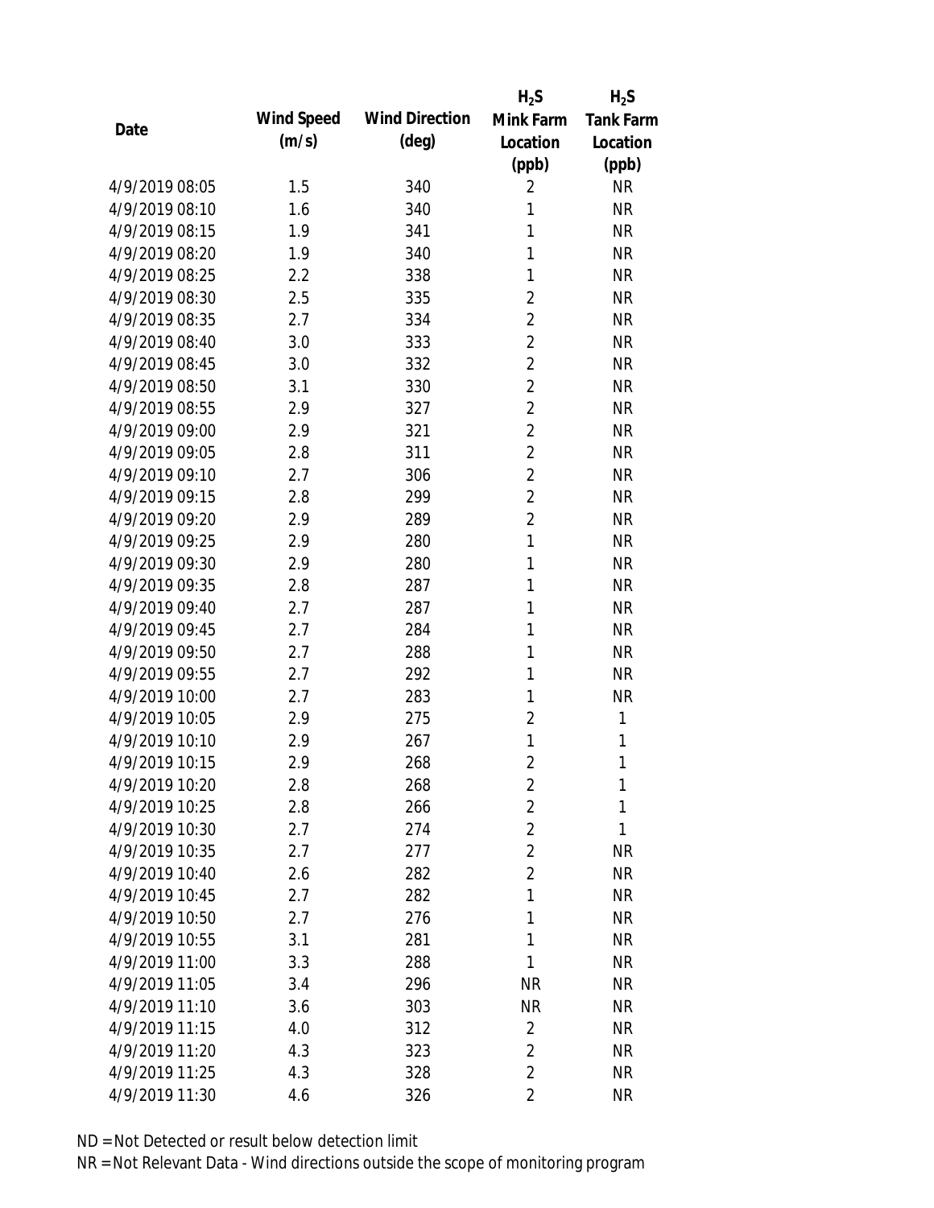| Date | Wind Speed (m/s) | Wind Direction (deg) | $H_2S$ Mink Farm Location (ppb) | $H_2S$ Tank Farm Location (ppb) |
|---|---|---|---|---|
| 4/9/2019 08:05 | 1.5 | 340 | 2 | NR |
| 4/9/2019 08:10 | 1.6 | 340 | 1 | NR |
| 4/9/2019 08:15 | 1.9 | 341 | 1 | NR |
| 4/9/2019 08:20 | 1.9 | 340 | 1 | NR |
| 4/9/2019 08:25 | 2.2 | 338 | 1 | NR |
| 4/9/2019 08:30 | 2.5 | 335 | 2 | NR |
| 4/9/2019 08:35 | 2.7 | 334 | 2 | NR |
| 4/9/2019 08:40 | 3.0 | 333 | 2 | NR |
| 4/9/2019 08:45 | 3.0 | 332 | 2 | NR |
| 4/9/2019 08:50 | 3.1 | 330 | 2 | NR |
| 4/9/2019 08:55 | 2.9 | 327 | 2 | NR |
| 4/9/2019 09:00 | 2.9 | 321 | 2 | NR |
| 4/9/2019 09:05 | 2.8 | 311 | 2 | NR |
| 4/9/2019 09:10 | 2.7 | 306 | 2 | NR |
| 4/9/2019 09:15 | 2.8 | 299 | 2 | NR |
| 4/9/2019 09:20 | 2.9 | 289 | 2 | NR |
| 4/9/2019 09:25 | 2.9 | 280 | 1 | NR |
| 4/9/2019 09:30 | 2.9 | 280 | 1 | NR |
| 4/9/2019 09:35 | 2.8 | 287 | 1 | NR |
| 4/9/2019 09:40 | 2.7 | 287 | 1 | NR |
| 4/9/2019 09:45 | 2.7 | 284 | 1 | NR |
| 4/9/2019 09:50 | 2.7 | 288 | 1 | NR |
| 4/9/2019 09:55 | 2.7 | 292 | 1 | NR |
| 4/9/2019 10:00 | 2.7 | 283 | 1 | NR |
| 4/9/2019 10:05 | 2.9 | 275 | 2 | 1 |
| 4/9/2019 10:10 | 2.9 | 267 | 1 | 1 |
| 4/9/2019 10:15 | 2.9 | 268 | 2 | 1 |
| 4/9/2019 10:20 | 2.8 | 268 | 2 | 1 |
| 4/9/2019 10:25 | 2.8 | 266 | 2 | 1 |
| 4/9/2019 10:30 | 2.7 | 274 | 2 | 1 |
| 4/9/2019 10:35 | 2.7 | 277 | 2 | NR |
| 4/9/2019 10:40 | 2.6 | 282 | 2 | NR |
| 4/9/2019 10:45 | 2.7 | 282 | 1 | NR |
| 4/9/2019 10:50 | 2.7 | 276 | 1 | NR |
| 4/9/2019 10:55 | 3.1 | 281 | 1 | NR |
| 4/9/2019 11:00 | 3.3 | 288 | 1 | NR |
| 4/9/2019 11:05 | 3.4 | 296 | NR | NR |
| 4/9/2019 11:10 | 3.6 | 303 | NR | NR |
| 4/9/2019 11:15 | 4.0 | 312 | 2 | NR |
| 4/9/2019 11:20 | 4.3 | 323 | 2 | NR |
| 4/9/2019 11:25 | 4.3 | 328 | 2 | NR |
| 4/9/2019 11:30 | 4.6 | 326 | 2 | NR |

ND = Not Detected or result below detection limit

NR = Not Relevant Data - Wind directions outside the scope of monitoring program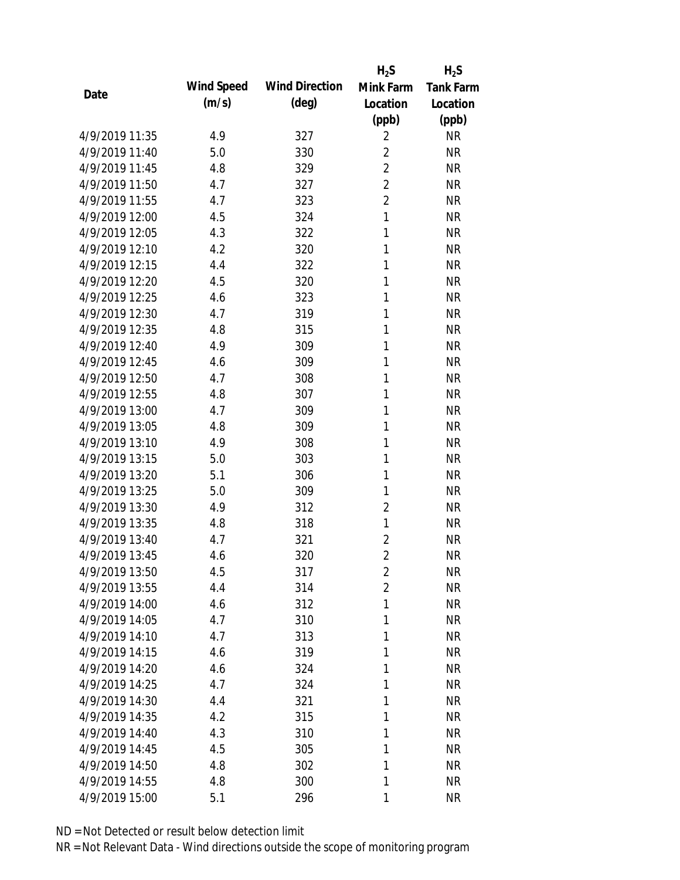| Date | Wind Speed (m/s) | Wind Direction (deg) | $H_2S$ Mink Farm Location (ppb) | $H_2S$ Tank Farm Location (ppb) |
|---|---|---|---|---|
| 4/9/2019 11:35 | 4.9 | 327 | 2 | NR |
| 4/9/2019 11:40 | 5.0 | 330 | 2 | NR |
| 4/9/2019 11:45 | 4.8 | 329 | 2 | NR |
| 4/9/2019 11:50 | 4.7 | 327 | 2 | NR |
| 4/9/2019 11:55 | 4.7 | 323 | 2 | NR |
| 4/9/2019 12:00 | 4.5 | 324 | 1 | NR |
| 4/9/2019 12:05 | 4.3 | 322 | 1 | NR |
| 4/9/2019 12:10 | 4.2 | 320 | 1 | NR |
| 4/9/2019 12:15 | 4.4 | 322 | 1 | NR |
| 4/9/2019 12:20 | 4.5 | 320 | 1 | NR |
| 4/9/2019 12:25 | 4.6 | 323 | 1 | NR |
| 4/9/2019 12:30 | 4.7 | 319 | 1 | NR |
| 4/9/2019 12:35 | 4.8 | 315 | 1 | NR |
| 4/9/2019 12:40 | 4.9 | 309 | 1 | NR |
| 4/9/2019 12:45 | 4.6 | 309 | 1 | NR |
| 4/9/2019 12:50 | 4.7 | 308 | 1 | NR |
| 4/9/2019 12:55 | 4.8 | 307 | 1 | NR |
| 4/9/2019 13:00 | 4.7 | 309 | 1 | NR |
| 4/9/2019 13:05 | 4.8 | 309 | 1 | NR |
| 4/9/2019 13:10 | 4.9 | 308 | 1 | NR |
| 4/9/2019 13:15 | 5.0 | 303 | 1 | NR |
| 4/9/2019 13:20 | 5.1 | 306 | 1 | NR |
| 4/9/2019 13:25 | 5.0 | 309 | 1 | NR |
| 4/9/2019 13:30 | 4.9 | 312 | 2 | NR |
| 4/9/2019 13:35 | 4.8 | 318 | 1 | NR |
| 4/9/2019 13:40 | 4.7 | 321 | 2 | NR |
| 4/9/2019 13:45 | 4.6 | 320 | 2 | NR |
| 4/9/2019 13:50 | 4.5 | 317 | 2 | NR |
| 4/9/2019 13:55 | 4.4 | 314 | 2 | NR |
| 4/9/2019 14:00 | 4.6 | 312 | 1 | NR |
| 4/9/2019 14:05 | 4.7 | 310 | 1 | NR |
| 4/9/2019 14:10 | 4.7 | 313 | 1 | NR |
| 4/9/2019 14:15 | 4.6 | 319 | 1 | NR |
| 4/9/2019 14:20 | 4.6 | 324 | 1 | NR |
| 4/9/2019 14:25 | 4.7 | 324 | 1 | NR |
| 4/9/2019 14:30 | 4.4 | 321 | 1 | NR |
| 4/9/2019 14:35 | 4.2 | 315 | 1 | NR |
| 4/9/2019 14:40 | 4.3 | 310 | 1 | NR |
| 4/9/2019 14:45 | 4.5 | 305 | 1 | NR |
| 4/9/2019 14:50 | 4.8 | 302 | 1 | NR |
| 4/9/2019 14:55 | 4.8 | 300 | 1 | NR |
| 4/9/2019 15:00 | 5.1 | 296 | 1 | NR |

ND = Not Detected or result below detection limit

NR = Not Relevant Data - Wind directions outside the scope of monitoring program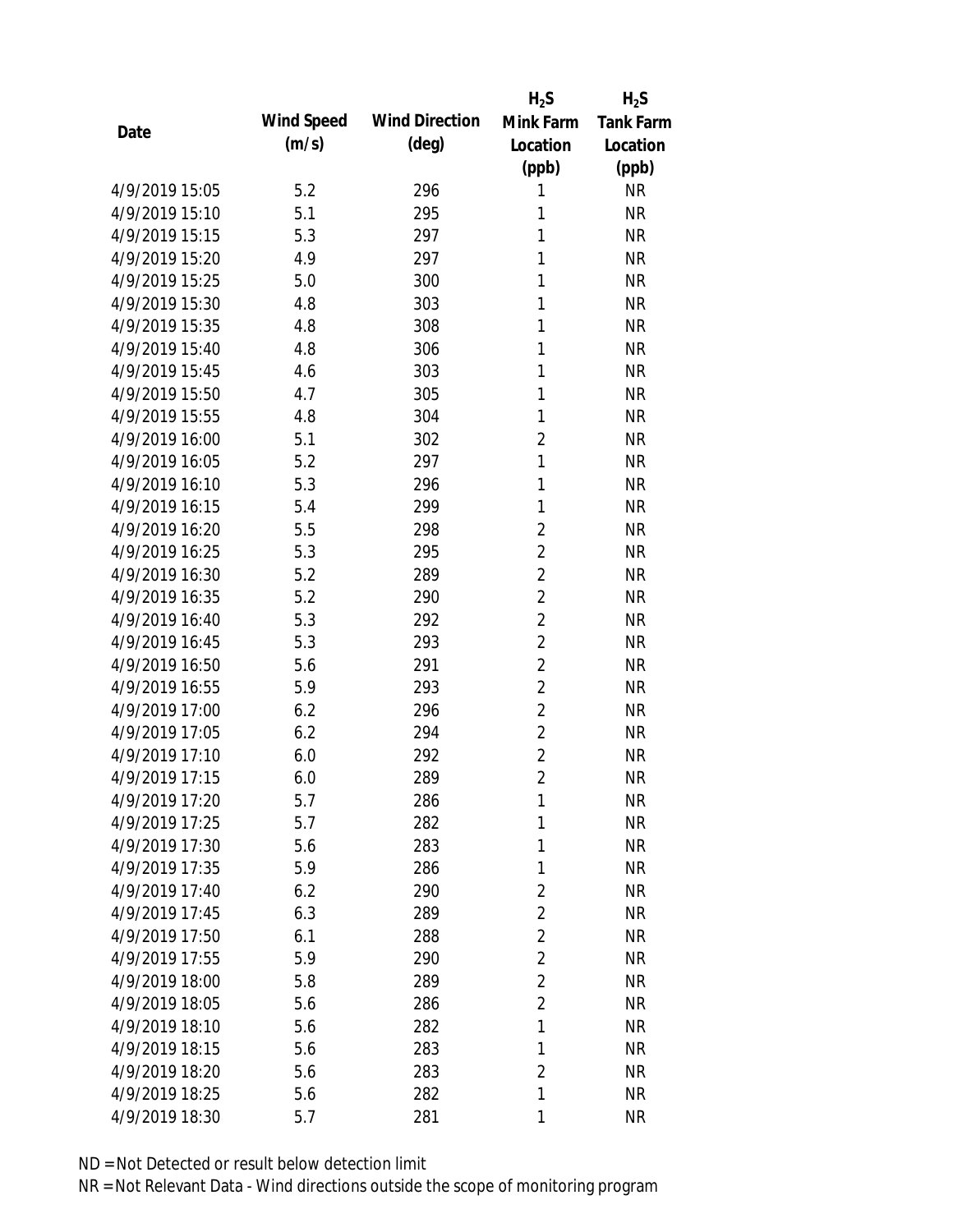| Date | Wind Speed (m/s) | Wind Direction (deg) | $H_2S$ Mink Farm Location (ppb) | $H_2S$ Tank Farm Location (ppb) |
|---|---|---|---|---|
| 4/9/2019 15:05 | 5.2 | 296 | 1 | NR |
| 4/9/2019 15:10 | 5.1 | 295 | 1 | NR |
| 4/9/2019 15:15 | 5.3 | 297 | 1 | NR |
| 4/9/2019 15:20 | 4.9 | 297 | 1 | NR |
| 4/9/2019 15:25 | 5.0 | 300 | 1 | NR |
| 4/9/2019 15:30 | 4.8 | 303 | 1 | NR |
| 4/9/2019 15:35 | 4.8 | 308 | 1 | NR |
| 4/9/2019 15:40 | 4.8 | 306 | 1 | NR |
| 4/9/2019 15:45 | 4.6 | 303 | 1 | NR |
| 4/9/2019 15:50 | 4.7 | 305 | 1 | NR |
| 4/9/2019 15:55 | 4.8 | 304 | 1 | NR |
| 4/9/2019 16:00 | 5.1 | 302 | 2 | NR |
| 4/9/2019 16:05 | 5.2 | 297 | 1 | NR |
| 4/9/2019 16:10 | 5.3 | 296 | 1 | NR |
| 4/9/2019 16:15 | 5.4 | 299 | 1 | NR |
| 4/9/2019 16:20 | 5.5 | 298 | 2 | NR |
| 4/9/2019 16:25 | 5.3 | 295 | 2 | NR |
| 4/9/2019 16:30 | 5.2 | 289 | 2 | NR |
| 4/9/2019 16:35 | 5.2 | 290 | 2 | NR |
| 4/9/2019 16:40 | 5.3 | 292 | 2 | NR |
| 4/9/2019 16:45 | 5.3 | 293 | 2 | NR |
| 4/9/2019 16:50 | 5.6 | 291 | 2 | NR |
| 4/9/2019 16:55 | 5.9 | 293 | 2 | NR |
| 4/9/2019 17:00 | 6.2 | 296 | 2 | NR |
| 4/9/2019 17:05 | 6.2 | 294 | 2 | NR |
| 4/9/2019 17:10 | 6.0 | 292 | 2 | NR |
| 4/9/2019 17:15 | 6.0 | 289 | 2 | NR |
| 4/9/2019 17:20 | 5.7 | 286 | 1 | NR |
| 4/9/2019 17:25 | 5.7 | 282 | 1 | NR |
| 4/9/2019 17:30 | 5.6 | 283 | 1 | NR |
| 4/9/2019 17:35 | 5.9 | 286 | 1 | NR |
| 4/9/2019 17:40 | 6.2 | 290 | 2 | NR |
| 4/9/2019 17:45 | 6.3 | 289 | 2 | NR |
| 4/9/2019 17:50 | 6.1 | 288 | 2 | NR |
| 4/9/2019 17:55 | 5.9 | 290 | 2 | NR |
| 4/9/2019 18:00 | 5.8 | 289 | 2 | NR |
| 4/9/2019 18:05 | 5.6 | 286 | 2 | NR |
| 4/9/2019 18:10 | 5.6 | 282 | 1 | NR |
| 4/9/2019 18:15 | 5.6 | 283 | 1 | NR |
| 4/9/2019 18:20 | 5.6 | 283 | 2 | NR |
| 4/9/2019 18:25 | 5.6 | 282 | 1 | NR |
| 4/9/2019 18:30 | 5.7 | 281 | 1 | NR |

ND = Not Detected or result below detection limit

NR = Not Relevant Data - Wind directions outside the scope of monitoring program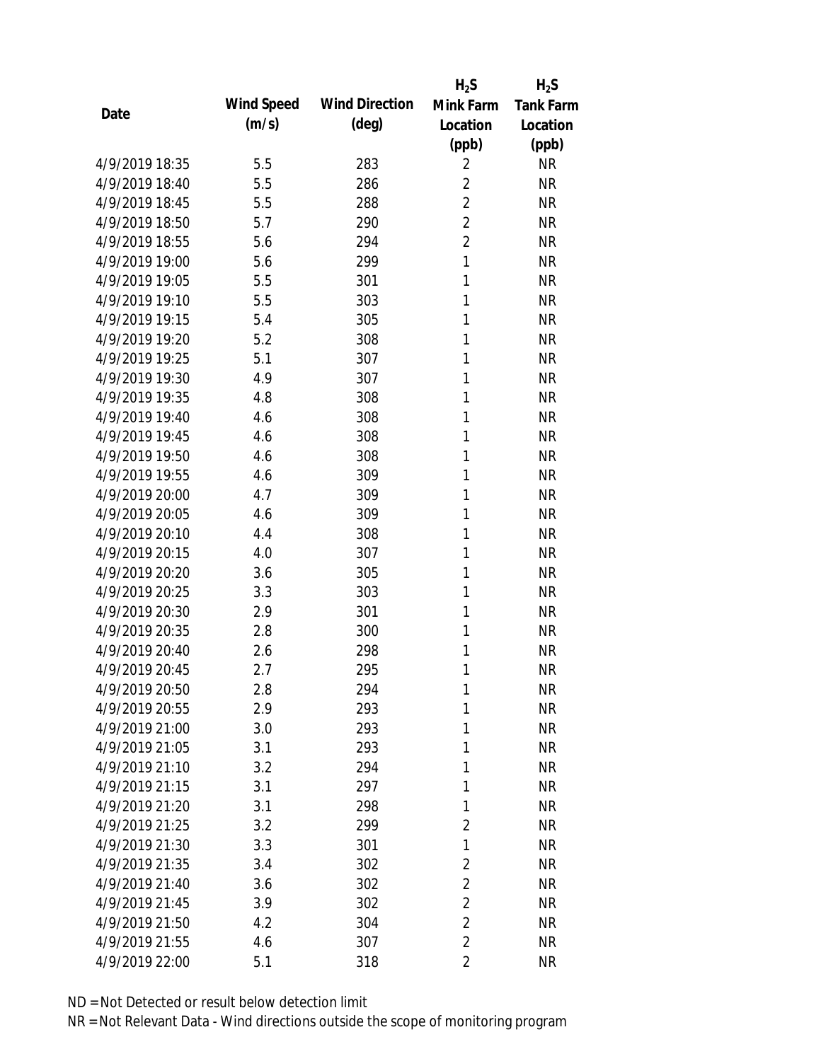| Date | Wind Speed (m/s) | Wind Direction (deg) | $H_2S$ Mink Farm Location (ppb) | $H_2S$ Tank Farm Location (ppb) |
|---|---|---|---|---|
| 4/9/2019 18:35 | 5.5 | 283 | 2 | NR |
| 4/9/2019 18:40 | 5.5 | 286 | 2 | NR |
| 4/9/2019 18:45 | 5.5 | 288 | 2 | NR |
| 4/9/2019 18:50 | 5.7 | 290 | 2 | NR |
| 4/9/2019 18:55 | 5.6 | 294 | 2 | NR |
| 4/9/2019 19:00 | 5.6 | 299 | 1 | NR |
| 4/9/2019 19:05 | 5.5 | 301 | 1 | NR |
| 4/9/2019 19:10 | 5.5 | 303 | 1 | NR |
| 4/9/2019 19:15 | 5.4 | 305 | 1 | NR |
| 4/9/2019 19:20 | 5.2 | 308 | 1 | NR |
| 4/9/2019 19:25 | 5.1 | 307 | 1 | NR |
| 4/9/2019 19:30 | 4.9 | 307 | 1 | NR |
| 4/9/2019 19:35 | 4.8 | 308 | 1 | NR |
| 4/9/2019 19:40 | 4.6 | 308 | 1 | NR |
| 4/9/2019 19:45 | 4.6 | 308 | 1 | NR |
| 4/9/2019 19:50 | 4.6 | 308 | 1 | NR |
| 4/9/2019 19:55 | 4.6 | 309 | 1 | NR |
| 4/9/2019 20:00 | 4.7 | 309 | 1 | NR |
| 4/9/2019 20:05 | 4.6 | 309 | 1 | NR |
| 4/9/2019 20:10 | 4.4 | 308 | 1 | NR |
| 4/9/2019 20:15 | 4.0 | 307 | 1 | NR |
| 4/9/2019 20:20 | 3.6 | 305 | 1 | NR |
| 4/9/2019 20:25 | 3.3 | 303 | 1 | NR |
| 4/9/2019 20:30 | 2.9 | 301 | 1 | NR |
| 4/9/2019 20:35 | 2.8 | 300 | 1 | NR |
| 4/9/2019 20:40 | 2.6 | 298 | 1 | NR |
| 4/9/2019 20:45 | 2.7 | 295 | 1 | NR |
| 4/9/2019 20:50 | 2.8 | 294 | 1 | NR |
| 4/9/2019 20:55 | 2.9 | 293 | 1 | NR |
| 4/9/2019 21:00 | 3.0 | 293 | 1 | NR |
| 4/9/2019 21:05 | 3.1 | 293 | 1 | NR |
| 4/9/2019 21:10 | 3.2 | 294 | 1 | NR |
| 4/9/2019 21:15 | 3.1 | 297 | 1 | NR |
| 4/9/2019 21:20 | 3.1 | 298 | 1 | NR |
| 4/9/2019 21:25 | 3.2 | 299 | 2 | NR |
| 4/9/2019 21:30 | 3.3 | 301 | 1 | NR |
| 4/9/2019 21:35 | 3.4 | 302 | 2 | NR |
| 4/9/2019 21:40 | 3.6 | 302 | 2 | NR |
| 4/9/2019 21:45 | 3.9 | 302 | 2 | NR |
| 4/9/2019 21:50 | 4.2 | 304 | 2 | NR |
| 4/9/2019 21:55 | 4.6 | 307 | 2 | NR |
| 4/9/2019 22:00 | 5.1 | 318 | 2 | NR |

ND = Not Detected or result below detection limit

NR = Not Relevant Data - Wind directions outside the scope of monitoring program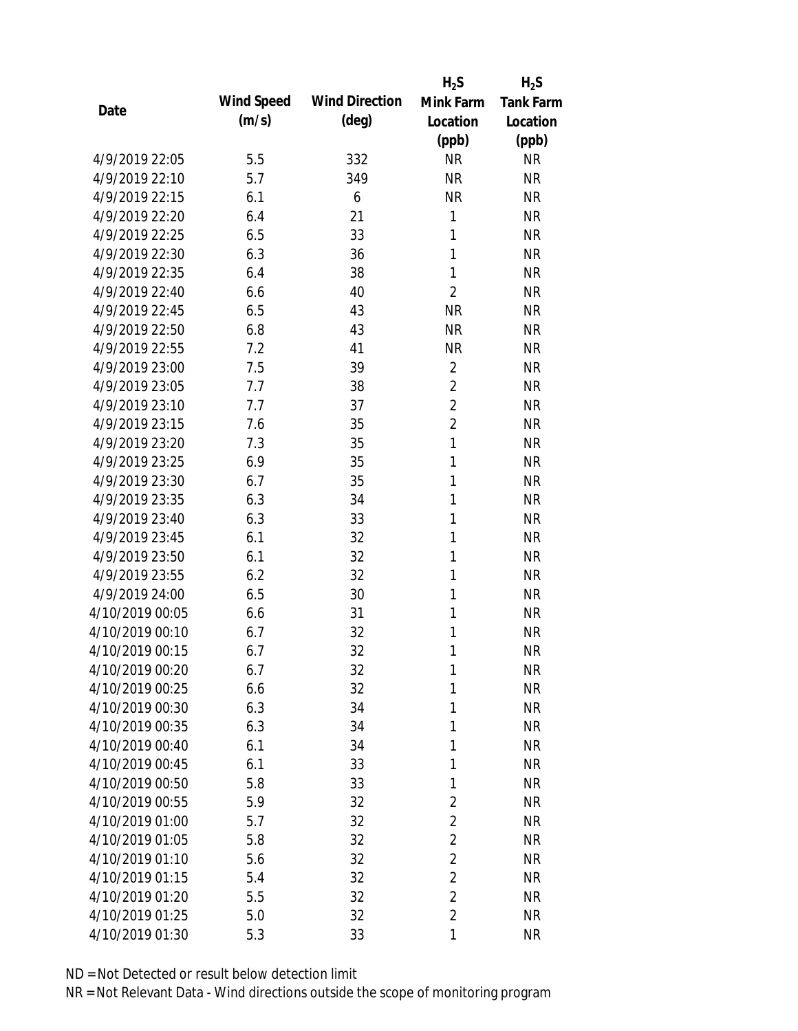| Date | Wind Speed (m/s) | Wind Direction (deg) | $H_2S$ Mink Farm Location (ppb) | $H_2S$ Tank Farm Location (ppb) |
|---|---|---|---|---|
| 4/9/2019 22:05 | 5.5 | 332 | NR | NR |
| 4/9/2019 22:10 | 5.7 | 349 | NR | NR |
| 4/9/2019 22:15 | 6.1 | 6 | NR | NR |
| 4/9/2019 22:20 | 6.4 | 21 | 1 | NR |
| 4/9/2019 22:25 | 6.5 | 33 | 1 | NR |
| 4/9/2019 22:30 | 6.3 | 36 | 1 | NR |
| 4/9/2019 22:35 | 6.4 | 38 | 1 | NR |
| 4/9/2019 22:40 | 6.6 | 40 | 2 | NR |
| 4/9/2019 22:45 | 6.5 | 43 | NR | NR |
| 4/9/2019 22:50 | 6.8 | 43 | NR | NR |
| 4/9/2019 22:55 | 7.2 | 41 | NR | NR |
| 4/9/2019 23:00 | 7.5 | 39 | 2 | NR |
| 4/9/2019 23:05 | 7.7 | 38 | 2 | NR |
| 4/9/2019 23:10 | 7.7 | 37 | 2 | NR |
| 4/9/2019 23:15 | 7.6 | 35 | 2 | NR |
| 4/9/2019 23:20 | 7.3 | 35 | 1 | NR |
| 4/9/2019 23:25 | 6.9 | 35 | 1 | NR |
| 4/9/2019 23:30 | 6.7 | 35 | 1 | NR |
| 4/9/2019 23:35 | 6.3 | 34 | 1 | NR |
| 4/9/2019 23:40 | 6.3 | 33 | 1 | NR |
| 4/9/2019 23:45 | 6.1 | 32 | 1 | NR |
| 4/9/2019 23:50 | 6.1 | 32 | 1 | NR |
| 4/9/2019 23:55 | 6.2 | 32 | 1 | NR |
| 4/9/2019 24:00 | 6.5 | 30 | 1 | NR |
| 4/10/2019 00:05 | 6.6 | 31 | 1 | NR |
| 4/10/2019 00:10 | 6.7 | 32 | 1 | NR |
| 4/10/2019 00:15 | 6.7 | 32 | 1 | NR |
| 4/10/2019 00:20 | 6.7 | 32 | 1 | NR |
| 4/10/2019 00:25 | 6.6 | 32 | 1 | NR |
| 4/10/2019 00:30 | 6.3 | 34 | 1 | NR |
| 4/10/2019 00:35 | 6.3 | 34 | 1 | NR |
| 4/10/2019 00:40 | 6.1 | 34 | 1 | NR |
| 4/10/2019 00:45 | 6.1 | 33 | 1 | NR |
| 4/10/2019 00:50 | 5.8 | 33 | 1 | NR |
| 4/10/2019 00:55 | 5.9 | 32 | 2 | NR |
| 4/10/2019 01:00 | 5.7 | 32 | 2 | NR |
| 4/10/2019 01:05 | 5.8 | 32 | 2 | NR |
| 4/10/2019 01:10 | 5.6 | 32 | 2 | NR |
| 4/10/2019 01:15 | 5.4 | 32 | 2 | NR |
| 4/10/2019 01:20 | 5.5 | 32 | 2 | NR |
| 4/10/2019 01:25 | 5.0 | 32 | 2 | NR |
| 4/10/2019 01:30 | 5.3 | 33 | 1 | NR |

ND = Not Detected or result below detection limit

NR = Not Relevant Data - Wind directions outside the scope of monitoring program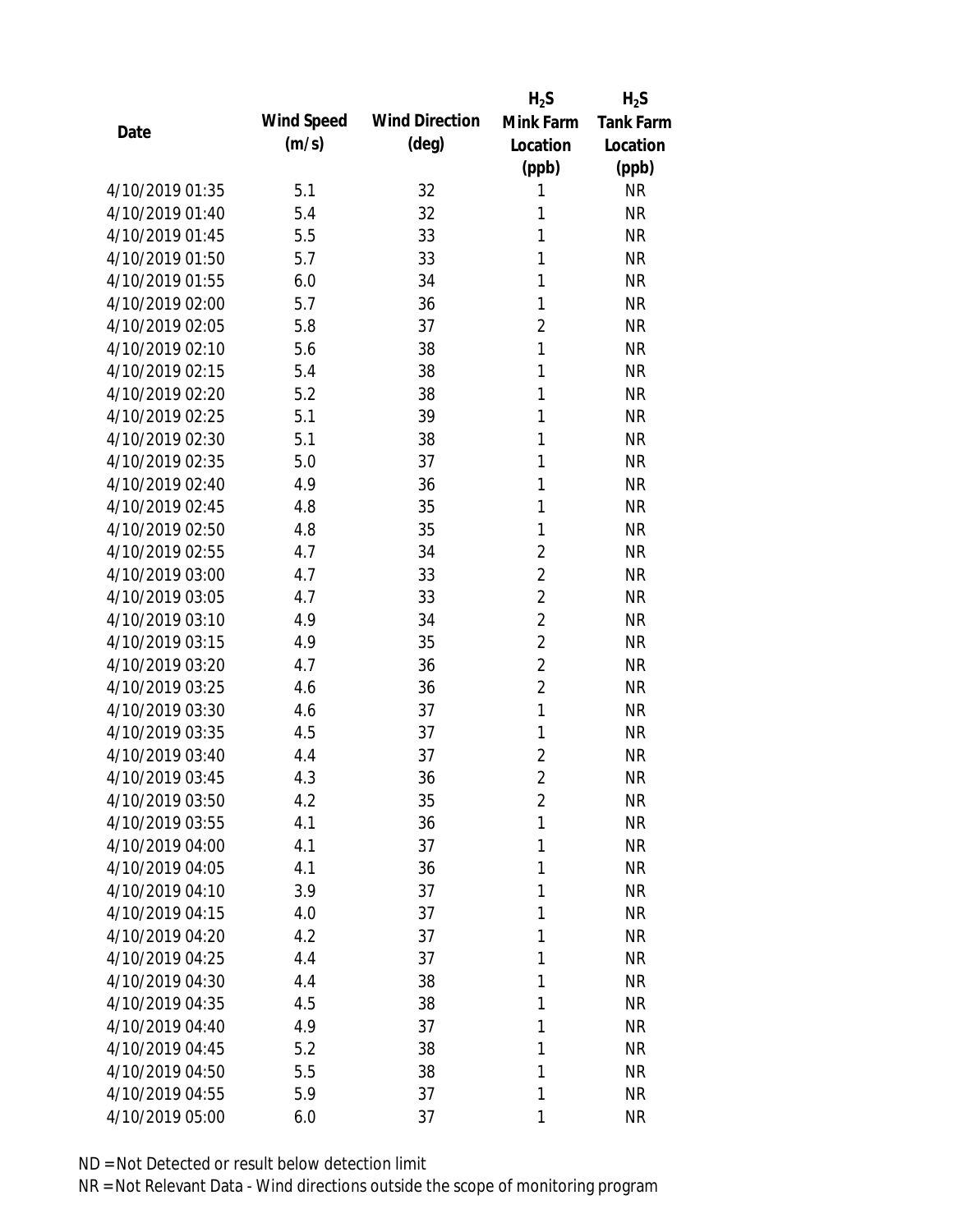| Date | Wind Speed (m/s) | Wind Direction (deg) | $H_2S$ Mink Farm Location (ppb) | $H_2S$ Tank Farm Location (ppb) |
|---|---|---|---|---|
| 4/10/2019 01:35 | 5.1 | 32 | 1 | NR |
| 4/10/2019 01:40 | 5.4 | 32 | 1 | NR |
| 4/10/2019 01:45 | 5.5 | 33 | 1 | NR |
| 4/10/2019 01:50 | 5.7 | 33 | 1 | NR |
| 4/10/2019 01:55 | 6.0 | 34 | 1 | NR |
| 4/10/2019 02:00 | 5.7 | 36 | 1 | NR |
| 4/10/2019 02:05 | 5.8 | 37 | 2 | NR |
| 4/10/2019 02:10 | 5.6 | 38 | 1 | NR |
| 4/10/2019 02:15 | 5.4 | 38 | 1 | NR |
| 4/10/2019 02:20 | 5.2 | 38 | 1 | NR |
| 4/10/2019 02:25 | 5.1 | 39 | 1 | NR |
| 4/10/2019 02:30 | 5.1 | 38 | 1 | NR |
| 4/10/2019 02:35 | 5.0 | 37 | 1 | NR |
| 4/10/2019 02:40 | 4.9 | 36 | 1 | NR |
| 4/10/2019 02:45 | 4.8 | 35 | 1 | NR |
| 4/10/2019 02:50 | 4.8 | 35 | 1 | NR |
| 4/10/2019 02:55 | 4.7 | 34 | 2 | NR |
| 4/10/2019 03:00 | 4.7 | 33 | 2 | NR |
| 4/10/2019 03:05 | 4.7 | 33 | 2 | NR |
| 4/10/2019 03:10 | 4.9 | 34 | 2 | NR |
| 4/10/2019 03:15 | 4.9 | 35 | 2 | NR |
| 4/10/2019 03:20 | 4.7 | 36 | 2 | NR |
| 4/10/2019 03:25 | 4.6 | 36 | 2 | NR |
| 4/10/2019 03:30 | 4.6 | 37 | 1 | NR |
| 4/10/2019 03:35 | 4.5 | 37 | 1 | NR |
| 4/10/2019 03:40 | 4.4 | 37 | 2 | NR |
| 4/10/2019 03:45 | 4.3 | 36 | 2 | NR |
| 4/10/2019 03:50 | 4.2 | 35 | 2 | NR |
| 4/10/2019 03:55 | 4.1 | 36 | 1 | NR |
| 4/10/2019 04:00 | 4.1 | 37 | 1 | NR |
| 4/10/2019 04:05 | 4.1 | 36 | 1 | NR |
| 4/10/2019 04:10 | 3.9 | 37 | 1 | NR |
| 4/10/2019 04:15 | 4.0 | 37 | 1 | NR |
| 4/10/2019 04:20 | 4.2 | 37 | 1 | NR |
| 4/10/2019 04:25 | 4.4 | 37 | 1 | NR |
| 4/10/2019 04:30 | 4.4 | 38 | 1 | NR |
| 4/10/2019 04:35 | 4.5 | 38 | 1 | NR |
| 4/10/2019 04:40 | 4.9 | 37 | 1 | NR |
| 4/10/2019 04:45 | 5.2 | 38 | 1 | NR |
| 4/10/2019 04:50 | 5.5 | 38 | 1 | NR |
| 4/10/2019 04:55 | 5.9 | 37 | 1 | NR |
| 4/10/2019 05:00 | 6.0 | 37 | 1 | NR |

ND = Not Detected or result below detection limit

NR = Not Relevant Data - Wind directions outside the scope of monitoring program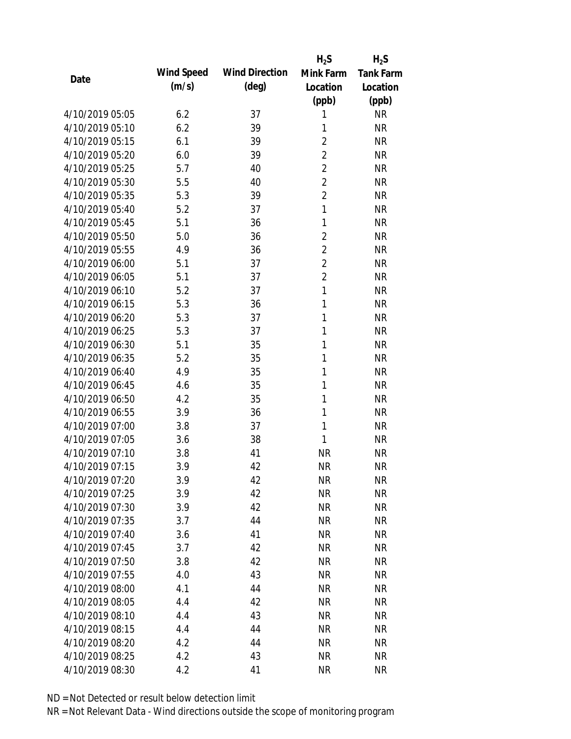| Date | Wind Speed (m/s) | Wind Direction (deg) | $H_2S$ Mink Farm Location (ppb) | $H_2S$ Tank Farm Location (ppb) |
|---|---|---|---|---|
| 4/10/2019 05:05 | 6.2 | 37 | 1 | NR |
| 4/10/2019 05:10 | 6.2 | 39 | 1 | NR |
| 4/10/2019 05:15 | 6.1 | 39 | 2 | NR |
| 4/10/2019 05:20 | 6.0 | 39 | 2 | NR |
| 4/10/2019 05:25 | 5.7 | 40 | 2 | NR |
| 4/10/2019 05:30 | 5.5 | 40 | 2 | NR |
| 4/10/2019 05:35 | 5.3 | 39 | 2 | NR |
| 4/10/2019 05:40 | 5.2 | 37 | 1 | NR |
| 4/10/2019 05:45 | 5.1 | 36 | 1 | NR |
| 4/10/2019 05:50 | 5.0 | 36 | 2 | NR |
| 4/10/2019 05:55 | 4.9 | 36 | 2 | NR |
| 4/10/2019 06:00 | 5.1 | 37 | 2 | NR |
| 4/10/2019 06:05 | 5.1 | 37 | 2 | NR |
| 4/10/2019 06:10 | 5.2 | 37 | 1 | NR |
| 4/10/2019 06:15 | 5.3 | 36 | 1 | NR |
| 4/10/2019 06:20 | 5.3 | 37 | 1 | NR |
| 4/10/2019 06:25 | 5.3 | 37 | 1 | NR |
| 4/10/2019 06:30 | 5.1 | 35 | 1 | NR |
| 4/10/2019 06:35 | 5.2 | 35 | 1 | NR |
| 4/10/2019 06:40 | 4.9 | 35 | 1 | NR |
| 4/10/2019 06:45 | 4.6 | 35 | 1 | NR |
| 4/10/2019 06:50 | 4.2 | 35 | 1 | NR |
| 4/10/2019 06:55 | 3.9 | 36 | 1 | NR |
| 4/10/2019 07:00 | 3.8 | 37 | 1 | NR |
| 4/10/2019 07:05 | 3.6 | 38 | 1 | NR |
| 4/10/2019 07:10 | 3.8 | 41 | NR | NR |
| 4/10/2019 07:15 | 3.9 | 42 | NR | NR |
| 4/10/2019 07:20 | 3.9 | 42 | NR | NR |
| 4/10/2019 07:25 | 3.9 | 42 | NR | NR |
| 4/10/2019 07:30 | 3.9 | 42 | NR | NR |
| 4/10/2019 07:35 | 3.7 | 44 | NR | NR |
| 4/10/2019 07:40 | 3.6 | 41 | NR | NR |
| 4/10/2019 07:45 | 3.7 | 42 | NR | NR |
| 4/10/2019 07:50 | 3.8 | 42 | NR | NR |
| 4/10/2019 07:55 | 4.0 | 43 | NR | NR |
| 4/10/2019 08:00 | 4.1 | 44 | NR | NR |
| 4/10/2019 08:05 | 4.4 | 42 | NR | NR |
| 4/10/2019 08:10 | 4.4 | 43 | NR | NR |
| 4/10/2019 08:15 | 4.4 | 44 | NR | NR |
| 4/10/2019 08:20 | 4.2 | 44 | NR | NR |
| 4/10/2019 08:25 | 4.2 | 43 | NR | NR |
| 4/10/2019 08:30 | 4.2 | 41 | NR | NR |

ND = Not Detected or result below detection limit

NR = Not Relevant Data - Wind directions outside the scope of monitoring program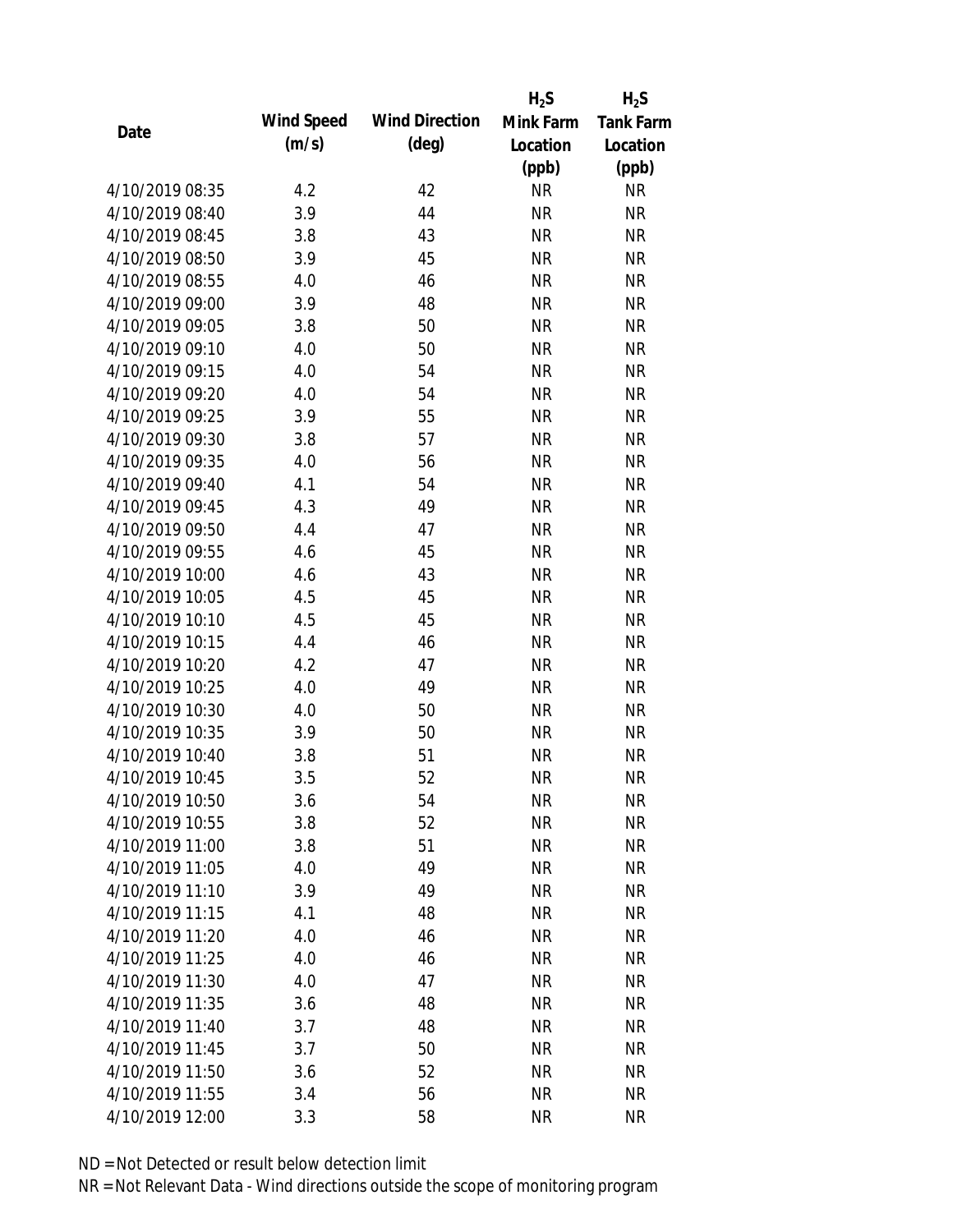| Date | Wind Speed (m/s) | Wind Direction (deg) | $H_2S$ Mink Farm Location (ppb) | $H_2S$ Tank Farm Location (ppb) |
|---|---|---|---|---|
| 4/10/2019 08:35 | 4.2 | 42 | NR | NR |
| 4/10/2019 08:40 | 3.9 | 44 | NR | NR |
| 4/10/2019 08:45 | 3.8 | 43 | NR | NR |
| 4/10/2019 08:50 | 3.9 | 45 | NR | NR |
| 4/10/2019 08:55 | 4.0 | 46 | NR | NR |
| 4/10/2019 09:00 | 3.9 | 48 | NR | NR |
| 4/10/2019 09:05 | 3.8 | 50 | NR | NR |
| 4/10/2019 09:10 | 4.0 | 50 | NR | NR |
| 4/10/2019 09:15 | 4.0 | 54 | NR | NR |
| 4/10/2019 09:20 | 4.0 | 54 | NR | NR |
| 4/10/2019 09:25 | 3.9 | 55 | NR | NR |
| 4/10/2019 09:30 | 3.8 | 57 | NR | NR |
| 4/10/2019 09:35 | 4.0 | 56 | NR | NR |
| 4/10/2019 09:40 | 4.1 | 54 | NR | NR |
| 4/10/2019 09:45 | 4.3 | 49 | NR | NR |
| 4/10/2019 09:50 | 4.4 | 47 | NR | NR |
| 4/10/2019 09:55 | 4.6 | 45 | NR | NR |
| 4/10/2019 10:00 | 4.6 | 43 | NR | NR |
| 4/10/2019 10:05 | 4.5 | 45 | NR | NR |
| 4/10/2019 10:10 | 4.5 | 45 | NR | NR |
| 4/10/2019 10:15 | 4.4 | 46 | NR | NR |
| 4/10/2019 10:20 | 4.2 | 47 | NR | NR |
| 4/10/2019 10:25 | 4.0 | 49 | NR | NR |
| 4/10/2019 10:30 | 4.0 | 50 | NR | NR |
| 4/10/2019 10:35 | 3.9 | 50 | NR | NR |
| 4/10/2019 10:40 | 3.8 | 51 | NR | NR |
| 4/10/2019 10:45 | 3.5 | 52 | NR | NR |
| 4/10/2019 10:50 | 3.6 | 54 | NR | NR |
| 4/10/2019 10:55 | 3.8 | 52 | NR | NR |
| 4/10/2019 11:00 | 3.8 | 51 | NR | NR |
| 4/10/2019 11:05 | 4.0 | 49 | NR | NR |
| 4/10/2019 11:10 | 3.9 | 49 | NR | NR |
| 4/10/2019 11:15 | 4.1 | 48 | NR | NR |
| 4/10/2019 11:20 | 4.0 | 46 | NR | NR |
| 4/10/2019 11:25 | 4.0 | 46 | NR | NR |
| 4/10/2019 11:30 | 4.0 | 47 | NR | NR |
| 4/10/2019 11:35 | 3.6 | 48 | NR | NR |
| 4/10/2019 11:40 | 3.7 | 48 | NR | NR |
| 4/10/2019 11:45 | 3.7 | 50 | NR | NR |
| 4/10/2019 11:50 | 3.6 | 52 | NR | NR |
| 4/10/2019 11:55 | 3.4 | 56 | NR | NR |
| 4/10/2019 12:00 | 3.3 | 58 | NR | NR |

ND = Not Detected or result below detection limit

NR = Not Relevant Data - Wind directions outside the scope of monitoring program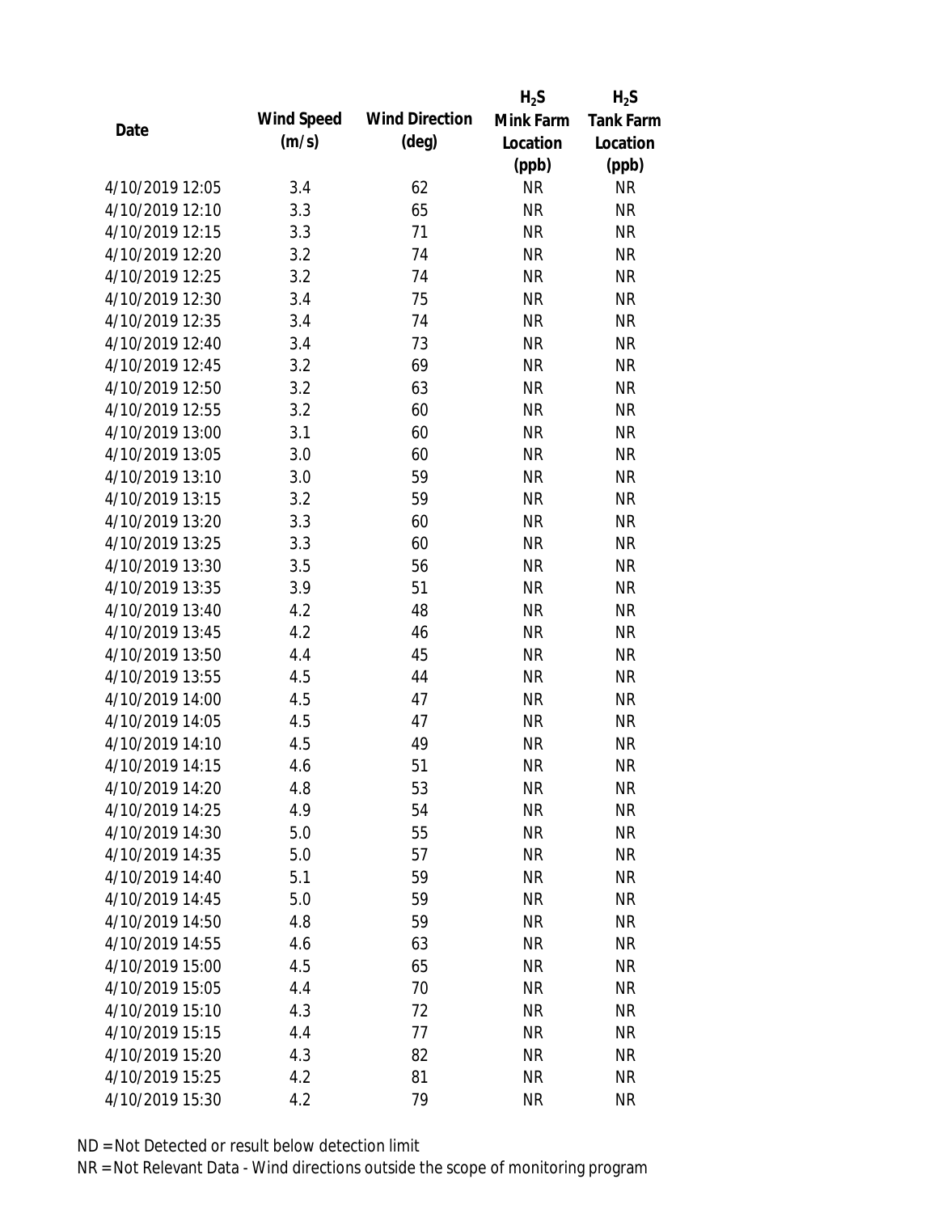| Date | Wind Speed (m/s) | Wind Direction (deg) | $H_2S$ Mink Farm Location (ppb) | $H_2S$ Tank Farm Location (ppb) |
|---|---|---|---|---|
| 4/10/2019 12:05 | 3.4 | 62 | NR | NR |
| 4/10/2019 12:10 | 3.3 | 65 | NR | NR |
| 4/10/2019 12:15 | 3.3 | 71 | NR | NR |
| 4/10/2019 12:20 | 3.2 | 74 | NR | NR |
| 4/10/2019 12:25 | 3.2 | 74 | NR | NR |
| 4/10/2019 12:30 | 3.4 | 75 | NR | NR |
| 4/10/2019 12:35 | 3.4 | 74 | NR | NR |
| 4/10/2019 12:40 | 3.4 | 73 | NR | NR |
| 4/10/2019 12:45 | 3.2 | 69 | NR | NR |
| 4/10/2019 12:50 | 3.2 | 63 | NR | NR |
| 4/10/2019 12:55 | 3.2 | 60 | NR | NR |
| 4/10/2019 13:00 | 3.1 | 60 | NR | NR |
| 4/10/2019 13:05 | 3.0 | 60 | NR | NR |
| 4/10/2019 13:10 | 3.0 | 59 | NR | NR |
| 4/10/2019 13:15 | 3.2 | 59 | NR | NR |
| 4/10/2019 13:20 | 3.3 | 60 | NR | NR |
| 4/10/2019 13:25 | 3.3 | 60 | NR | NR |
| 4/10/2019 13:30 | 3.5 | 56 | NR | NR |
| 4/10/2019 13:35 | 3.9 | 51 | NR | NR |
| 4/10/2019 13:40 | 4.2 | 48 | NR | NR |
| 4/10/2019 13:45 | 4.2 | 46 | NR | NR |
| 4/10/2019 13:50 | 4.4 | 45 | NR | NR |
| 4/10/2019 13:55 | 4.5 | 44 | NR | NR |
| 4/10/2019 14:00 | 4.5 | 47 | NR | NR |
| 4/10/2019 14:05 | 4.5 | 47 | NR | NR |
| 4/10/2019 14:10 | 4.5 | 49 | NR | NR |
| 4/10/2019 14:15 | 4.6 | 51 | NR | NR |
| 4/10/2019 14:20 | 4.8 | 53 | NR | NR |
| 4/10/2019 14:25 | 4.9 | 54 | NR | NR |
| 4/10/2019 14:30 | 5.0 | 55 | NR | NR |
| 4/10/2019 14:35 | 5.0 | 57 | NR | NR |
| 4/10/2019 14:40 | 5.1 | 59 | NR | NR |
| 4/10/2019 14:45 | 5.0 | 59 | NR | NR |
| 4/10/2019 14:50 | 4.8 | 59 | NR | NR |
| 4/10/2019 14:55 | 4.6 | 63 | NR | NR |
| 4/10/2019 15:00 | 4.5 | 65 | NR | NR |
| 4/10/2019 15:05 | 4.4 | 70 | NR | NR |
| 4/10/2019 15:10 | 4.3 | 72 | NR | NR |
| 4/10/2019 15:15 | 4.4 | 77 | NR | NR |
| 4/10/2019 15:20 | 4.3 | 82 | NR | NR |
| 4/10/2019 15:25 | 4.2 | 81 | NR | NR |
| 4/10/2019 15:30 | 4.2 | 79 | NR | NR |

ND = Not Detected or result below detection limit

NR = Not Relevant Data - Wind directions outside the scope of monitoring program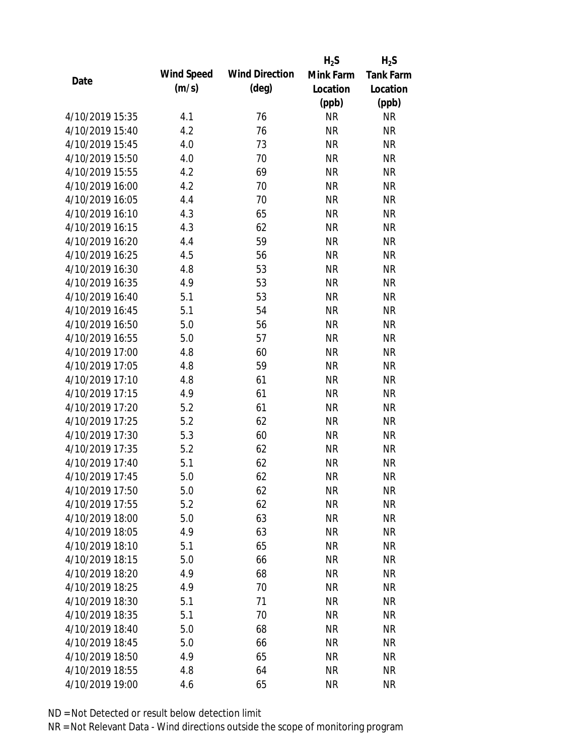| Date | Wind Speed (m/s) | Wind Direction (deg) | $H_2S$ Mink Farm Location (ppb) | $H_2S$ Tank Farm Location (ppb) |
|---|---|---|---|---|
| 4/10/2019 15:35 | 4.1 | 76 | NR | NR |
| 4/10/2019 15:40 | 4.2 | 76 | NR | NR |
| 4/10/2019 15:45 | 4.0 | 73 | NR | NR |
| 4/10/2019 15:50 | 4.0 | 70 | NR | NR |
| 4/10/2019 15:55 | 4.2 | 69 | NR | NR |
| 4/10/2019 16:00 | 4.2 | 70 | NR | NR |
| 4/10/2019 16:05 | 4.4 | 70 | NR | NR |
| 4/10/2019 16:10 | 4.3 | 65 | NR | NR |
| 4/10/2019 16:15 | 4.3 | 62 | NR | NR |
| 4/10/2019 16:20 | 4.4 | 59 | NR | NR |
| 4/10/2019 16:25 | 4.5 | 56 | NR | NR |
| 4/10/2019 16:30 | 4.8 | 53 | NR | NR |
| 4/10/2019 16:35 | 4.9 | 53 | NR | NR |
| 4/10/2019 16:40 | 5.1 | 53 | NR | NR |
| 4/10/2019 16:45 | 5.1 | 54 | NR | NR |
| 4/10/2019 16:50 | 5.0 | 56 | NR | NR |
| 4/10/2019 16:55 | 5.0 | 57 | NR | NR |
| 4/10/2019 17:00 | 4.8 | 60 | NR | NR |
| 4/10/2019 17:05 | 4.8 | 59 | NR | NR |
| 4/10/2019 17:10 | 4.8 | 61 | NR | NR |
| 4/10/2019 17:15 | 4.9 | 61 | NR | NR |
| 4/10/2019 17:20 | 5.2 | 61 | NR | NR |
| 4/10/2019 17:25 | 5.2 | 62 | NR | NR |
| 4/10/2019 17:30 | 5.3 | 60 | NR | NR |
| 4/10/2019 17:35 | 5.2 | 62 | NR | NR |
| 4/10/2019 17:40 | 5.1 | 62 | NR | NR |
| 4/10/2019 17:45 | 5.0 | 62 | NR | NR |
| 4/10/2019 17:50 | 5.0 | 62 | NR | NR |
| 4/10/2019 17:55 | 5.2 | 62 | NR | NR |
| 4/10/2019 18:00 | 5.0 | 63 | NR | NR |
| 4/10/2019 18:05 | 4.9 | 63 | NR | NR |
| 4/10/2019 18:10 | 5.1 | 65 | NR | NR |
| 4/10/2019 18:15 | 5.0 | 66 | NR | NR |
| 4/10/2019 18:20 | 4.9 | 68 | NR | NR |
| 4/10/2019 18:25 | 4.9 | 70 | NR | NR |
| 4/10/2019 18:30 | 5.1 | 71 | NR | NR |
| 4/10/2019 18:35 | 5.1 | 70 | NR | NR |
| 4/10/2019 18:40 | 5.0 | 68 | NR | NR |
| 4/10/2019 18:45 | 5.0 | 66 | NR | NR |
| 4/10/2019 18:50 | 4.9 | 65 | NR | NR |
| 4/10/2019 18:55 | 4.8 | 64 | NR | NR |
| 4/10/2019 19:00 | 4.6 | 65 | NR | NR |

ND = Not Detected or result below detection limit

NR = Not Relevant Data - Wind directions outside the scope of monitoring program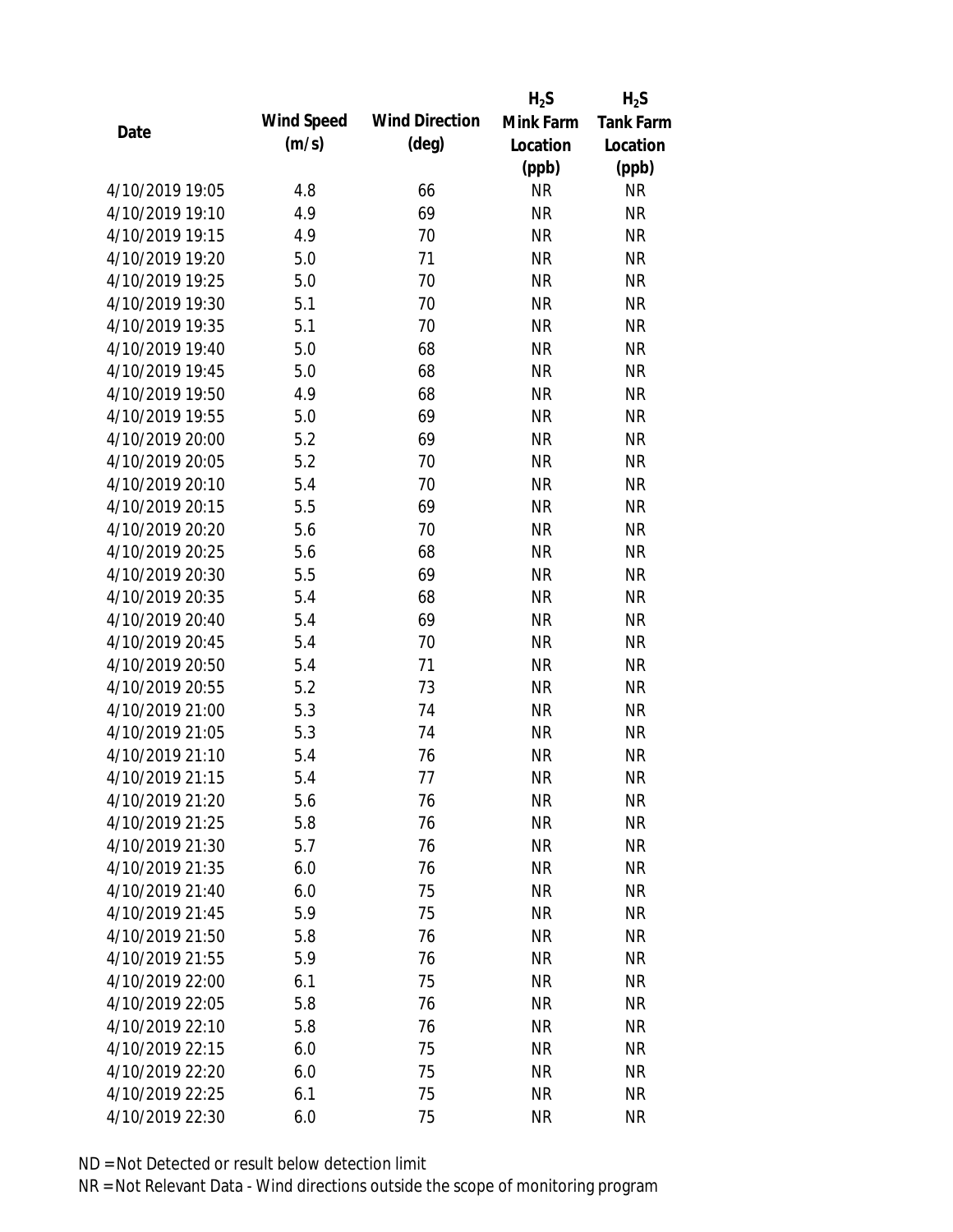| Date | Wind Speed (m/s) | Wind Direction (deg) | $H_2S$ Mink Farm Location (ppb) | $H_2S$ Tank Farm Location (ppb) |
|---|---|---|---|---|
| 4/10/2019 19:05 | 4.8 | 66 | NR | NR |
| 4/10/2019 19:10 | 4.9 | 69 | NR | NR |
| 4/10/2019 19:15 | 4.9 | 70 | NR | NR |
| 4/10/2019 19:20 | 5.0 | 71 | NR | NR |
| 4/10/2019 19:25 | 5.0 | 70 | NR | NR |
| 4/10/2019 19:30 | 5.1 | 70 | NR | NR |
| 4/10/2019 19:35 | 5.1 | 70 | NR | NR |
| 4/10/2019 19:40 | 5.0 | 68 | NR | NR |
| 4/10/2019 19:45 | 5.0 | 68 | NR | NR |
| 4/10/2019 19:50 | 4.9 | 68 | NR | NR |
| 4/10/2019 19:55 | 5.0 | 69 | NR | NR |
| 4/10/2019 20:00 | 5.2 | 69 | NR | NR |
| 4/10/2019 20:05 | 5.2 | 70 | NR | NR |
| 4/10/2019 20:10 | 5.4 | 70 | NR | NR |
| 4/10/2019 20:15 | 5.5 | 69 | NR | NR |
| 4/10/2019 20:20 | 5.6 | 70 | NR | NR |
| 4/10/2019 20:25 | 5.6 | 68 | NR | NR |
| 4/10/2019 20:30 | 5.5 | 69 | NR | NR |
| 4/10/2019 20:35 | 5.4 | 68 | NR | NR |
| 4/10/2019 20:40 | 5.4 | 69 | NR | NR |
| 4/10/2019 20:45 | 5.4 | 70 | NR | NR |
| 4/10/2019 20:50 | 5.4 | 71 | NR | NR |
| 4/10/2019 20:55 | 5.2 | 73 | NR | NR |
| 4/10/2019 21:00 | 5.3 | 74 | NR | NR |
| 4/10/2019 21:05 | 5.3 | 74 | NR | NR |
| 4/10/2019 21:10 | 5.4 | 76 | NR | NR |
| 4/10/2019 21:15 | 5.4 | 77 | NR | NR |
| 4/10/2019 21:20 | 5.6 | 76 | NR | NR |
| 4/10/2019 21:25 | 5.8 | 76 | NR | NR |
| 4/10/2019 21:30 | 5.7 | 76 | NR | NR |
| 4/10/2019 21:35 | 6.0 | 76 | NR | NR |
| 4/10/2019 21:40 | 6.0 | 75 | NR | NR |
| 4/10/2019 21:45 | 5.9 | 75 | NR | NR |
| 4/10/2019 21:50 | 5.8 | 76 | NR | NR |
| 4/10/2019 21:55 | 5.9 | 76 | NR | NR |
| 4/10/2019 22:00 | 6.1 | 75 | NR | NR |
| 4/10/2019 22:05 | 5.8 | 76 | NR | NR |
| 4/10/2019 22:10 | 5.8 | 76 | NR | NR |
| 4/10/2019 22:15 | 6.0 | 75 | NR | NR |
| 4/10/2019 22:20 | 6.0 | 75 | NR | NR |
| 4/10/2019 22:25 | 6.1 | 75 | NR | NR |
| 4/10/2019 22:30 | 6.0 | 75 | NR | NR |

ND = Not Detected or result below detection limit

NR = Not Relevant Data - Wind directions outside the scope of monitoring program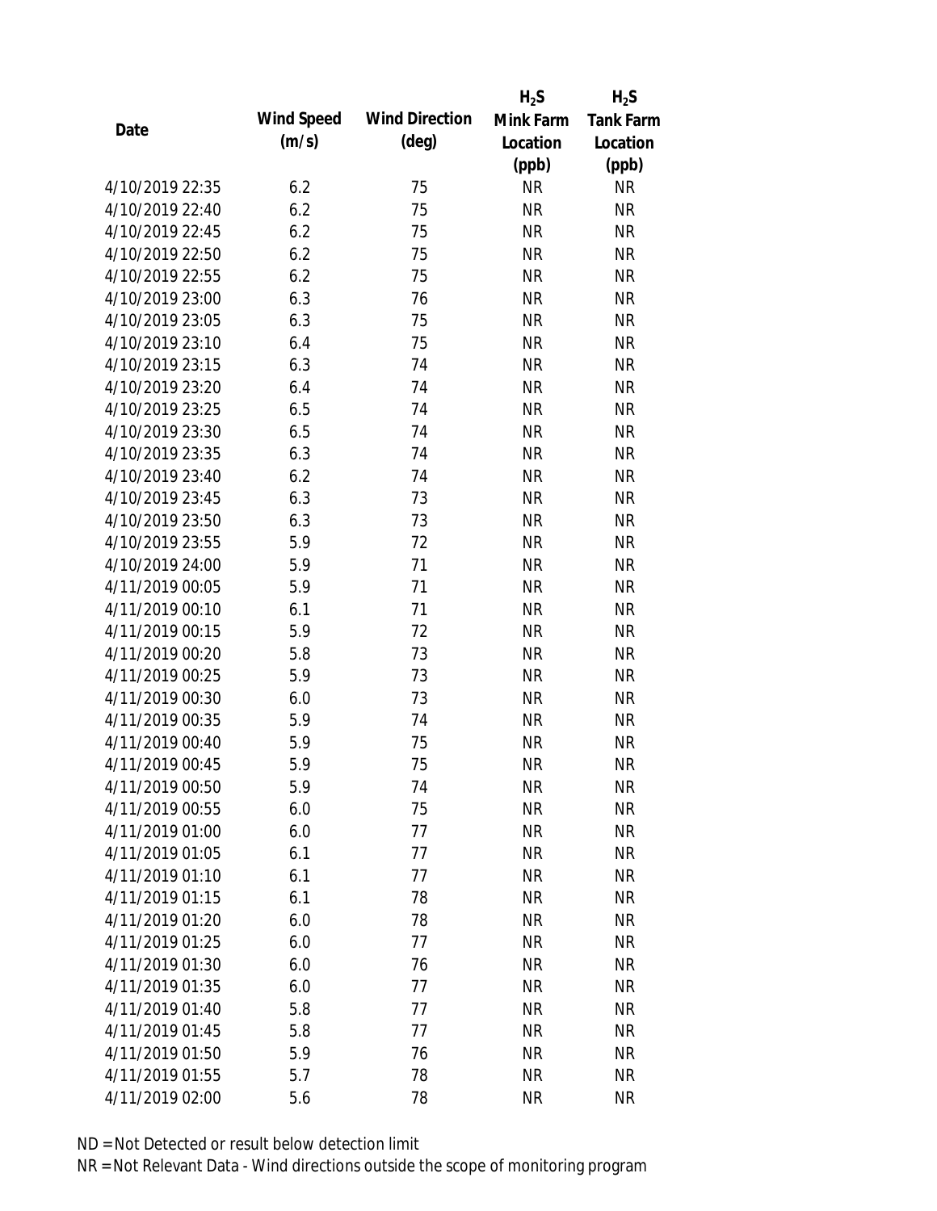| Date | Wind Speed (m/s) | Wind Direction (deg) | $H_2S$ Mink Farm Location (ppb) | $H_2S$ Tank Farm Location (ppb) |
|---|---|---|---|---|
| 4/10/2019 22:35 | 6.2 | 75 | NR | NR |
| 4/10/2019 22:40 | 6.2 | 75 | NR | NR |
| 4/10/2019 22:45 | 6.2 | 75 | NR | NR |
| 4/10/2019 22:50 | 6.2 | 75 | NR | NR |
| 4/10/2019 22:55 | 6.2 | 75 | NR | NR |
| 4/10/2019 23:00 | 6.3 | 76 | NR | NR |
| 4/10/2019 23:05 | 6.3 | 75 | NR | NR |
| 4/10/2019 23:10 | 6.4 | 75 | NR | NR |
| 4/10/2019 23:15 | 6.3 | 74 | NR | NR |
| 4/10/2019 23:20 | 6.4 | 74 | NR | NR |
| 4/10/2019 23:25 | 6.5 | 74 | NR | NR |
| 4/10/2019 23:30 | 6.5 | 74 | NR | NR |
| 4/10/2019 23:35 | 6.3 | 74 | NR | NR |
| 4/10/2019 23:40 | 6.2 | 74 | NR | NR |
| 4/10/2019 23:45 | 6.3 | 73 | NR | NR |
| 4/10/2019 23:50 | 6.3 | 73 | NR | NR |
| 4/10/2019 23:55 | 5.9 | 72 | NR | NR |
| 4/10/2019 24:00 | 5.9 | 71 | NR | NR |
| 4/11/2019 00:05 | 5.9 | 71 | NR | NR |
| 4/11/2019 00:10 | 6.1 | 71 | NR | NR |
| 4/11/2019 00:15 | 5.9 | 72 | NR | NR |
| 4/11/2019 00:20 | 5.8 | 73 | NR | NR |
| 4/11/2019 00:25 | 5.9 | 73 | NR | NR |
| 4/11/2019 00:30 | 6.0 | 73 | NR | NR |
| 4/11/2019 00:35 | 5.9 | 74 | NR | NR |
| 4/11/2019 00:40 | 5.9 | 75 | NR | NR |
| 4/11/2019 00:45 | 5.9 | 75 | NR | NR |
| 4/11/2019 00:50 | 5.9 | 74 | NR | NR |
| 4/11/2019 00:55 | 6.0 | 75 | NR | NR |
| 4/11/2019 01:00 | 6.0 | 77 | NR | NR |
| 4/11/2019 01:05 | 6.1 | 77 | NR | NR |
| 4/11/2019 01:10 | 6.1 | 77 | NR | NR |
| 4/11/2019 01:15 | 6.1 | 78 | NR | NR |
| 4/11/2019 01:20 | 6.0 | 78 | NR | NR |
| 4/11/2019 01:25 | 6.0 | 77 | NR | NR |
| 4/11/2019 01:30 | 6.0 | 76 | NR | NR |
| 4/11/2019 01:35 | 6.0 | 77 | NR | NR |
| 4/11/2019 01:40 | 5.8 | 77 | NR | NR |
| 4/11/2019 01:45 | 5.8 | 77 | NR | NR |
| 4/11/2019 01:50 | 5.9 | 76 | NR | NR |
| 4/11/2019 01:55 | 5.7 | 78 | NR | NR |
| 4/11/2019 02:00 | 5.6 | 78 | NR | NR |

ND = Not Detected or result below detection limit

NR = Not Relevant Data - Wind directions outside the scope of monitoring program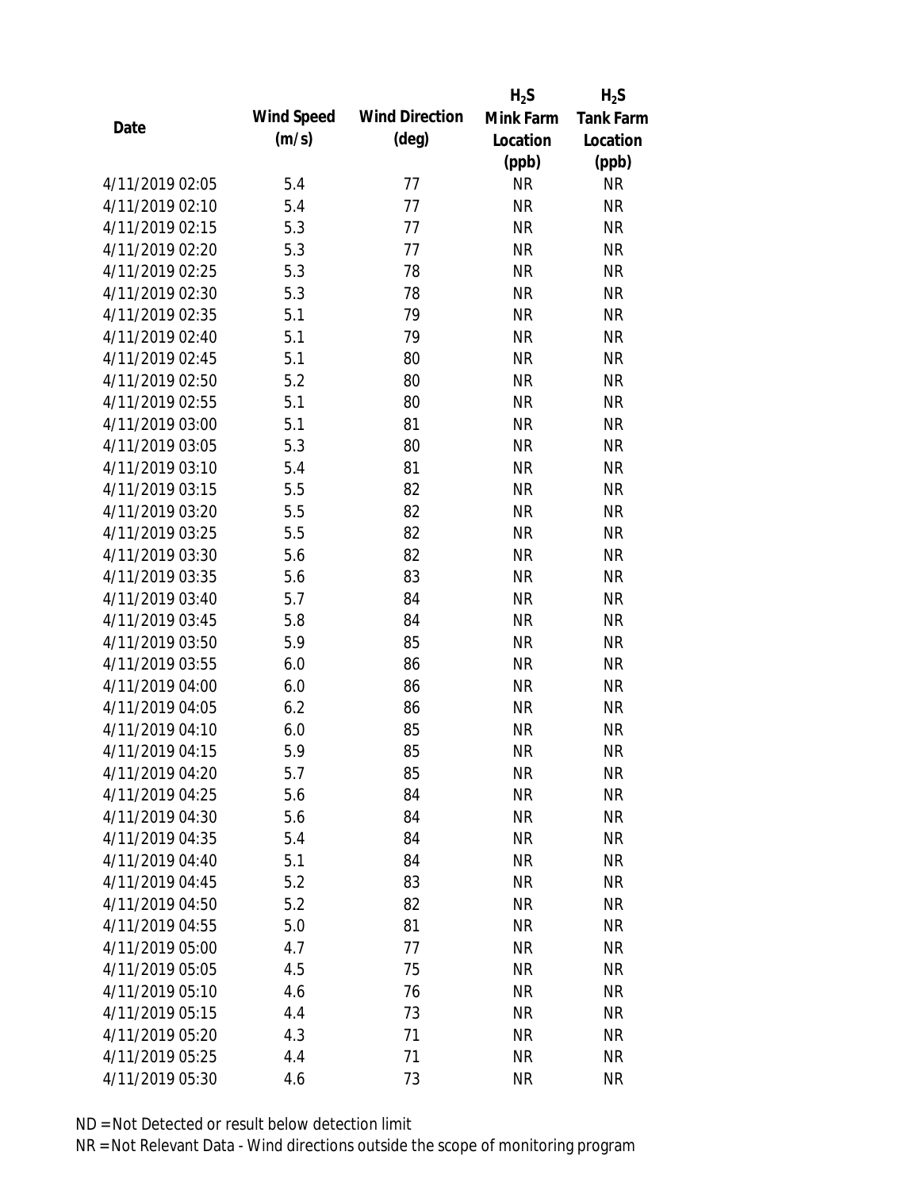| Date | Wind Speed (m/s) | Wind Direction (deg) | $H_2S$ Mink Farm Location (ppb) | $H_2S$ Tank Farm Location (ppb) |
|---|---|---|---|---|
| 4/11/2019 02:05 | 5.4 | 77 | NR | NR |
| 4/11/2019 02:10 | 5.4 | 77 | NR | NR |
| 4/11/2019 02:15 | 5.3 | 77 | NR | NR |
| 4/11/2019 02:20 | 5.3 | 77 | NR | NR |
| 4/11/2019 02:25 | 5.3 | 78 | NR | NR |
| 4/11/2019 02:30 | 5.3 | 78 | NR | NR |
| 4/11/2019 02:35 | 5.1 | 79 | NR | NR |
| 4/11/2019 02:40 | 5.1 | 79 | NR | NR |
| 4/11/2019 02:45 | 5.1 | 80 | NR | NR |
| 4/11/2019 02:50 | 5.2 | 80 | NR | NR |
| 4/11/2019 02:55 | 5.1 | 80 | NR | NR |
| 4/11/2019 03:00 | 5.1 | 81 | NR | NR |
| 4/11/2019 03:05 | 5.3 | 80 | NR | NR |
| 4/11/2019 03:10 | 5.4 | 81 | NR | NR |
| 4/11/2019 03:15 | 5.5 | 82 | NR | NR |
| 4/11/2019 03:20 | 5.5 | 82 | NR | NR |
| 4/11/2019 03:25 | 5.5 | 82 | NR | NR |
| 4/11/2019 03:30 | 5.6 | 82 | NR | NR |
| 4/11/2019 03:35 | 5.6 | 83 | NR | NR |
| 4/11/2019 03:40 | 5.7 | 84 | NR | NR |
| 4/11/2019 03:45 | 5.8 | 84 | NR | NR |
| 4/11/2019 03:50 | 5.9 | 85 | NR | NR |
| 4/11/2019 03:55 | 6.0 | 86 | NR | NR |
| 4/11/2019 04:00 | 6.0 | 86 | NR | NR |
| 4/11/2019 04:05 | 6.2 | 86 | NR | NR |
| 4/11/2019 04:10 | 6.0 | 85 | NR | NR |
| 4/11/2019 04:15 | 5.9 | 85 | NR | NR |
| 4/11/2019 04:20 | 5.7 | 85 | NR | NR |
| 4/11/2019 04:25 | 5.6 | 84 | NR | NR |
| 4/11/2019 04:30 | 5.6 | 84 | NR | NR |
| 4/11/2019 04:35 | 5.4 | 84 | NR | NR |
| 4/11/2019 04:40 | 5.1 | 84 | NR | NR |
| 4/11/2019 04:45 | 5.2 | 83 | NR | NR |
| 4/11/2019 04:50 | 5.2 | 82 | NR | NR |
| 4/11/2019 04:55 | 5.0 | 81 | NR | NR |
| 4/11/2019 05:00 | 4.7 | 77 | NR | NR |
| 4/11/2019 05:05 | 4.5 | 75 | NR | NR |
| 4/11/2019 05:10 | 4.6 | 76 | NR | NR |
| 4/11/2019 05:15 | 4.4 | 73 | NR | NR |
| 4/11/2019 05:20 | 4.3 | 71 | NR | NR |
| 4/11/2019 05:25 | 4.4 | 71 | NR | NR |
| 4/11/2019 05:30 | 4.6 | 73 | NR | NR |

ND = Not Detected or result below detection limit

NR = Not Relevant Data - Wind directions outside the scope of monitoring program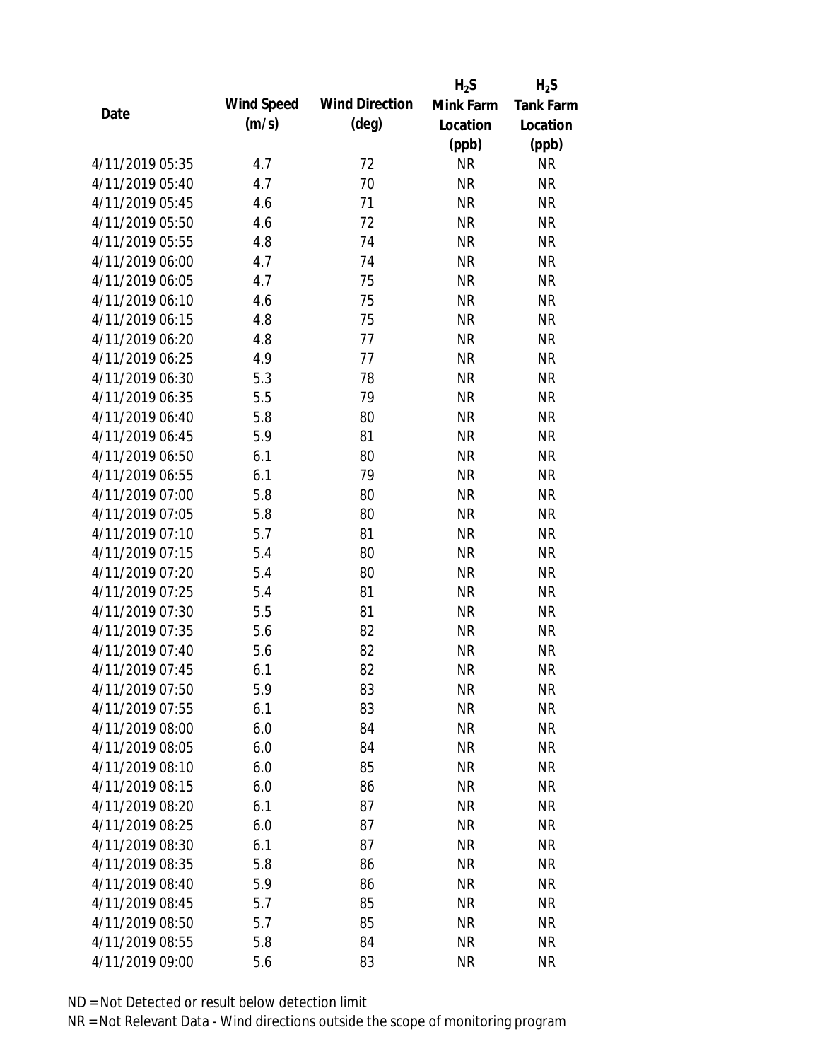| Date | Wind Speed (m/s) | Wind Direction (deg) | $H_2S$ Mink Farm Location (ppb) | $H_2S$ Tank Farm Location (ppb) |
|---|---|---|---|---|
| 4/11/2019 05:35 | 4.7 | 72 | NR | NR |
| 4/11/2019 05:40 | 4.7 | 70 | NR | NR |
| 4/11/2019 05:45 | 4.6 | 71 | NR | NR |
| 4/11/2019 05:50 | 4.6 | 72 | NR | NR |
| 4/11/2019 05:55 | 4.8 | 74 | NR | NR |
| 4/11/2019 06:00 | 4.7 | 74 | NR | NR |
| 4/11/2019 06:05 | 4.7 | 75 | NR | NR |
| 4/11/2019 06:10 | 4.6 | 75 | NR | NR |
| 4/11/2019 06:15 | 4.8 | 75 | NR | NR |
| 4/11/2019 06:20 | 4.8 | 77 | NR | NR |
| 4/11/2019 06:25 | 4.9 | 77 | NR | NR |
| 4/11/2019 06:30 | 5.3 | 78 | NR | NR |
| 4/11/2019 06:35 | 5.5 | 79 | NR | NR |
| 4/11/2019 06:40 | 5.8 | 80 | NR | NR |
| 4/11/2019 06:45 | 5.9 | 81 | NR | NR |
| 4/11/2019 06:50 | 6.1 | 80 | NR | NR |
| 4/11/2019 06:55 | 6.1 | 79 | NR | NR |
| 4/11/2019 07:00 | 5.8 | 80 | NR | NR |
| 4/11/2019 07:05 | 5.8 | 80 | NR | NR |
| 4/11/2019 07:10 | 5.7 | 81 | NR | NR |
| 4/11/2019 07:15 | 5.4 | 80 | NR | NR |
| 4/11/2019 07:20 | 5.4 | 80 | NR | NR |
| 4/11/2019 07:25 | 5.4 | 81 | NR | NR |
| 4/11/2019 07:30 | 5.5 | 81 | NR | NR |
| 4/11/2019 07:35 | 5.6 | 82 | NR | NR |
| 4/11/2019 07:40 | 5.6 | 82 | NR | NR |
| 4/11/2019 07:45 | 6.1 | 82 | NR | NR |
| 4/11/2019 07:50 | 5.9 | 83 | NR | NR |
| 4/11/2019 07:55 | 6.1 | 83 | NR | NR |
| 4/11/2019 08:00 | 6.0 | 84 | NR | NR |
| 4/11/2019 08:05 | 6.0 | 84 | NR | NR |
| 4/11/2019 08:10 | 6.0 | 85 | NR | NR |
| 4/11/2019 08:15 | 6.0 | 86 | NR | NR |
| 4/11/2019 08:20 | 6.1 | 87 | NR | NR |
| 4/11/2019 08:25 | 6.0 | 87 | NR | NR |
| 4/11/2019 08:30 | 6.1 | 87 | NR | NR |
| 4/11/2019 08:35 | 5.8 | 86 | NR | NR |
| 4/11/2019 08:40 | 5.9 | 86 | NR | NR |
| 4/11/2019 08:45 | 5.7 | 85 | NR | NR |
| 4/11/2019 08:50 | 5.7 | 85 | NR | NR |
| 4/11/2019 08:55 | 5.8 | 84 | NR | NR |
| 4/11/2019 09:00 | 5.6 | 83 | NR | NR |

ND = Not Detected or result below detection limit

NR = Not Relevant Data - Wind directions outside the scope of monitoring program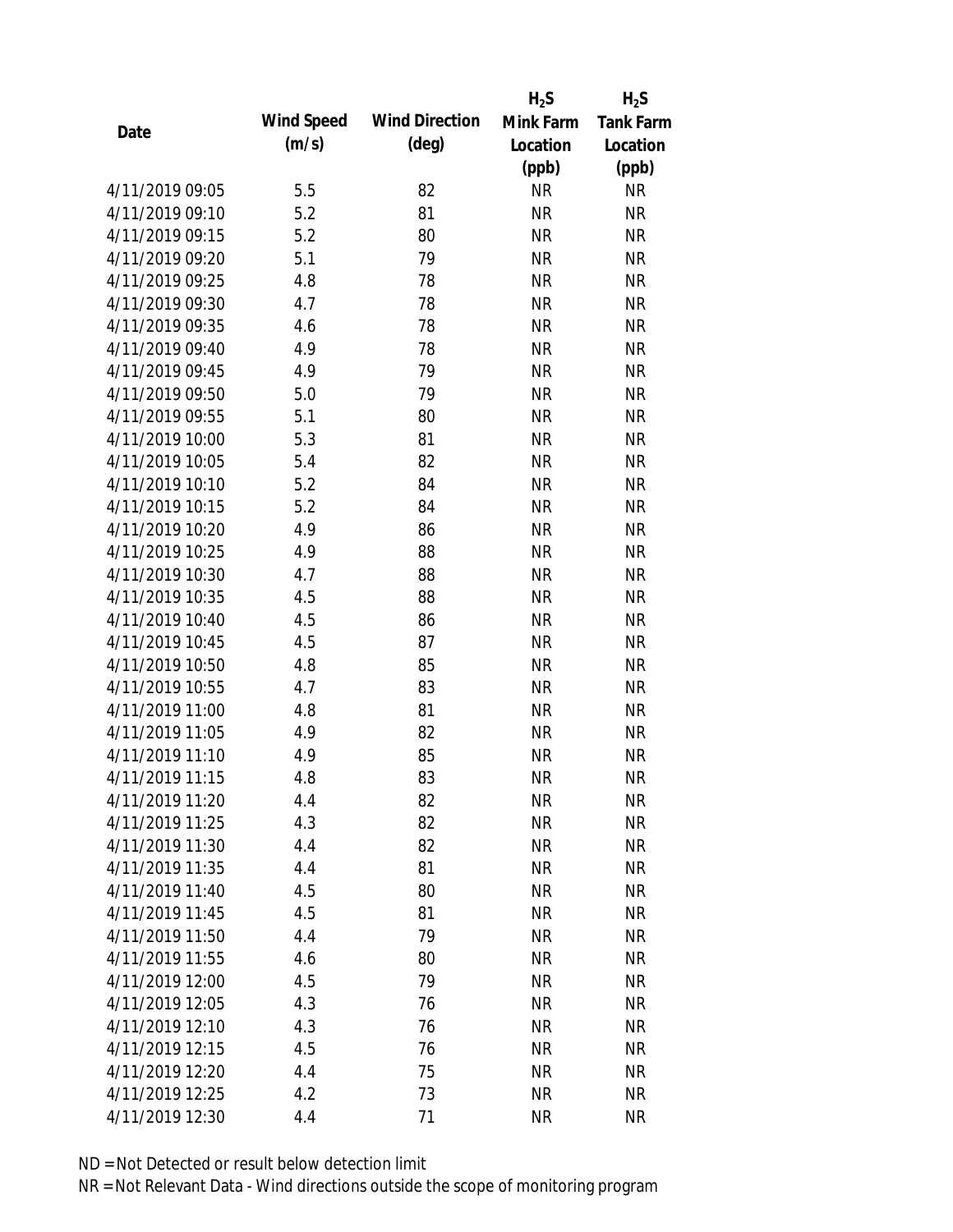| Date | Wind Speed (m/s) | Wind Direction (deg) | $H_2S$ Mink Farm Location (ppb) | $H_2S$ Tank Farm Location (ppb) |
|---|---|---|---|---|
| 4/11/2019 09:05 | 5.5 | 82 | NR | NR |
| 4/11/2019 09:10 | 5.2 | 81 | NR | NR |
| 4/11/2019 09:15 | 5.2 | 80 | NR | NR |
| 4/11/2019 09:20 | 5.1 | 79 | NR | NR |
| 4/11/2019 09:25 | 4.8 | 78 | NR | NR |
| 4/11/2019 09:30 | 4.7 | 78 | NR | NR |
| 4/11/2019 09:35 | 4.6 | 78 | NR | NR |
| 4/11/2019 09:40 | 4.9 | 78 | NR | NR |
| 4/11/2019 09:45 | 4.9 | 79 | NR | NR |
| 4/11/2019 09:50 | 5.0 | 79 | NR | NR |
| 4/11/2019 09:55 | 5.1 | 80 | NR | NR |
| 4/11/2019 10:00 | 5.3 | 81 | NR | NR |
| 4/11/2019 10:05 | 5.4 | 82 | NR | NR |
| 4/11/2019 10:10 | 5.2 | 84 | NR | NR |
| 4/11/2019 10:15 | 5.2 | 84 | NR | NR |
| 4/11/2019 10:20 | 4.9 | 86 | NR | NR |
| 4/11/2019 10:25 | 4.9 | 88 | NR | NR |
| 4/11/2019 10:30 | 4.7 | 88 | NR | NR |
| 4/11/2019 10:35 | 4.5 | 88 | NR | NR |
| 4/11/2019 10:40 | 4.5 | 86 | NR | NR |
| 4/11/2019 10:45 | 4.5 | 87 | NR | NR |
| 4/11/2019 10:50 | 4.8 | 85 | NR | NR |
| 4/11/2019 10:55 | 4.7 | 83 | NR | NR |
| 4/11/2019 11:00 | 4.8 | 81 | NR | NR |
| 4/11/2019 11:05 | 4.9 | 82 | NR | NR |
| 4/11/2019 11:10 | 4.9 | 85 | NR | NR |
| 4/11/2019 11:15 | 4.8 | 83 | NR | NR |
| 4/11/2019 11:20 | 4.4 | 82 | NR | NR |
| 4/11/2019 11:25 | 4.3 | 82 | NR | NR |
| 4/11/2019 11:30 | 4.4 | 82 | NR | NR |
| 4/11/2019 11:35 | 4.4 | 81 | NR | NR |
| 4/11/2019 11:40 | 4.5 | 80 | NR | NR |
| 4/11/2019 11:45 | 4.5 | 81 | NR | NR |
| 4/11/2019 11:50 | 4.4 | 79 | NR | NR |
| 4/11/2019 11:55 | 4.6 | 80 | NR | NR |
| 4/11/2019 12:00 | 4.5 | 79 | NR | NR |
| 4/11/2019 12:05 | 4.3 | 76 | NR | NR |
| 4/11/2019 12:10 | 4.3 | 76 | NR | NR |
| 4/11/2019 12:15 | 4.5 | 76 | NR | NR |
| 4/11/2019 12:20 | 4.4 | 75 | NR | NR |
| 4/11/2019 12:25 | 4.2 | 73 | NR | NR |
| 4/11/2019 12:30 | 4.4 | 71 | NR | NR |

ND = Not Detected or result below detection limit

NR = Not Relevant Data - Wind directions outside the scope of monitoring program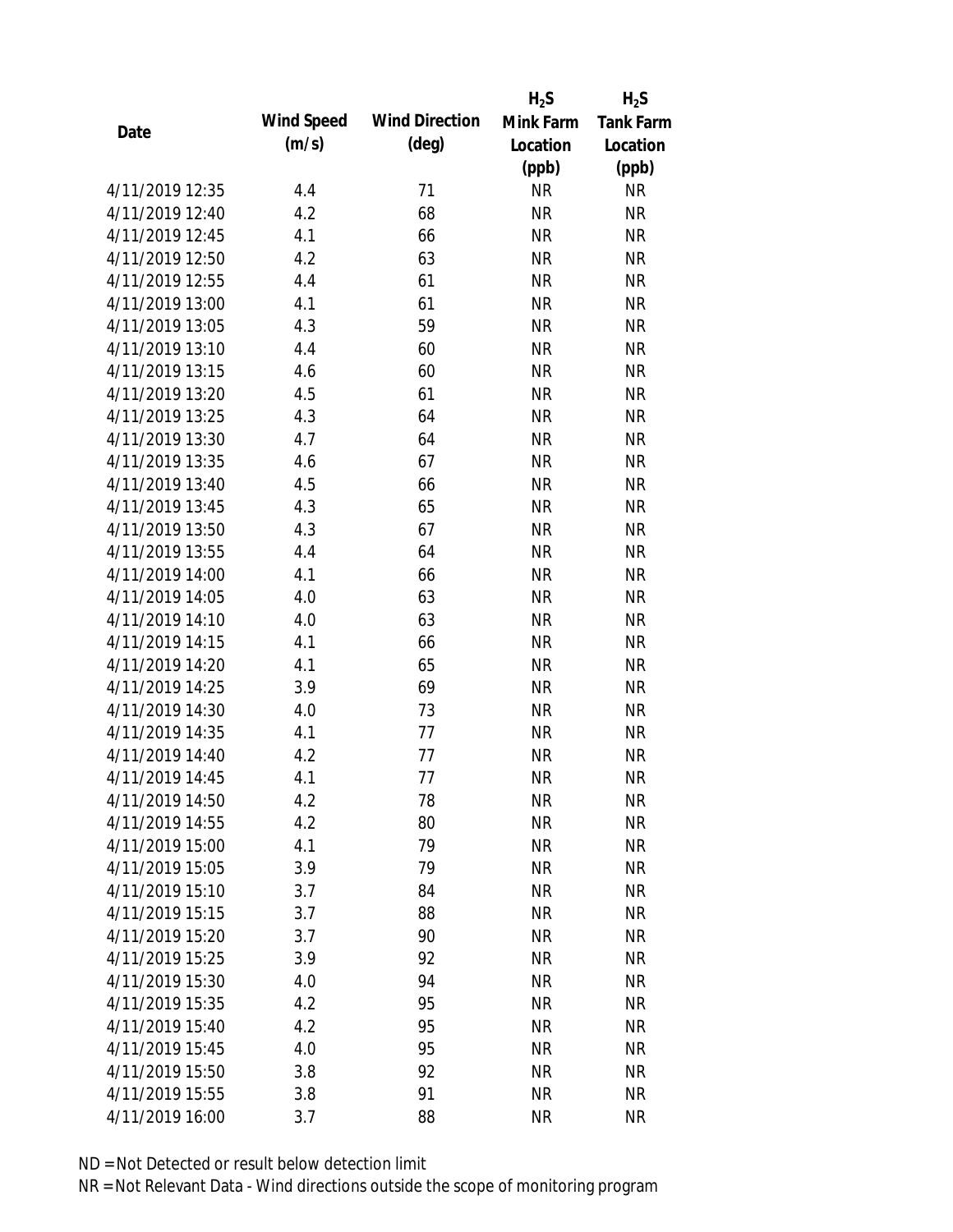| Date | Wind Speed (m/s) | Wind Direction (deg) | $H_2S$ Mink Farm Location (ppb) | $H_2S$ Tank Farm Location (ppb) |
|---|---|---|---|---|
| 4/11/2019 12:35 | 4.4 | 71 | NR | NR |
| 4/11/2019 12:40 | 4.2 | 68 | NR | NR |
| 4/11/2019 12:45 | 4.1 | 66 | NR | NR |
| 4/11/2019 12:50 | 4.2 | 63 | NR | NR |
| 4/11/2019 12:55 | 4.4 | 61 | NR | NR |
| 4/11/2019 13:00 | 4.1 | 61 | NR | NR |
| 4/11/2019 13:05 | 4.3 | 59 | NR | NR |
| 4/11/2019 13:10 | 4.4 | 60 | NR | NR |
| 4/11/2019 13:15 | 4.6 | 60 | NR | NR |
| 4/11/2019 13:20 | 4.5 | 61 | NR | NR |
| 4/11/2019 13:25 | 4.3 | 64 | NR | NR |
| 4/11/2019 13:30 | 4.7 | 64 | NR | NR |
| 4/11/2019 13:35 | 4.6 | 67 | NR | NR |
| 4/11/2019 13:40 | 4.5 | 66 | NR | NR |
| 4/11/2019 13:45 | 4.3 | 65 | NR | NR |
| 4/11/2019 13:50 | 4.3 | 67 | NR | NR |
| 4/11/2019 13:55 | 4.4 | 64 | NR | NR |
| 4/11/2019 14:00 | 4.1 | 66 | NR | NR |
| 4/11/2019 14:05 | 4.0 | 63 | NR | NR |
| 4/11/2019 14:10 | 4.0 | 63 | NR | NR |
| 4/11/2019 14:15 | 4.1 | 66 | NR | NR |
| 4/11/2019 14:20 | 4.1 | 65 | NR | NR |
| 4/11/2019 14:25 | 3.9 | 69 | NR | NR |
| 4/11/2019 14:30 | 4.0 | 73 | NR | NR |
| 4/11/2019 14:35 | 4.1 | 77 | NR | NR |
| 4/11/2019 14:40 | 4.2 | 77 | NR | NR |
| 4/11/2019 14:45 | 4.1 | 77 | NR | NR |
| 4/11/2019 14:50 | 4.2 | 78 | NR | NR |
| 4/11/2019 14:55 | 4.2 | 80 | NR | NR |
| 4/11/2019 15:00 | 4.1 | 79 | NR | NR |
| 4/11/2019 15:05 | 3.9 | 79 | NR | NR |
| 4/11/2019 15:10 | 3.7 | 84 | NR | NR |
| 4/11/2019 15:15 | 3.7 | 88 | NR | NR |
| 4/11/2019 15:20 | 3.7 | 90 | NR | NR |
| 4/11/2019 15:25 | 3.9 | 92 | NR | NR |
| 4/11/2019 15:30 | 4.0 | 94 | NR | NR |
| 4/11/2019 15:35 | 4.2 | 95 | NR | NR |
| 4/11/2019 15:40 | 4.2 | 95 | NR | NR |
| 4/11/2019 15:45 | 4.0 | 95 | NR | NR |
| 4/11/2019 15:50 | 3.8 | 92 | NR | NR |
| 4/11/2019 15:55 | 3.8 | 91 | NR | NR |
| 4/11/2019 16:00 | 3.7 | 88 | NR | NR |

ND = Not Detected or result below detection limit

NR = Not Relevant Data - Wind directions outside the scope of monitoring program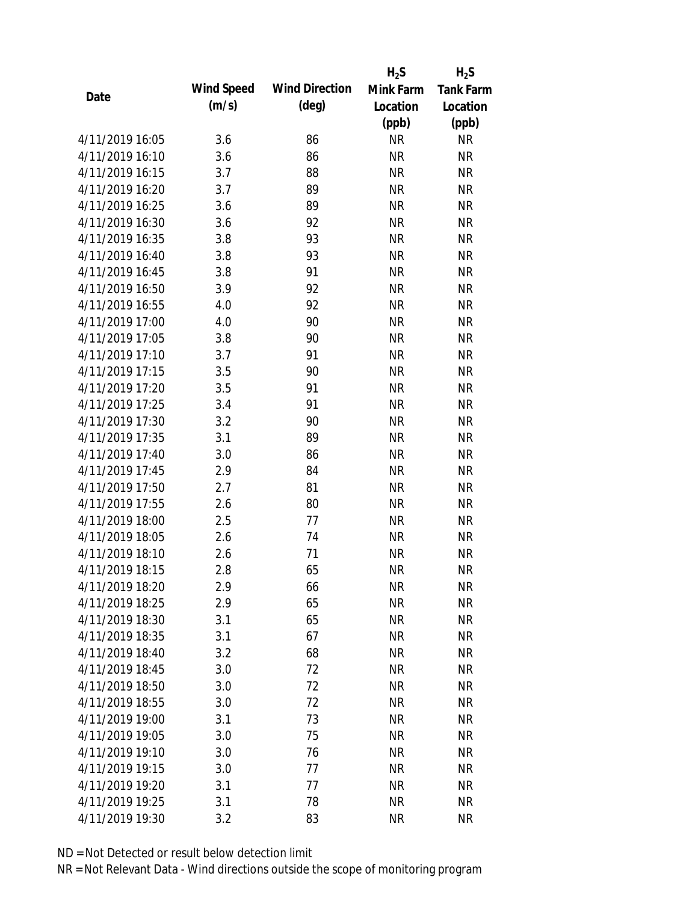| Date | Wind Speed (m/s) | Wind Direction (deg) | $H_2S$ Mink Farm Location (ppb) | $H_2S$ Tank Farm Location (ppb) |
|---|---|---|---|---|
| 4/11/2019 16:05 | 3.6 | 86 | NR | NR |
| 4/11/2019 16:10 | 3.6 | 86 | NR | NR |
| 4/11/2019 16:15 | 3.7 | 88 | NR | NR |
| 4/11/2019 16:20 | 3.7 | 89 | NR | NR |
| 4/11/2019 16:25 | 3.6 | 89 | NR | NR |
| 4/11/2019 16:30 | 3.6 | 92 | NR | NR |
| 4/11/2019 16:35 | 3.8 | 93 | NR | NR |
| 4/11/2019 16:40 | 3.8 | 93 | NR | NR |
| 4/11/2019 16:45 | 3.8 | 91 | NR | NR |
| 4/11/2019 16:50 | 3.9 | 92 | NR | NR |
| 4/11/2019 16:55 | 4.0 | 92 | NR | NR |
| 4/11/2019 17:00 | 4.0 | 90 | NR | NR |
| 4/11/2019 17:05 | 3.8 | 90 | NR | NR |
| 4/11/2019 17:10 | 3.7 | 91 | NR | NR |
| 4/11/2019 17:15 | 3.5 | 90 | NR | NR |
| 4/11/2019 17:20 | 3.5 | 91 | NR | NR |
| 4/11/2019 17:25 | 3.4 | 91 | NR | NR |
| 4/11/2019 17:30 | 3.2 | 90 | NR | NR |
| 4/11/2019 17:35 | 3.1 | 89 | NR | NR |
| 4/11/2019 17:40 | 3.0 | 86 | NR | NR |
| 4/11/2019 17:45 | 2.9 | 84 | NR | NR |
| 4/11/2019 17:50 | 2.7 | 81 | NR | NR |
| 4/11/2019 17:55 | 2.6 | 80 | NR | NR |
| 4/11/2019 18:00 | 2.5 | 77 | NR | NR |
| 4/11/2019 18:05 | 2.6 | 74 | NR | NR |
| 4/11/2019 18:10 | 2.6 | 71 | NR | NR |
| 4/11/2019 18:15 | 2.8 | 65 | NR | NR |
| 4/11/2019 18:20 | 2.9 | 66 | NR | NR |
| 4/11/2019 18:25 | 2.9 | 65 | NR | NR |
| 4/11/2019 18:30 | 3.1 | 65 | NR | NR |
| 4/11/2019 18:35 | 3.1 | 67 | NR | NR |
| 4/11/2019 18:40 | 3.2 | 68 | NR | NR |
| 4/11/2019 18:45 | 3.0 | 72 | NR | NR |
| 4/11/2019 18:50 | 3.0 | 72 | NR | NR |
| 4/11/2019 18:55 | 3.0 | 72 | NR | NR |
| 4/11/2019 19:00 | 3.1 | 73 | NR | NR |
| 4/11/2019 19:05 | 3.0 | 75 | NR | NR |
| 4/11/2019 19:10 | 3.0 | 76 | NR | NR |
| 4/11/2019 19:15 | 3.0 | 77 | NR | NR |
| 4/11/2019 19:20 | 3.1 | 77 | NR | NR |
| 4/11/2019 19:25 | 3.1 | 78 | NR | NR |
| 4/11/2019 19:30 | 3.2 | 83 | NR | NR |

ND = Not Detected or result below detection limit

NR = Not Relevant Data - Wind directions outside the scope of monitoring program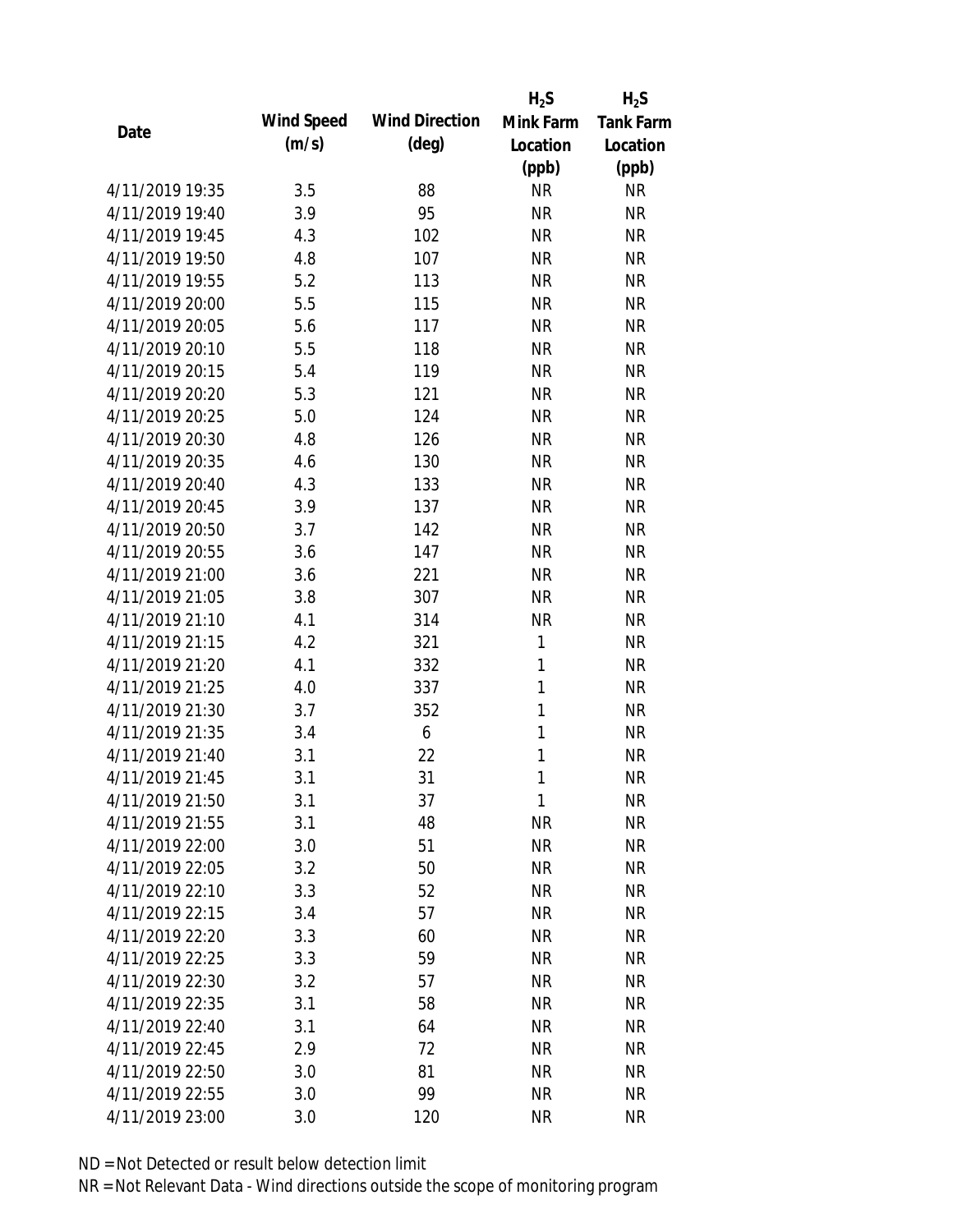| Date | Wind Speed (m/s) | Wind Direction (deg) | $H_2S$ Mink Farm Location (ppb) | $H_2S$ Tank Farm Location (ppb) |
|---|---|---|---|---|
| 4/11/2019 19:35 | 3.5 | 88 | NR | NR |
| 4/11/2019 19:40 | 3.9 | 95 | NR | NR |
| 4/11/2019 19:45 | 4.3 | 102 | NR | NR |
| 4/11/2019 19:50 | 4.8 | 107 | NR | NR |
| 4/11/2019 19:55 | 5.2 | 113 | NR | NR |
| 4/11/2019 20:00 | 5.5 | 115 | NR | NR |
| 4/11/2019 20:05 | 5.6 | 117 | NR | NR |
| 4/11/2019 20:10 | 5.5 | 118 | NR | NR |
| 4/11/2019 20:15 | 5.4 | 119 | NR | NR |
| 4/11/2019 20:20 | 5.3 | 121 | NR | NR |
| 4/11/2019 20:25 | 5.0 | 124 | NR | NR |
| 4/11/2019 20:30 | 4.8 | 126 | NR | NR |
| 4/11/2019 20:35 | 4.6 | 130 | NR | NR |
| 4/11/2019 20:40 | 4.3 | 133 | NR | NR |
| 4/11/2019 20:45 | 3.9 | 137 | NR | NR |
| 4/11/2019 20:50 | 3.7 | 142 | NR | NR |
| 4/11/2019 20:55 | 3.6 | 147 | NR | NR |
| 4/11/2019 21:00 | 3.6 | 221 | NR | NR |
| 4/11/2019 21:05 | 3.8 | 307 | NR | NR |
| 4/11/2019 21:10 | 4.1 | 314 | NR | NR |
| 4/11/2019 21:15 | 4.2 | 321 | 1 | NR |
| 4/11/2019 21:20 | 4.1 | 332 | 1 | NR |
| 4/11/2019 21:25 | 4.0 | 337 | 1 | NR |
| 4/11/2019 21:30 | 3.7 | 352 | 1 | NR |
| 4/11/2019 21:35 | 3.4 | 6 | 1 | NR |
| 4/11/2019 21:40 | 3.1 | 22 | 1 | NR |
| 4/11/2019 21:45 | 3.1 | 31 | 1 | NR |
| 4/11/2019 21:50 | 3.1 | 37 | 1 | NR |
| 4/11/2019 21:55 | 3.1 | 48 | NR | NR |
| 4/11/2019 22:00 | 3.0 | 51 | NR | NR |
| 4/11/2019 22:05 | 3.2 | 50 | NR | NR |
| 4/11/2019 22:10 | 3.3 | 52 | NR | NR |
| 4/11/2019 22:15 | 3.4 | 57 | NR | NR |
| 4/11/2019 22:20 | 3.3 | 60 | NR | NR |
| 4/11/2019 22:25 | 3.3 | 59 | NR | NR |
| 4/11/2019 22:30 | 3.2 | 57 | NR | NR |
| 4/11/2019 22:35 | 3.1 | 58 | NR | NR |
| 4/11/2019 22:40 | 3.1 | 64 | NR | NR |
| 4/11/2019 22:45 | 2.9 | 72 | NR | NR |
| 4/11/2019 22:50 | 3.0 | 81 | NR | NR |
| 4/11/2019 22:55 | 3.0 | 99 | NR | NR |
| 4/11/2019 23:00 | 3.0 | 120 | NR | NR |

ND = Not Detected or result below detection limit
NR = Not Relevant Data - Wind directions outside the scope of monitoring program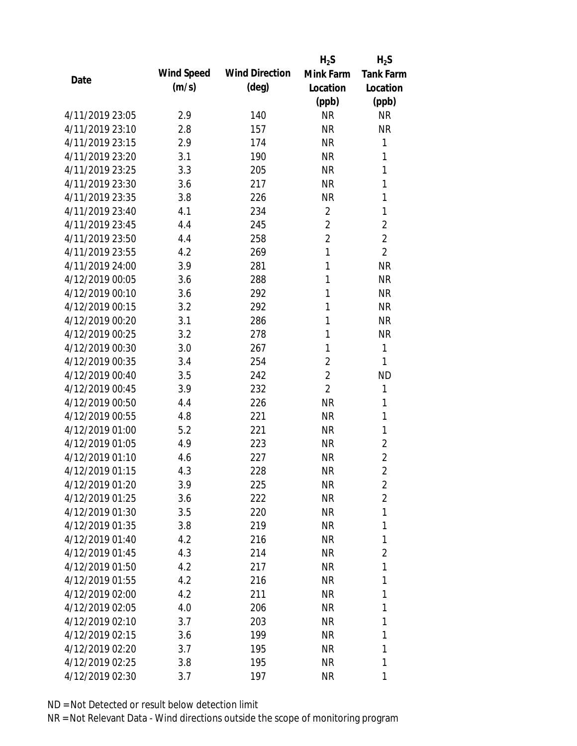| Date | Wind Speed (m/s) | Wind Direction (deg) | $H_2S$ Mink Farm Location (ppb) | $H_2S$ Tank Farm Location (ppb) |
|---|---|---|---|---|
| 4/11/2019 23:05 | 2.9 | 140 | NR | NR |
| 4/11/2019 23:10 | 2.8 | 157 | NR | NR |
| 4/11/2019 23:15 | 2.9 | 174 | NR | 1 |
| 4/11/2019 23:20 | 3.1 | 190 | NR | 1 |
| 4/11/2019 23:25 | 3.3 | 205 | NR | 1 |
| 4/11/2019 23:30 | 3.6 | 217 | NR | 1 |
| 4/11/2019 23:35 | 3.8 | 226 | NR | 1 |
| 4/11/2019 23:40 | 4.1 | 234 | 2 | 1 |
| 4/11/2019 23:45 | 4.4 | 245 | 2 | 2 |
| 4/11/2019 23:50 | 4.4 | 258 | 2 | 2 |
| 4/11/2019 23:55 | 4.2 | 269 | 1 | 2 |
| 4/11/2019 24:00 | 3.9 | 281 | 1 | NR |
| 4/12/2019 00:05 | 3.6 | 288 | 1 | NR |
| 4/12/2019 00:10 | 3.6 | 292 | 1 | NR |
| 4/12/2019 00:15 | 3.2 | 292 | 1 | NR |
| 4/12/2019 00:20 | 3.1 | 286 | 1 | NR |
| 4/12/2019 00:25 | 3.2 | 278 | 1 | NR |
| 4/12/2019 00:30 | 3.0 | 267 | 1 | 1 |
| 4/12/2019 00:35 | 3.4 | 254 | 2 | 1 |
| 4/12/2019 00:40 | 3.5 | 242 | 2 | ND |
| 4/12/2019 00:45 | 3.9 | 232 | 2 | 1 |
| 4/12/2019 00:50 | 4.4 | 226 | NR | 1 |
| 4/12/2019 00:55 | 4.8 | 221 | NR | 1 |
| 4/12/2019 01:00 | 5.2 | 221 | NR | 1 |
| 4/12/2019 01:05 | 4.9 | 223 | NR | 2 |
| 4/12/2019 01:10 | 4.6 | 227 | NR | 2 |
| 4/12/2019 01:15 | 4.3 | 228 | NR | 2 |
| 4/12/2019 01:20 | 3.9 | 225 | NR | 2 |
| 4/12/2019 01:25 | 3.6 | 222 | NR | 2 |
| 4/12/2019 01:30 | 3.5 | 220 | NR | 1 |
| 4/12/2019 01:35 | 3.8 | 219 | NR | 1 |
| 4/12/2019 01:40 | 4.2 | 216 | NR | 1 |
| 4/12/2019 01:45 | 4.3 | 214 | NR | 2 |
| 4/12/2019 01:50 | 4.2 | 217 | NR | 1 |
| 4/12/2019 01:55 | 4.2 | 216 | NR | 1 |
| 4/12/2019 02:00 | 4.2 | 211 | NR | 1 |
| 4/12/2019 02:05 | 4.0 | 206 | NR | 1 |
| 4/12/2019 02:10 | 3.7 | 203 | NR | 1 |
| 4/12/2019 02:15 | 3.6 | 199 | NR | 1 |
| 4/12/2019 02:20 | 3.7 | 195 | NR | 1 |
| 4/12/2019 02:25 | 3.8 | 195 | NR | 1 |
| 4/12/2019 02:30 | 3.7 | 197 | NR | 1 |

ND = Not Detected or result below detection limit

NR = Not Relevant Data - Wind directions outside the scope of monitoring program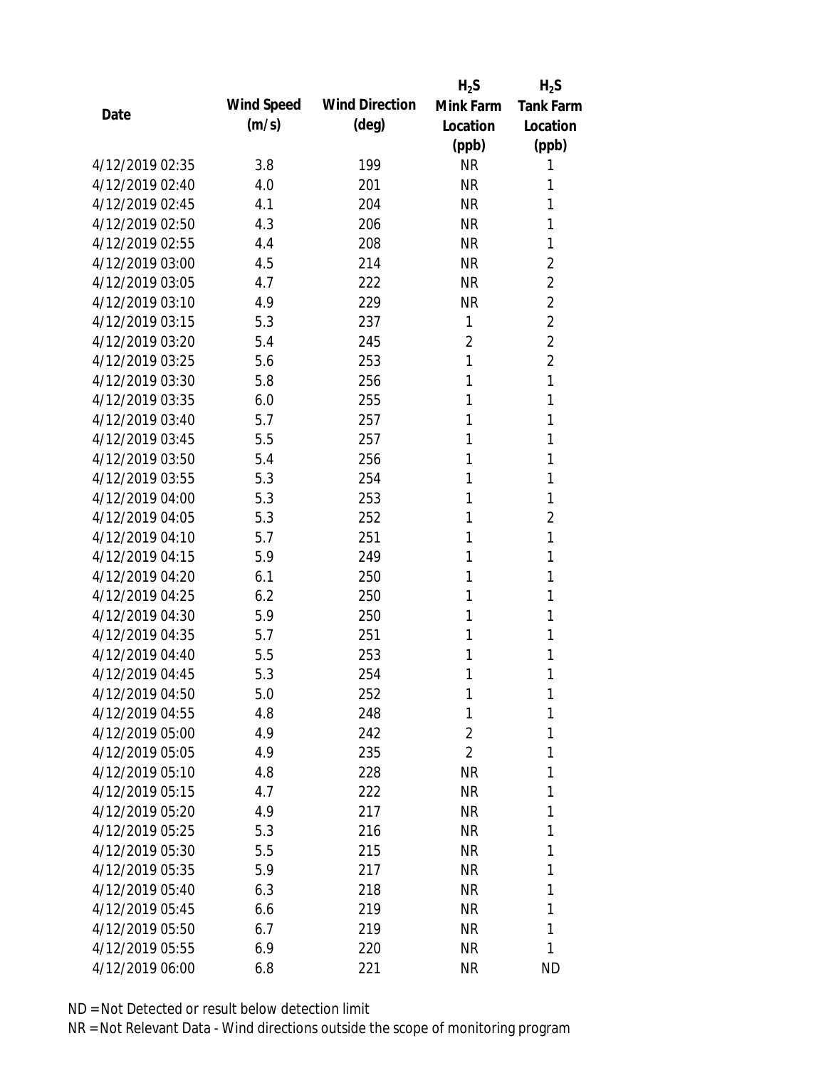| Date | Wind Speed (m/s) | Wind Direction (deg) | $H_2S$ Mink Farm Location (ppb) | $H_2S$ Tank Farm Location (ppb) |
|---|---|---|---|---|
| 4/12/2019 02:35 | 3.8 | 199 | NR | 1 |
| 4/12/2019 02:40 | 4.0 | 201 | NR | 1 |
| 4/12/2019 02:45 | 4.1 | 204 | NR | 1 |
| 4/12/2019 02:50 | 4.3 | 206 | NR | 1 |
| 4/12/2019 02:55 | 4.4 | 208 | NR | 1 |
| 4/12/2019 03:00 | 4.5 | 214 | NR | 2 |
| 4/12/2019 03:05 | 4.7 | 222 | NR | 2 |
| 4/12/2019 03:10 | 4.9 | 229 | NR | 2 |
| 4/12/2019 03:15 | 5.3 | 237 | 1 | 2 |
| 4/12/2019 03:20 | 5.4 | 245 | 2 | 2 |
| 4/12/2019 03:25 | 5.6 | 253 | 1 | 2 |
| 4/12/2019 03:30 | 5.8 | 256 | 1 | 1 |
| 4/12/2019 03:35 | 6.0 | 255 | 1 | 1 |
| 4/12/2019 03:40 | 5.7 | 257 | 1 | 1 |
| 4/12/2019 03:45 | 5.5 | 257 | 1 | 1 |
| 4/12/2019 03:50 | 5.4 | 256 | 1 | 1 |
| 4/12/2019 03:55 | 5.3 | 254 | 1 | 1 |
| 4/12/2019 04:00 | 5.3 | 253 | 1 | 1 |
| 4/12/2019 04:05 | 5.3 | 252 | 1 | 2 |
| 4/12/2019 04:10 | 5.7 | 251 | 1 | 1 |
| 4/12/2019 04:15 | 5.9 | 249 | 1 | 1 |
| 4/12/2019 04:20 | 6.1 | 250 | 1 | 1 |
| 4/12/2019 04:25 | 6.2 | 250 | 1 | 1 |
| 4/12/2019 04:30 | 5.9 | 250 | 1 | 1 |
| 4/12/2019 04:35 | 5.7 | 251 | 1 | 1 |
| 4/12/2019 04:40 | 5.5 | 253 | 1 | 1 |
| 4/12/2019 04:45 | 5.3 | 254 | 1 | 1 |
| 4/12/2019 04:50 | 5.0 | 252 | 1 | 1 |
| 4/12/2019 04:55 | 4.8 | 248 | 1 | 1 |
| 4/12/2019 05:00 | 4.9 | 242 | 2 | 1 |
| 4/12/2019 05:05 | 4.9 | 235 | 2 | 1 |
| 4/12/2019 05:10 | 4.8 | 228 | NR | 1 |
| 4/12/2019 05:15 | 4.7 | 222 | NR | 1 |
| 4/12/2019 05:20 | 4.9 | 217 | NR | 1 |
| 4/12/2019 05:25 | 5.3 | 216 | NR | 1 |
| 4/12/2019 05:30 | 5.5 | 215 | NR | 1 |
| 4/12/2019 05:35 | 5.9 | 217 | NR | 1 |
| 4/12/2019 05:40 | 6.3 | 218 | NR | 1 |
| 4/12/2019 05:45 | 6.6 | 219 | NR | 1 |
| 4/12/2019 05:50 | 6.7 | 219 | NR | 1 |
| 4/12/2019 05:55 | 6.9 | 220 | NR | 1 |
| 4/12/2019 06:00 | 6.8 | 221 | NR | ND |

ND = Not Detected or result below detection limit

NR = Not Relevant Data - Wind directions outside the scope of monitoring program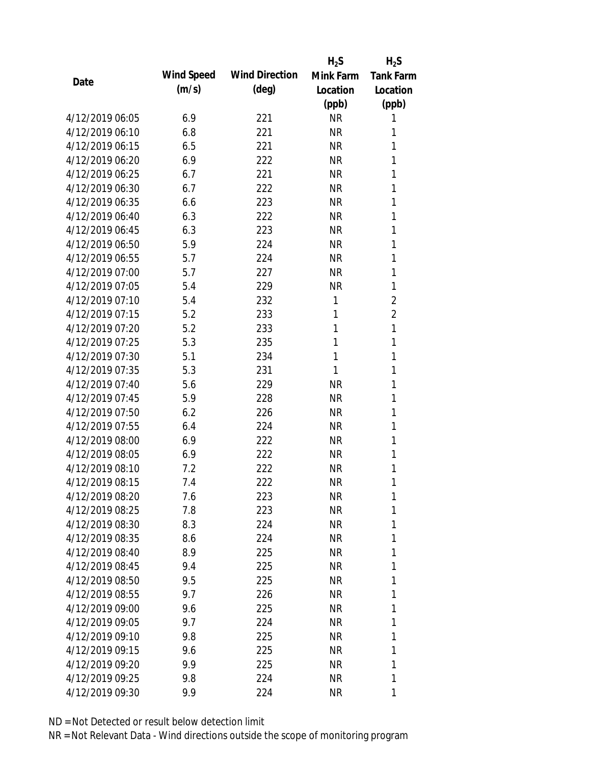| Date | Wind Speed (m/s) | Wind Direction (deg) | $H_2S$ Mink Farm Location (ppb) | $H_2S$ Tank Farm Location (ppb) |
|---|---|---|---|---|
| 4/12/2019 06:05 | 6.9 | 221 | NR | 1 |
| 4/12/2019 06:10 | 6.8 | 221 | NR | 1 |
| 4/12/2019 06:15 | 6.5 | 221 | NR | 1 |
| 4/12/2019 06:20 | 6.9 | 222 | NR | 1 |
| 4/12/2019 06:25 | 6.7 | 221 | NR | 1 |
| 4/12/2019 06:30 | 6.7 | 222 | NR | 1 |
| 4/12/2019 06:35 | 6.6 | 223 | NR | 1 |
| 4/12/2019 06:40 | 6.3 | 222 | NR | 1 |
| 4/12/2019 06:45 | 6.3 | 223 | NR | 1 |
| 4/12/2019 06:50 | 5.9 | 224 | NR | 1 |
| 4/12/2019 06:55 | 5.7 | 224 | NR | 1 |
| 4/12/2019 07:00 | 5.7 | 227 | NR | 1 |
| 4/12/2019 07:05 | 5.4 | 229 | NR | 1 |
| 4/12/2019 07:10 | 5.4 | 232 | 1 | 2 |
| 4/12/2019 07:15 | 5.2 | 233 | 1 | 2 |
| 4/12/2019 07:20 | 5.2 | 233 | 1 | 1 |
| 4/12/2019 07:25 | 5.3 | 235 | 1 | 1 |
| 4/12/2019 07:30 | 5.1 | 234 | 1 | 1 |
| 4/12/2019 07:35 | 5.3 | 231 | 1 | 1 |
| 4/12/2019 07:40 | 5.6 | 229 | NR | 1 |
| 4/12/2019 07:45 | 5.9 | 228 | NR | 1 |
| 4/12/2019 07:50 | 6.2 | 226 | NR | 1 |
| 4/12/2019 07:55 | 6.4 | 224 | NR | 1 |
| 4/12/2019 08:00 | 6.9 | 222 | NR | 1 |
| 4/12/2019 08:05 | 6.9 | 222 | NR | 1 |
| 4/12/2019 08:10 | 7.2 | 222 | NR | 1 |
| 4/12/2019 08:15 | 7.4 | 222 | NR | 1 |
| 4/12/2019 08:20 | 7.6 | 223 | NR | 1 |
| 4/12/2019 08:25 | 7.8 | 223 | NR | 1 |
| 4/12/2019 08:30 | 8.3 | 224 | NR | 1 |
| 4/12/2019 08:35 | 8.6 | 224 | NR | 1 |
| 4/12/2019 08:40 | 8.9 | 225 | NR | 1 |
| 4/12/2019 08:45 | 9.4 | 225 | NR | 1 |
| 4/12/2019 08:50 | 9.5 | 225 | NR | 1 |
| 4/12/2019 08:55 | 9.7 | 226 | NR | 1 |
| 4/12/2019 09:00 | 9.6 | 225 | NR | 1 |
| 4/12/2019 09:05 | 9.7 | 224 | NR | 1 |
| 4/12/2019 09:10 | 9.8 | 225 | NR | 1 |
| 4/12/2019 09:15 | 9.6 | 225 | NR | 1 |
| 4/12/2019 09:20 | 9.9 | 225 | NR | 1 |
| 4/12/2019 09:25 | 9.8 | 224 | NR | 1 |
| 4/12/2019 09:30 | 9.9 | 224 | NR | 1 |

ND = Not Detected or result below detection limit

NR = Not Relevant Data - Wind directions outside the scope of monitoring program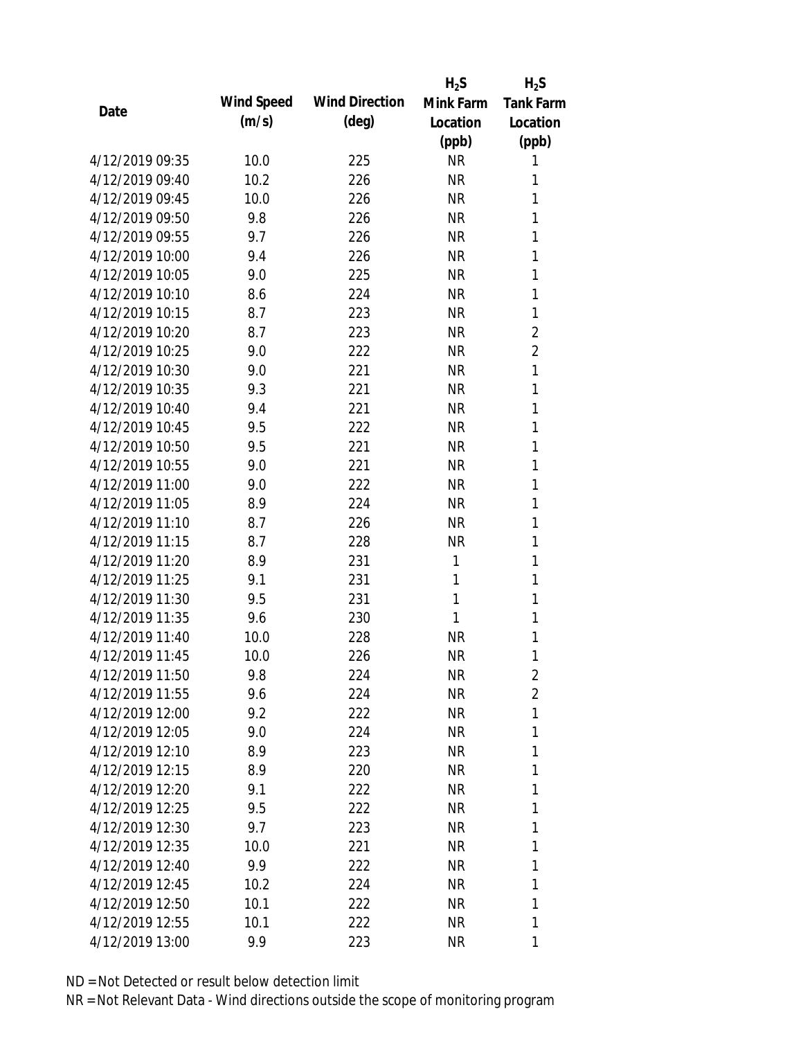| Date | Wind Speed (m/s) | Wind Direction (deg) | $H_2S$ Mink Farm Location (ppb) | $H_2S$ Tank Farm Location (ppb) |
|---|---|---|---|---|
| 4/12/2019 09:35 | 10.0 | 225 | NR | 1 |
| 4/12/2019 09:40 | 10.2 | 226 | NR | 1 |
| 4/12/2019 09:45 | 10.0 | 226 | NR | 1 |
| 4/12/2019 09:50 | 9.8 | 226 | NR | 1 |
| 4/12/2019 09:55 | 9.7 | 226 | NR | 1 |
| 4/12/2019 10:00 | 9.4 | 226 | NR | 1 |
| 4/12/2019 10:05 | 9.0 | 225 | NR | 1 |
| 4/12/2019 10:10 | 8.6 | 224 | NR | 1 |
| 4/12/2019 10:15 | 8.7 | 223 | NR | 1 |
| 4/12/2019 10:20 | 8.7 | 223 | NR | 2 |
| 4/12/2019 10:25 | 9.0 | 222 | NR | 2 |
| 4/12/2019 10:30 | 9.0 | 221 | NR | 1 |
| 4/12/2019 10:35 | 9.3 | 221 | NR | 1 |
| 4/12/2019 10:40 | 9.4 | 221 | NR | 1 |
| 4/12/2019 10:45 | 9.5 | 222 | NR | 1 |
| 4/12/2019 10:50 | 9.5 | 221 | NR | 1 |
| 4/12/2019 10:55 | 9.0 | 221 | NR | 1 |
| 4/12/2019 11:00 | 9.0 | 222 | NR | 1 |
| 4/12/2019 11:05 | 8.9 | 224 | NR | 1 |
| 4/12/2019 11:10 | 8.7 | 226 | NR | 1 |
| 4/12/2019 11:15 | 8.7 | 228 | NR | 1 |
| 4/12/2019 11:20 | 8.9 | 231 | 1 | 1 |
| 4/12/2019 11:25 | 9.1 | 231 | 1 | 1 |
| 4/12/2019 11:30 | 9.5 | 231 | 1 | 1 |
| 4/12/2019 11:35 | 9.6 | 230 | 1 | 1 |
| 4/12/2019 11:40 | 10.0 | 228 | NR | 1 |
| 4/12/2019 11:45 | 10.0 | 226 | NR | 1 |
| 4/12/2019 11:50 | 9.8 | 224 | NR | 2 |
| 4/12/2019 11:55 | 9.6 | 224 | NR | 2 |
| 4/12/2019 12:00 | 9.2 | 222 | NR | 1 |
| 4/12/2019 12:05 | 9.0 | 224 | NR | 1 |
| 4/12/2019 12:10 | 8.9 | 223 | NR | 1 |
| 4/12/2019 12:15 | 8.9 | 220 | NR | 1 |
| 4/12/2019 12:20 | 9.1 | 222 | NR | 1 |
| 4/12/2019 12:25 | 9.5 | 222 | NR | 1 |
| 4/12/2019 12:30 | 9.7 | 223 | NR | 1 |
| 4/12/2019 12:35 | 10.0 | 221 | NR | 1 |
| 4/12/2019 12:40 | 9.9 | 222 | NR | 1 |
| 4/12/2019 12:45 | 10.2 | 224 | NR | 1 |
| 4/12/2019 12:50 | 10.1 | 222 | NR | 1 |
| 4/12/2019 12:55 | 10.1 | 222 | NR | 1 |
| 4/12/2019 13:00 | 9.9 | 223 | NR | 1 |

ND = Not Detected or result below detection limit

NR = Not Relevant Data - Wind directions outside the scope of monitoring program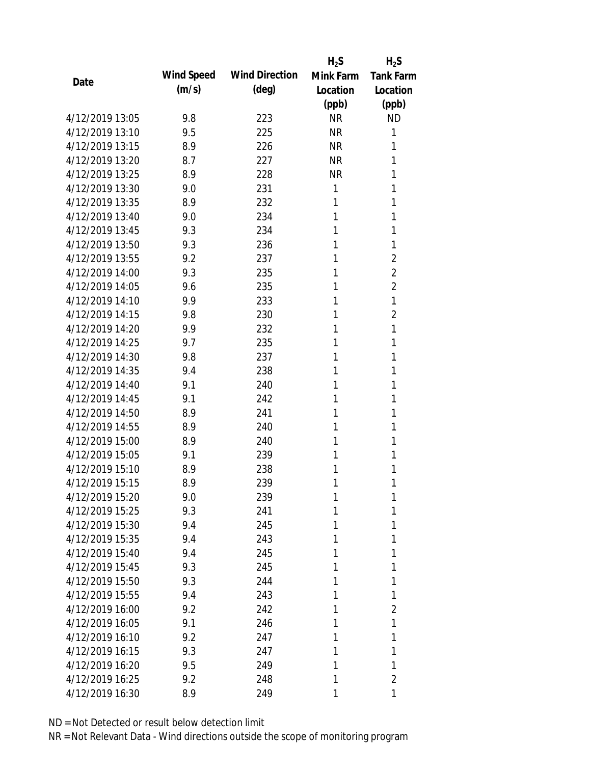| Date | Wind Speed (m/s) | Wind Direction (deg) | $H_2S$ Mink Farm Location (ppb) | $H_2S$ Tank Farm Location (ppb) |
|---|---|---|---|---|
| 4/12/2019 13:05 | 9.8 | 223 | NR | ND |
| 4/12/2019 13:10 | 9.5 | 225 | NR | 1 |
| 4/12/2019 13:15 | 8.9 | 226 | NR | 1 |
| 4/12/2019 13:20 | 8.7 | 227 | NR | 1 |
| 4/12/2019 13:25 | 8.9 | 228 | NR | 1 |
| 4/12/2019 13:30 | 9.0 | 231 | 1 | 1 |
| 4/12/2019 13:35 | 8.9 | 232 | 1 | 1 |
| 4/12/2019 13:40 | 9.0 | 234 | 1 | 1 |
| 4/12/2019 13:45 | 9.3 | 234 | 1 | 1 |
| 4/12/2019 13:50 | 9.3 | 236 | 1 | 1 |
| 4/12/2019 13:55 | 9.2 | 237 | 1 | 2 |
| 4/12/2019 14:00 | 9.3 | 235 | 1 | 2 |
| 4/12/2019 14:05 | 9.6 | 235 | 1 | 2 |
| 4/12/2019 14:10 | 9.9 | 233 | 1 | 1 |
| 4/12/2019 14:15 | 9.8 | 230 | 1 | 2 |
| 4/12/2019 14:20 | 9.9 | 232 | 1 | 1 |
| 4/12/2019 14:25 | 9.7 | 235 | 1 | 1 |
| 4/12/2019 14:30 | 9.8 | 237 | 1 | 1 |
| 4/12/2019 14:35 | 9.4 | 238 | 1 | 1 |
| 4/12/2019 14:40 | 9.1 | 240 | 1 | 1 |
| 4/12/2019 14:45 | 9.1 | 242 | 1 | 1 |
| 4/12/2019 14:50 | 8.9 | 241 | 1 | 1 |
| 4/12/2019 14:55 | 8.9 | 240 | 1 | 1 |
| 4/12/2019 15:00 | 8.9 | 240 | 1 | 1 |
| 4/12/2019 15:05 | 9.1 | 239 | 1 | 1 |
| 4/12/2019 15:10 | 8.9 | 238 | 1 | 1 |
| 4/12/2019 15:15 | 8.9 | 239 | 1 | 1 |
| 4/12/2019 15:20 | 9.0 | 239 | 1 | 1 |
| 4/12/2019 15:25 | 9.3 | 241 | 1 | 1 |
| 4/12/2019 15:30 | 9.4 | 245 | 1 | 1 |
| 4/12/2019 15:35 | 9.4 | 243 | 1 | 1 |
| 4/12/2019 15:40 | 9.4 | 245 | 1 | 1 |
| 4/12/2019 15:45 | 9.3 | 245 | 1 | 1 |
| 4/12/2019 15:50 | 9.3 | 244 | 1 | 1 |
| 4/12/2019 15:55 | 9.4 | 243 | 1 | 1 |
| 4/12/2019 16:00 | 9.2 | 242 | 1 | 2 |
| 4/12/2019 16:05 | 9.1 | 246 | 1 | 1 |
| 4/12/2019 16:10 | 9.2 | 247 | 1 | 1 |
| 4/12/2019 16:15 | 9.3 | 247 | 1 | 1 |
| 4/12/2019 16:20 | 9.5 | 249 | 1 | 1 |
| 4/12/2019 16:25 | 9.2 | 248 | 1 | 2 |
| 4/12/2019 16:30 | 8.9 | 249 | 1 | 1 |

ND = Not Detected or result below detection limit

NR = Not Relevant Data - Wind directions outside the scope of monitoring program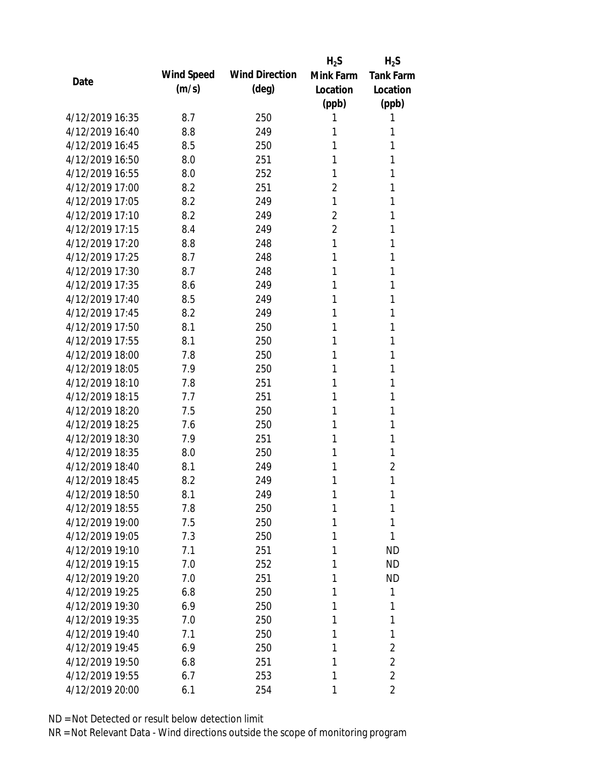| Date | Wind Speed (m/s) | Wind Direction (deg) | $H_2S$ Mink Farm Location (ppb) | $H_2S$ Tank Farm Location (ppb) |
|---|---|---|---|---|
| 4/12/2019 16:35 | 8.7 | 250 | 1 | 1 |
| 4/12/2019 16:40 | 8.8 | 249 | 1 | 1 |
| 4/12/2019 16:45 | 8.5 | 250 | 1 | 1 |
| 4/12/2019 16:50 | 8.0 | 251 | 1 | 1 |
| 4/12/2019 16:55 | 8.0 | 252 | 1 | 1 |
| 4/12/2019 17:00 | 8.2 | 251 | 2 | 1 |
| 4/12/2019 17:05 | 8.2 | 249 | 1 | 1 |
| 4/12/2019 17:10 | 8.2 | 249 | 2 | 1 |
| 4/12/2019 17:15 | 8.4 | 249 | 2 | 1 |
| 4/12/2019 17:20 | 8.8 | 248 | 1 | 1 |
| 4/12/2019 17:25 | 8.7 | 248 | 1 | 1 |
| 4/12/2019 17:30 | 8.7 | 248 | 1 | 1 |
| 4/12/2019 17:35 | 8.6 | 249 | 1 | 1 |
| 4/12/2019 17:40 | 8.5 | 249 | 1 | 1 |
| 4/12/2019 17:45 | 8.2 | 249 | 1 | 1 |
| 4/12/2019 17:50 | 8.1 | 250 | 1 | 1 |
| 4/12/2019 17:55 | 8.1 | 250 | 1 | 1 |
| 4/12/2019 18:00 | 7.8 | 250 | 1 | 1 |
| 4/12/2019 18:05 | 7.9 | 250 | 1 | 1 |
| 4/12/2019 18:10 | 7.8 | 251 | 1 | 1 |
| 4/12/2019 18:15 | 7.7 | 251 | 1 | 1 |
| 4/12/2019 18:20 | 7.5 | 250 | 1 | 1 |
| 4/12/2019 18:25 | 7.6 | 250 | 1 | 1 |
| 4/12/2019 18:30 | 7.9 | 251 | 1 | 1 |
| 4/12/2019 18:35 | 8.0 | 250 | 1 | 1 |
| 4/12/2019 18:40 | 8.1 | 249 | 1 | 2 |
| 4/12/2019 18:45 | 8.2 | 249 | 1 | 1 |
| 4/12/2019 18:50 | 8.1 | 249 | 1 | 1 |
| 4/12/2019 18:55 | 7.8 | 250 | 1 | 1 |
| 4/12/2019 19:00 | 7.5 | 250 | 1 | 1 |
| 4/12/2019 19:05 | 7.3 | 250 | 1 | 1 |
| 4/12/2019 19:10 | 7.1 | 251 | 1 | ND |
| 4/12/2019 19:15 | 7.0 | 252 | 1 | ND |
| 4/12/2019 19:20 | 7.0 | 251 | 1 | ND |
| 4/12/2019 19:25 | 6.8 | 250 | 1 | 1 |
| 4/12/2019 19:30 | 6.9 | 250 | 1 | 1 |
| 4/12/2019 19:35 | 7.0 | 250 | 1 | 1 |
| 4/12/2019 19:40 | 7.1 | 250 | 1 | 1 |
| 4/12/2019 19:45 | 6.9 | 250 | 1 | 2 |
| 4/12/2019 19:50 | 6.8 | 251 | 1 | 2 |
| 4/12/2019 19:55 | 6.7 | 253 | 1 | 2 |
| 4/12/2019 20:00 | 6.1 | 254 | 1 | 2 |

ND = Not Detected or result below detection limit

NR = Not Relevant Data - Wind directions outside the scope of monitoring program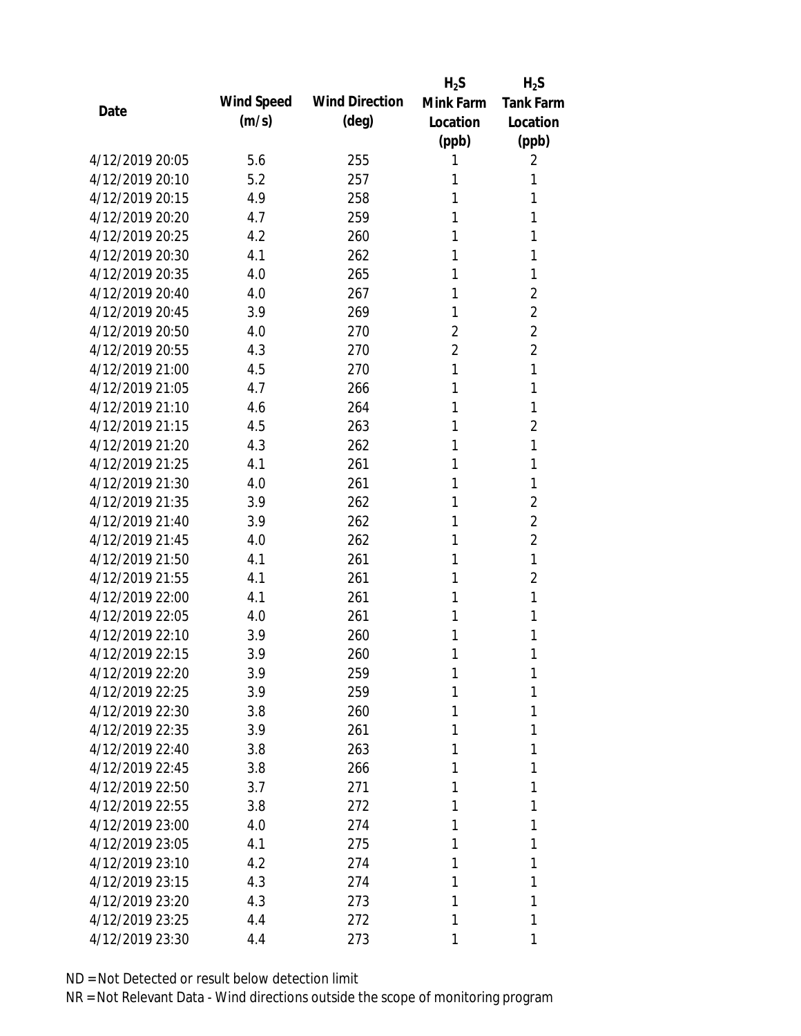| Date | Wind Speed (m/s) | Wind Direction (deg) | $H_2S$ Mink Farm Location (ppb) | $H_2S$ Tank Farm Location (ppb) |
| --- | --- | --- | --- | --- |
| 4/12/2019 20:05 | 5.6 | 255 | 1 | 2 |
| 4/12/2019 20:10 | 5.2 | 257 | 1 | 1 |
| 4/12/2019 20:15 | 4.9 | 258 | 1 | 1 |
| 4/12/2019 20:20 | 4.7 | 259 | 1 | 1 |
| 4/12/2019 20:25 | 4.2 | 260 | 1 | 1 |
| 4/12/2019 20:30 | 4.1 | 262 | 1 | 1 |
| 4/12/2019 20:35 | 4.0 | 265 | 1 | 1 |
| 4/12/2019 20:40 | 4.0 | 267 | 1 | 2 |
| 4/12/2019 20:45 | 3.9 | 269 | 1 | 2 |
| 4/12/2019 20:50 | 4.0 | 270 | 2 | 2 |
| 4/12/2019 20:55 | 4.3 | 270 | 2 | 2 |
| 4/12/2019 21:00 | 4.5 | 270 | 1 | 1 |
| 4/12/2019 21:05 | 4.7 | 266 | 1 | 1 |
| 4/12/2019 21:10 | 4.6 | 264 | 1 | 1 |
| 4/12/2019 21:15 | 4.5 | 263 | 1 | 2 |
| 4/12/2019 21:20 | 4.3 | 262 | 1 | 1 |
| 4/12/2019 21:25 | 4.1 | 261 | 1 | 1 |
| 4/12/2019 21:30 | 4.0 | 261 | 1 | 1 |
| 4/12/2019 21:35 | 3.9 | 262 | 1 | 2 |
| 4/12/2019 21:40 | 3.9 | 262 | 1 | 2 |
| 4/12/2019 21:45 | 4.0 | 262 | 1 | 2 |
| 4/12/2019 21:50 | 4.1 | 261 | 1 | 1 |
| 4/12/2019 21:55 | 4.1 | 261 | 1 | 2 |
| 4/12/2019 22:00 | 4.1 | 261 | 1 | 1 |
| 4/12/2019 22:05 | 4.0 | 261 | 1 | 1 |
| 4/12/2019 22:10 | 3.9 | 260 | 1 | 1 |
| 4/12/2019 22:15 | 3.9 | 260 | 1 | 1 |
| 4/12/2019 22:20 | 3.9 | 259 | 1 | 1 |
| 4/12/2019 22:25 | 3.9 | 259 | 1 | 1 |
| 4/12/2019 22:30 | 3.8 | 260 | 1 | 1 |
| 4/12/2019 22:35 | 3.9 | 261 | 1 | 1 |
| 4/12/2019 22:40 | 3.8 | 263 | 1 | 1 |
| 4/12/2019 22:45 | 3.8 | 266 | 1 | 1 |
| 4/12/2019 22:50 | 3.7 | 271 | 1 | 1 |
| 4/12/2019 22:55 | 3.8 | 272 | 1 | 1 |
| 4/12/2019 23:00 | 4.0 | 274 | 1 | 1 |
| 4/12/2019 23:05 | 4.1 | 275 | 1 | 1 |
| 4/12/2019 23:10 | 4.2 | 274 | 1 | 1 |
| 4/12/2019 23:15 | 4.3 | 274 | 1 | 1 |
| 4/12/2019 23:20 | 4.3 | 273 | 1 | 1 |
| 4/12/2019 23:25 | 4.4 | 272 | 1 | 1 |
| 4/12/2019 23:30 | 4.4 | 273 | 1 | 1 |

ND = Not Detected or result below detection limit

NR = Not Relevant Data - Wind directions outside the scope of monitoring program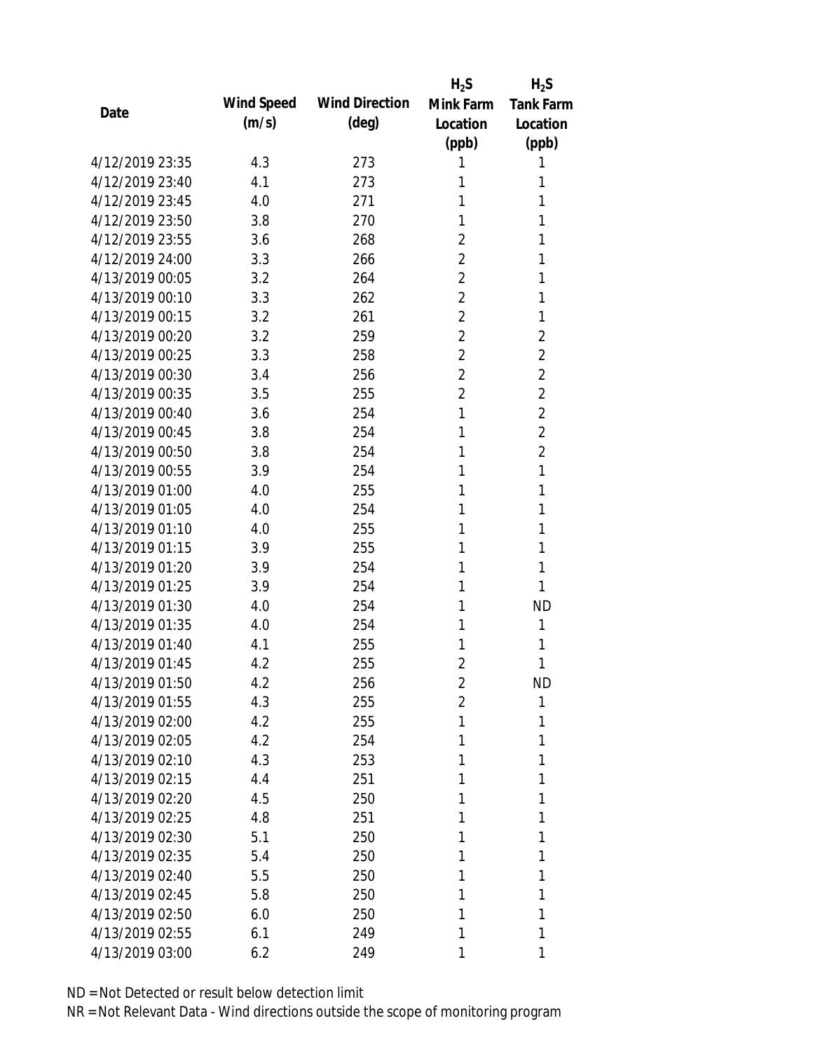| Date | Wind Speed (m/s) | Wind Direction (deg) | $H_2S$ Mink Farm Location (ppb) | $H_2S$ Tank Farm Location (ppb) |
|---|---|---|---|---|
| 4/12/2019 23:35 | 4.3 | 273 | 1 | 1 |
| 4/12/2019 23:40 | 4.1 | 273 | 1 | 1 |
| 4/12/2019 23:45 | 4.0 | 271 | 1 | 1 |
| 4/12/2019 23:50 | 3.8 | 270 | 1 | 1 |
| 4/12/2019 23:55 | 3.6 | 268 | 2 | 1 |
| 4/12/2019 24:00 | 3.3 | 266 | 2 | 1 |
| 4/13/2019 00:05 | 3.2 | 264 | 2 | 1 |
| 4/13/2019 00:10 | 3.3 | 262 | 2 | 1 |
| 4/13/2019 00:15 | 3.2 | 261 | 2 | 1 |
| 4/13/2019 00:20 | 3.2 | 259 | 2 | 2 |
| 4/13/2019 00:25 | 3.3 | 258 | 2 | 2 |
| 4/13/2019 00:30 | 3.4 | 256 | 2 | 2 |
| 4/13/2019 00:35 | 3.5 | 255 | 2 | 2 |
| 4/13/2019 00:40 | 3.6 | 254 | 1 | 2 |
| 4/13/2019 00:45 | 3.8 | 254 | 1 | 2 |
| 4/13/2019 00:50 | 3.8 | 254 | 1 | 2 |
| 4/13/2019 00:55 | 3.9 | 254 | 1 | 1 |
| 4/13/2019 01:00 | 4.0 | 255 | 1 | 1 |
| 4/13/2019 01:05 | 4.0 | 254 | 1 | 1 |
| 4/13/2019 01:10 | 4.0 | 255 | 1 | 1 |
| 4/13/2019 01:15 | 3.9 | 255 | 1 | 1 |
| 4/13/2019 01:20 | 3.9 | 254 | 1 | 1 |
| 4/13/2019 01:25 | 3.9 | 254 | 1 | 1 |
| 4/13/2019 01:30 | 4.0 | 254 | 1 | ND |
| 4/13/2019 01:35 | 4.0 | 254 | 1 | 1 |
| 4/13/2019 01:40 | 4.1 | 255 | 1 | 1 |
| 4/13/2019 01:45 | 4.2 | 255 | 2 | 1 |
| 4/13/2019 01:50 | 4.2 | 256 | 2 | ND |
| 4/13/2019 01:55 | 4.3 | 255 | 2 | 1 |
| 4/13/2019 02:00 | 4.2 | 255 | 1 | 1 |
| 4/13/2019 02:05 | 4.2 | 254 | 1 | 1 |
| 4/13/2019 02:10 | 4.3 | 253 | 1 | 1 |
| 4/13/2019 02:15 | 4.4 | 251 | 1 | 1 |
| 4/13/2019 02:20 | 4.5 | 250 | 1 | 1 |
| 4/13/2019 02:25 | 4.8 | 251 | 1 | 1 |
| 4/13/2019 02:30 | 5.1 | 250 | 1 | 1 |
| 4/13/2019 02:35 | 5.4 | 250 | 1 | 1 |
| 4/13/2019 02:40 | 5.5 | 250 | 1 | 1 |
| 4/13/2019 02:45 | 5.8 | 250 | 1 | 1 |
| 4/13/2019 02:50 | 6.0 | 250 | 1 | 1 |
| 4/13/2019 02:55 | 6.1 | 249 | 1 | 1 |
| 4/13/2019 03:00 | 6.2 | 249 | 1 | 1 |

ND = Not Detected or result below detection limit

NR = Not Relevant Data - Wind directions outside the scope of monitoring program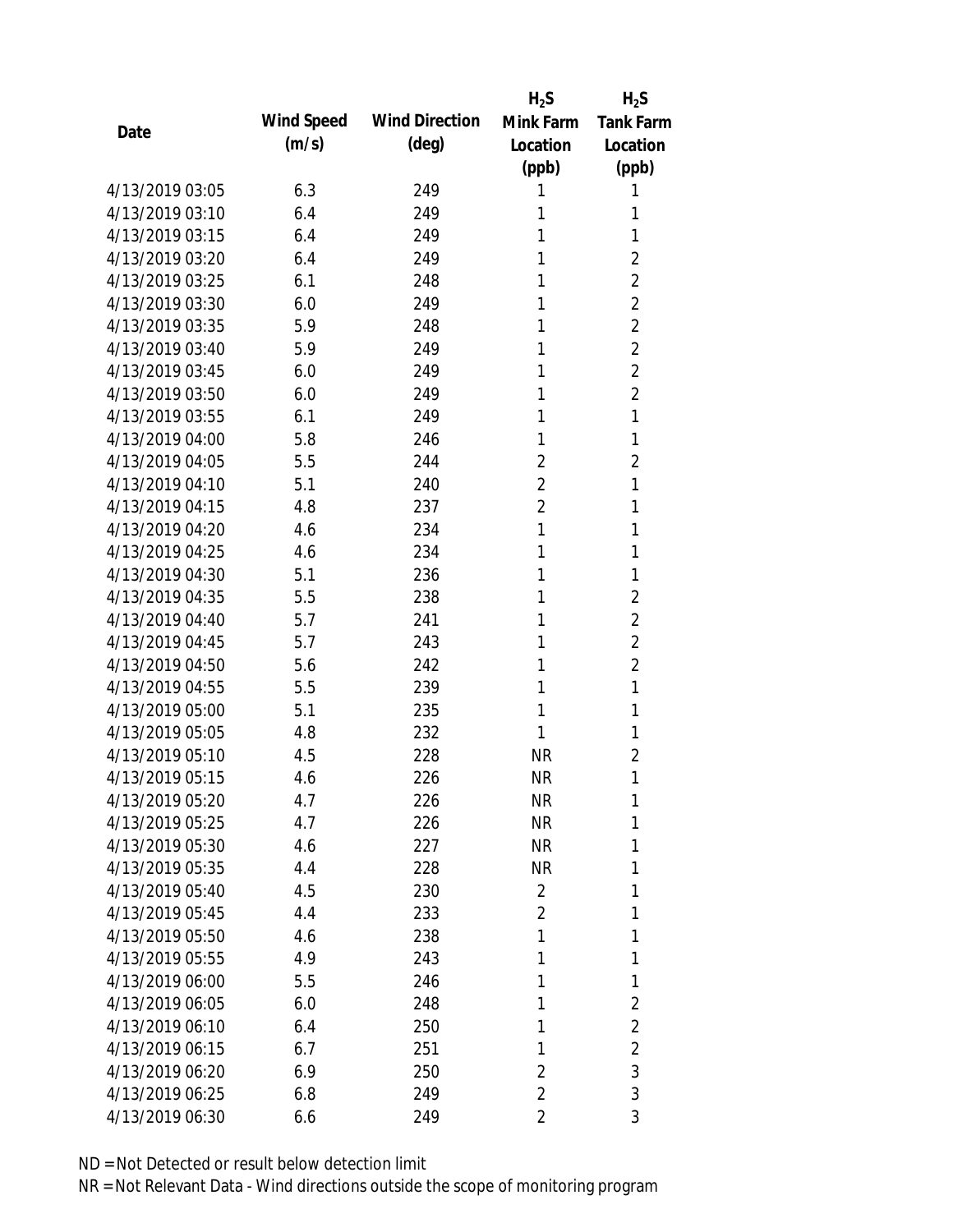| Date | Wind Speed (m/s) | Wind Direction (deg) | $H_2S$ Mink Farm Location (ppb) | $H_2S$ Tank Farm Location (ppb) |
|---|---|---|---|---|
| 4/13/2019 03:05 | 6.3 | 249 | 1 | 1 |
| 4/13/2019 03:10 | 6.4 | 249 | 1 | 1 |
| 4/13/2019 03:15 | 6.4 | 249 | 1 | 1 |
| 4/13/2019 03:20 | 6.4 | 249 | 1 | 2 |
| 4/13/2019 03:25 | 6.1 | 248 | 1 | 2 |
| 4/13/2019 03:30 | 6.0 | 249 | 1 | 2 |
| 4/13/2019 03:35 | 5.9 | 248 | 1 | 2 |
| 4/13/2019 03:40 | 5.9 | 249 | 1 | 2 |
| 4/13/2019 03:45 | 6.0 | 249 | 1 | 2 |
| 4/13/2019 03:50 | 6.0 | 249 | 1 | 2 |
| 4/13/2019 03:55 | 6.1 | 249 | 1 | 1 |
| 4/13/2019 04:00 | 5.8 | 246 | 1 | 1 |
| 4/13/2019 04:05 | 5.5 | 244 | 2 | 2 |
| 4/13/2019 04:10 | 5.1 | 240 | 2 | 1 |
| 4/13/2019 04:15 | 4.8 | 237 | 2 | 1 |
| 4/13/2019 04:20 | 4.6 | 234 | 1 | 1 |
| 4/13/2019 04:25 | 4.6 | 234 | 1 | 1 |
| 4/13/2019 04:30 | 5.1 | 236 | 1 | 1 |
| 4/13/2019 04:35 | 5.5 | 238 | 1 | 2 |
| 4/13/2019 04:40 | 5.7 | 241 | 1 | 2 |
| 4/13/2019 04:45 | 5.7 | 243 | 1 | 2 |
| 4/13/2019 04:50 | 5.6 | 242 | 1 | 2 |
| 4/13/2019 04:55 | 5.5 | 239 | 1 | 1 |
| 4/13/2019 05:00 | 5.1 | 235 | 1 | 1 |
| 4/13/2019 05:05 | 4.8 | 232 | 1 | 1 |
| 4/13/2019 05:10 | 4.5 | 228 | NR | 2 |
| 4/13/2019 05:15 | 4.6 | 226 | NR | 1 |
| 4/13/2019 05:20 | 4.7 | 226 | NR | 1 |
| 4/13/2019 05:25 | 4.7 | 226 | NR | 1 |
| 4/13/2019 05:30 | 4.6 | 227 | NR | 1 |
| 4/13/2019 05:35 | 4.4 | 228 | NR | 1 |
| 4/13/2019 05:40 | 4.5 | 230 | 2 | 1 |
| 4/13/2019 05:45 | 4.4 | 233 | 2 | 1 |
| 4/13/2019 05:50 | 4.6 | 238 | 1 | 1 |
| 4/13/2019 05:55 | 4.9 | 243 | 1 | 1 |
| 4/13/2019 06:00 | 5.5 | 246 | 1 | 1 |
| 4/13/2019 06:05 | 6.0 | 248 | 1 | 2 |
| 4/13/2019 06:10 | 6.4 | 250 | 1 | 2 |
| 4/13/2019 06:15 | 6.7 | 251 | 1 | 2 |
| 4/13/2019 06:20 | 6.9 | 250 | 2 | 3 |
| 4/13/2019 06:25 | 6.8 | 249 | 2 | 3 |
| 4/13/2019 06:30 | 6.6 | 249 | 2 | 3 |

ND = Not Detected or result below detection limit

NR = Not Relevant Data - Wind directions outside the scope of monitoring program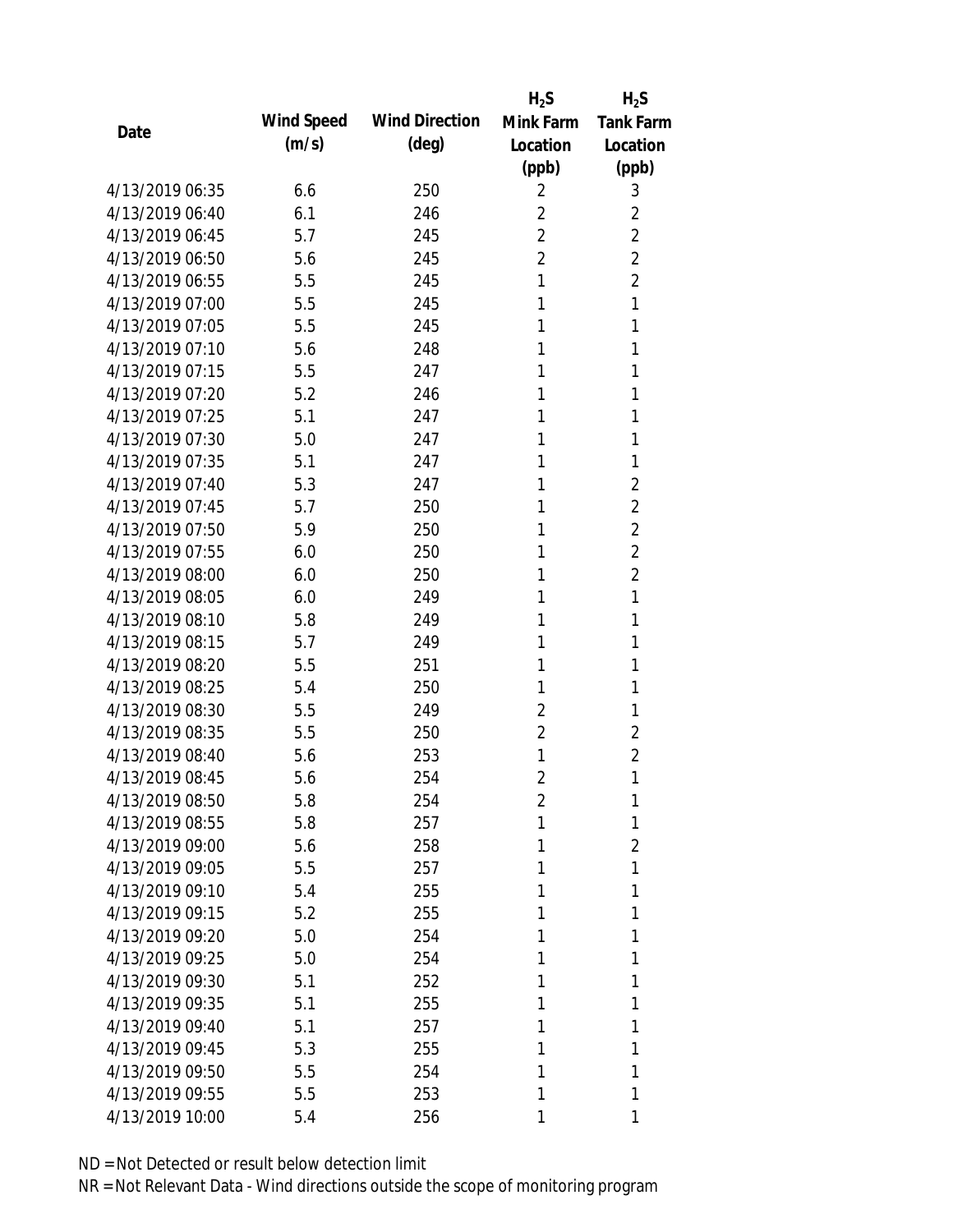| Date | Wind Speed (m/s) | Wind Direction (deg) | $H_2S$ Mink Farm Location (ppb) | $H_2S$ Tank Farm Location (ppb) |
|---|---|---|---|---|
| 4/13/2019 06:35 | 6.6 | 250 | 2 | 3 |
| 4/13/2019 06:40 | 6.1 | 246 | 2 | 2 |
| 4/13/2019 06:45 | 5.7 | 245 | 2 | 2 |
| 4/13/2019 06:50 | 5.6 | 245 | 2 | 2 |
| 4/13/2019 06:55 | 5.5 | 245 | 1 | 2 |
| 4/13/2019 07:00 | 5.5 | 245 | 1 | 1 |
| 4/13/2019 07:05 | 5.5 | 245 | 1 | 1 |
| 4/13/2019 07:10 | 5.6 | 248 | 1 | 1 |
| 4/13/2019 07:15 | 5.5 | 247 | 1 | 1 |
| 4/13/2019 07:20 | 5.2 | 246 | 1 | 1 |
| 4/13/2019 07:25 | 5.1 | 247 | 1 | 1 |
| 4/13/2019 07:30 | 5.0 | 247 | 1 | 1 |
| 4/13/2019 07:35 | 5.1 | 247 | 1 | 1 |
| 4/13/2019 07:40 | 5.3 | 247 | 1 | 2 |
| 4/13/2019 07:45 | 5.7 | 250 | 1 | 2 |
| 4/13/2019 07:50 | 5.9 | 250 | 1 | 2 |
| 4/13/2019 07:55 | 6.0 | 250 | 1 | 2 |
| 4/13/2019 08:00 | 6.0 | 250 | 1 | 2 |
| 4/13/2019 08:05 | 6.0 | 249 | 1 | 1 |
| 4/13/2019 08:10 | 5.8 | 249 | 1 | 1 |
| 4/13/2019 08:15 | 5.7 | 249 | 1 | 1 |
| 4/13/2019 08:20 | 5.5 | 251 | 1 | 1 |
| 4/13/2019 08:25 | 5.4 | 250 | 1 | 1 |
| 4/13/2019 08:30 | 5.5 | 249 | 2 | 1 |
| 4/13/2019 08:35 | 5.5 | 250 | 2 | 2 |
| 4/13/2019 08:40 | 5.6 | 253 | 1 | 2 |
| 4/13/2019 08:45 | 5.6 | 254 | 2 | 1 |
| 4/13/2019 08:50 | 5.8 | 254 | 2 | 1 |
| 4/13/2019 08:55 | 5.8 | 257 | 1 | 1 |
| 4/13/2019 09:00 | 5.6 | 258 | 1 | 2 |
| 4/13/2019 09:05 | 5.5 | 257 | 1 | 1 |
| 4/13/2019 09:10 | 5.4 | 255 | 1 | 1 |
| 4/13/2019 09:15 | 5.2 | 255 | 1 | 1 |
| 4/13/2019 09:20 | 5.0 | 254 | 1 | 1 |
| 4/13/2019 09:25 | 5.0 | 254 | 1 | 1 |
| 4/13/2019 09:30 | 5.1 | 252 | 1 | 1 |
| 4/13/2019 09:35 | 5.1 | 255 | 1 | 1 |
| 4/13/2019 09:40 | 5.1 | 257 | 1 | 1 |
| 4/13/2019 09:45 | 5.3 | 255 | 1 | 1 |
| 4/13/2019 09:50 | 5.5 | 254 | 1 | 1 |
| 4/13/2019 09:55 | 5.5 | 253 | 1 | 1 |
| 4/13/2019 10:00 | 5.4 | 256 | 1 | 1 |

ND = Not Detected or result below detection limit

NR = Not Relevant Data - Wind directions outside the scope of monitoring program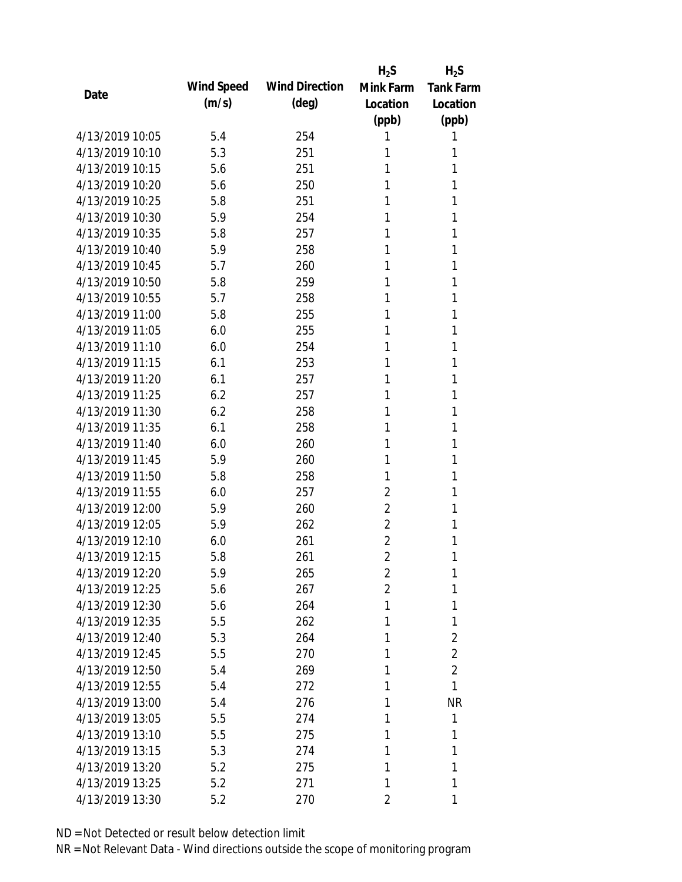| Date | Wind Speed (m/s) | Wind Direction (deg) | $H_2S$ Mink Farm Location (ppb) | $H_2S$ Tank Farm Location (ppb) |
|---|---|---|---|---|
| 4/13/2019 10:05 | 5.4 | 254 | 1 | 1 |
| 4/13/2019 10:10 | 5.3 | 251 | 1 | 1 |
| 4/13/2019 10:15 | 5.6 | 251 | 1 | 1 |
| 4/13/2019 10:20 | 5.6 | 250 | 1 | 1 |
| 4/13/2019 10:25 | 5.8 | 251 | 1 | 1 |
| 4/13/2019 10:30 | 5.9 | 254 | 1 | 1 |
| 4/13/2019 10:35 | 5.8 | 257 | 1 | 1 |
| 4/13/2019 10:40 | 5.9 | 258 | 1 | 1 |
| 4/13/2019 10:45 | 5.7 | 260 | 1 | 1 |
| 4/13/2019 10:50 | 5.8 | 259 | 1 | 1 |
| 4/13/2019 10:55 | 5.7 | 258 | 1 | 1 |
| 4/13/2019 11:00 | 5.8 | 255 | 1 | 1 |
| 4/13/2019 11:05 | 6.0 | 255 | 1 | 1 |
| 4/13/2019 11:10 | 6.0 | 254 | 1 | 1 |
| 4/13/2019 11:15 | 6.1 | 253 | 1 | 1 |
| 4/13/2019 11:20 | 6.1 | 257 | 1 | 1 |
| 4/13/2019 11:25 | 6.2 | 257 | 1 | 1 |
| 4/13/2019 11:30 | 6.2 | 258 | 1 | 1 |
| 4/13/2019 11:35 | 6.1 | 258 | 1 | 1 |
| 4/13/2019 11:40 | 6.0 | 260 | 1 | 1 |
| 4/13/2019 11:45 | 5.9 | 260 | 1 | 1 |
| 4/13/2019 11:50 | 5.8 | 258 | 1 | 1 |
| 4/13/2019 11:55 | 6.0 | 257 | 2 | 1 |
| 4/13/2019 12:00 | 5.9 | 260 | 2 | 1 |
| 4/13/2019 12:05 | 5.9 | 262 | 2 | 1 |
| 4/13/2019 12:10 | 6.0 | 261 | 2 | 1 |
| 4/13/2019 12:15 | 5.8 | 261 | 2 | 1 |
| 4/13/2019 12:20 | 5.9 | 265 | 2 | 1 |
| 4/13/2019 12:25 | 5.6 | 267 | 2 | 1 |
| 4/13/2019 12:30 | 5.6 | 264 | 1 | 1 |
| 4/13/2019 12:35 | 5.5 | 262 | 1 | 1 |
| 4/13/2019 12:40 | 5.3 | 264 | 1 | 2 |
| 4/13/2019 12:45 | 5.5 | 270 | 1 | 2 |
| 4/13/2019 12:50 | 5.4 | 269 | 1 | 2 |
| 4/13/2019 12:55 | 5.4 | 272 | 1 | 1 |
| 4/13/2019 13:00 | 5.4 | 276 | 1 | NR |
| 4/13/2019 13:05 | 5.5 | 274 | 1 | 1 |
| 4/13/2019 13:10 | 5.5 | 275 | 1 | 1 |
| 4/13/2019 13:15 | 5.3 | 274 | 1 | 1 |
| 4/13/2019 13:20 | 5.2 | 275 | 1 | 1 |
| 4/13/2019 13:25 | 5.2 | 271 | 1 | 1 |
| 4/13/2019 13:30 | 5.2 | 270 | 2 | 1 |

ND = Not Detected or result below detection limit

NR = Not Relevant Data - Wind directions outside the scope of monitoring program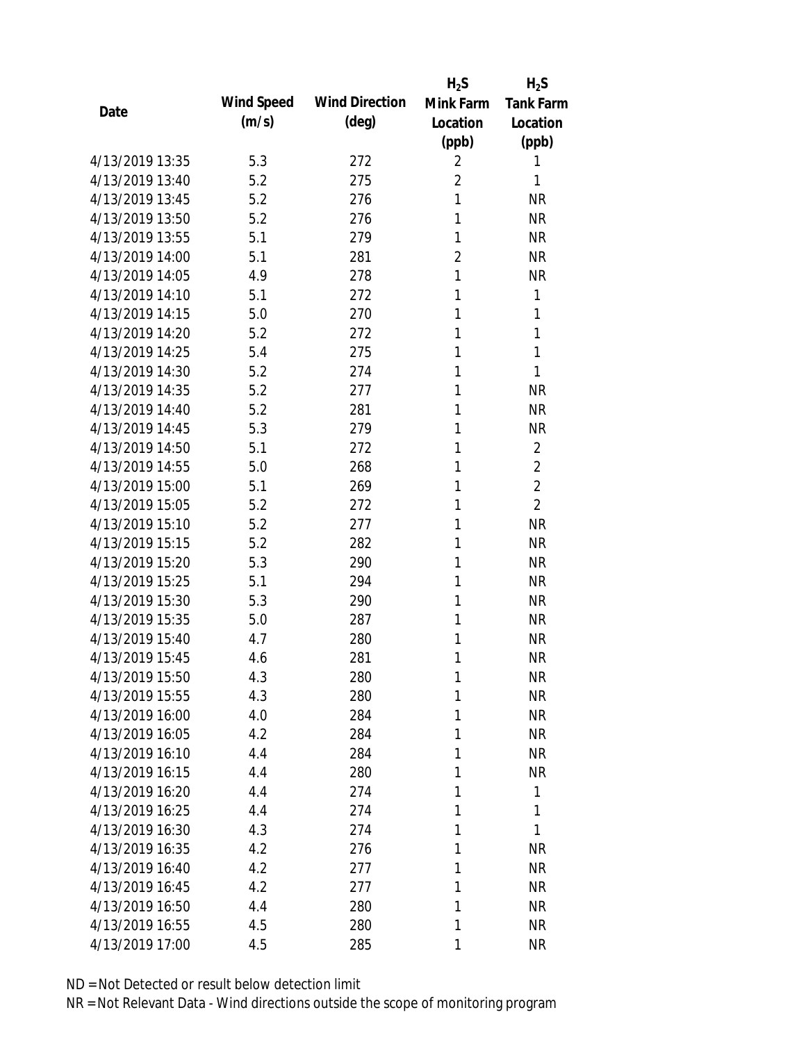| Date | Wind Speed (m/s) | Wind Direction (deg) | $H_2S$ Mink Farm Location (ppb) | $H_2S$ Tank Farm Location (ppb) |
|---|---|---|---|---|
| 4/13/2019 13:35 | 5.3 | 272 | 2 | 1 |
| 4/13/2019 13:40 | 5.2 | 275 | 2 | 1 |
| 4/13/2019 13:45 | 5.2 | 276 | 1 | NR |
| 4/13/2019 13:50 | 5.2 | 276 | 1 | NR |
| 4/13/2019 13:55 | 5.1 | 279 | 1 | NR |
| 4/13/2019 14:00 | 5.1 | 281 | 2 | NR |
| 4/13/2019 14:05 | 4.9 | 278 | 1 | NR |
| 4/13/2019 14:10 | 5.1 | 272 | 1 | 1 |
| 4/13/2019 14:15 | 5.0 | 270 | 1 | 1 |
| 4/13/2019 14:20 | 5.2 | 272 | 1 | 1 |
| 4/13/2019 14:25 | 5.4 | 275 | 1 | 1 |
| 4/13/2019 14:30 | 5.2 | 274 | 1 | 1 |
| 4/13/2019 14:35 | 5.2 | 277 | 1 | NR |
| 4/13/2019 14:40 | 5.2 | 281 | 1 | NR |
| 4/13/2019 14:45 | 5.3 | 279 | 1 | NR |
| 4/13/2019 14:50 | 5.1 | 272 | 1 | 2 |
| 4/13/2019 14:55 | 5.0 | 268 | 1 | 2 |
| 4/13/2019 15:00 | 5.1 | 269 | 1 | 2 |
| 4/13/2019 15:05 | 5.2 | 272 | 1 | 2 |
| 4/13/2019 15:10 | 5.2 | 277 | 1 | NR |
| 4/13/2019 15:15 | 5.2 | 282 | 1 | NR |
| 4/13/2019 15:20 | 5.3 | 290 | 1 | NR |
| 4/13/2019 15:25 | 5.1 | 294 | 1 | NR |
| 4/13/2019 15:30 | 5.3 | 290 | 1 | NR |
| 4/13/2019 15:35 | 5.0 | 287 | 1 | NR |
| 4/13/2019 15:40 | 4.7 | 280 | 1 | NR |
| 4/13/2019 15:45 | 4.6 | 281 | 1 | NR |
| 4/13/2019 15:50 | 4.3 | 280 | 1 | NR |
| 4/13/2019 15:55 | 4.3 | 280 | 1 | NR |
| 4/13/2019 16:00 | 4.0 | 284 | 1 | NR |
| 4/13/2019 16:05 | 4.2 | 284 | 1 | NR |
| 4/13/2019 16:10 | 4.4 | 284 | 1 | NR |
| 4/13/2019 16:15 | 4.4 | 280 | 1 | NR |
| 4/13/2019 16:20 | 4.4 | 274 | 1 | 1 |
| 4/13/2019 16:25 | 4.4 | 274 | 1 | 1 |
| 4/13/2019 16:30 | 4.3 | 274 | 1 | 1 |
| 4/13/2019 16:35 | 4.2 | 276 | 1 | NR |
| 4/13/2019 16:40 | 4.2 | 277 | 1 | NR |
| 4/13/2019 16:45 | 4.2 | 277 | 1 | NR |
| 4/13/2019 16:50 | 4.4 | 280 | 1 | NR |
| 4/13/2019 16:55 | 4.5 | 280 | 1 | NR |
| 4/13/2019 17:00 | 4.5 | 285 | 1 | NR |

ND = Not Detected or result below detection limit
NR = Not Relevant Data - Wind directions outside the scope of monitoring program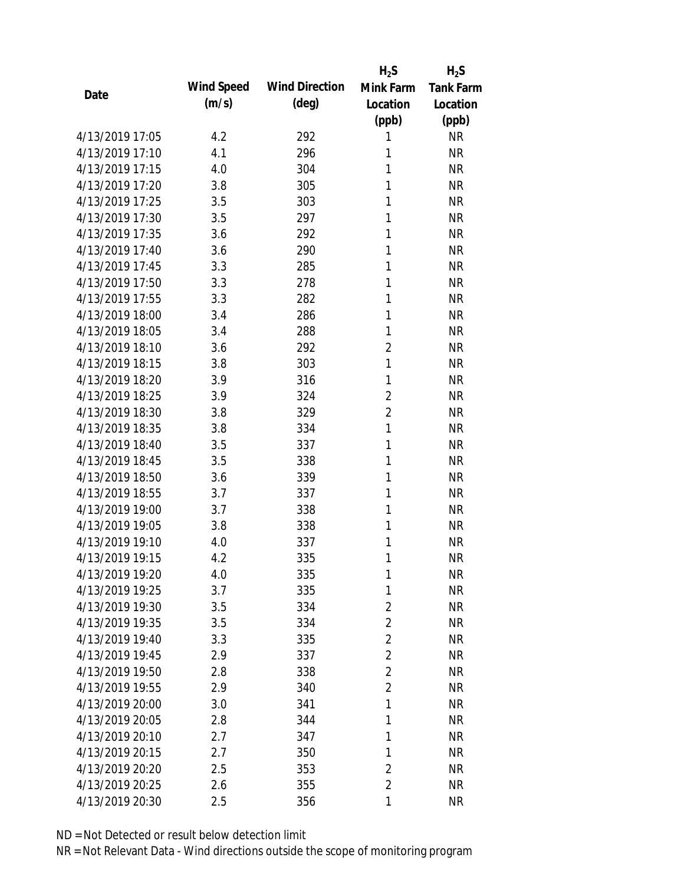| Date | Wind Speed (m/s) | Wind Direction (deg) | $H_2S$ Mink Farm Location (ppb) | $H_2S$ Tank Farm Location (ppb) |
|---|---|---|---|---|
| 4/13/2019 17:05 | 4.2 | 292 | 1 | NR |
| 4/13/2019 17:10 | 4.1 | 296 | 1 | NR |
| 4/13/2019 17:15 | 4.0 | 304 | 1 | NR |
| 4/13/2019 17:20 | 3.8 | 305 | 1 | NR |
| 4/13/2019 17:25 | 3.5 | 303 | 1 | NR |
| 4/13/2019 17:30 | 3.5 | 297 | 1 | NR |
| 4/13/2019 17:35 | 3.6 | 292 | 1 | NR |
| 4/13/2019 17:40 | 3.6 | 290 | 1 | NR |
| 4/13/2019 17:45 | 3.3 | 285 | 1 | NR |
| 4/13/2019 17:50 | 3.3 | 278 | 1 | NR |
| 4/13/2019 17:55 | 3.3 | 282 | 1 | NR |
| 4/13/2019 18:00 | 3.4 | 286 | 1 | NR |
| 4/13/2019 18:05 | 3.4 | 288 | 1 | NR |
| 4/13/2019 18:10 | 3.6 | 292 | 2 | NR |
| 4/13/2019 18:15 | 3.8 | 303 | 1 | NR |
| 4/13/2019 18:20 | 3.9 | 316 | 1 | NR |
| 4/13/2019 18:25 | 3.9 | 324 | 2 | NR |
| 4/13/2019 18:30 | 3.8 | 329 | 2 | NR |
| 4/13/2019 18:35 | 3.8 | 334 | 1 | NR |
| 4/13/2019 18:40 | 3.5 | 337 | 1 | NR |
| 4/13/2019 18:45 | 3.5 | 338 | 1 | NR |
| 4/13/2019 18:50 | 3.6 | 339 | 1 | NR |
| 4/13/2019 18:55 | 3.7 | 337 | 1 | NR |
| 4/13/2019 19:00 | 3.7 | 338 | 1 | NR |
| 4/13/2019 19:05 | 3.8 | 338 | 1 | NR |
| 4/13/2019 19:10 | 4.0 | 337 | 1 | NR |
| 4/13/2019 19:15 | 4.2 | 335 | 1 | NR |
| 4/13/2019 19:20 | 4.0 | 335 | 1 | NR |
| 4/13/2019 19:25 | 3.7 | 335 | 1 | NR |
| 4/13/2019 19:30 | 3.5 | 334 | 2 | NR |
| 4/13/2019 19:35 | 3.5 | 334 | 2 | NR |
| 4/13/2019 19:40 | 3.3 | 335 | 2 | NR |
| 4/13/2019 19:45 | 2.9 | 337 | 2 | NR |
| 4/13/2019 19:50 | 2.8 | 338 | 2 | NR |
| 4/13/2019 19:55 | 2.9 | 340 | 2 | NR |
| 4/13/2019 20:00 | 3.0 | 341 | 1 | NR |
| 4/13/2019 20:05 | 2.8 | 344 | 1 | NR |
| 4/13/2019 20:10 | 2.7 | 347 | 1 | NR |
| 4/13/2019 20:15 | 2.7 | 350 | 1 | NR |
| 4/13/2019 20:20 | 2.5 | 353 | 2 | NR |
| 4/13/2019 20:25 | 2.6 | 355 | 2 | NR |
| 4/13/2019 20:30 | 2.5 | 356 | 1 | NR |

ND = Not Detected or result below detection limit

NR = Not Relevant Data - Wind directions outside the scope of monitoring program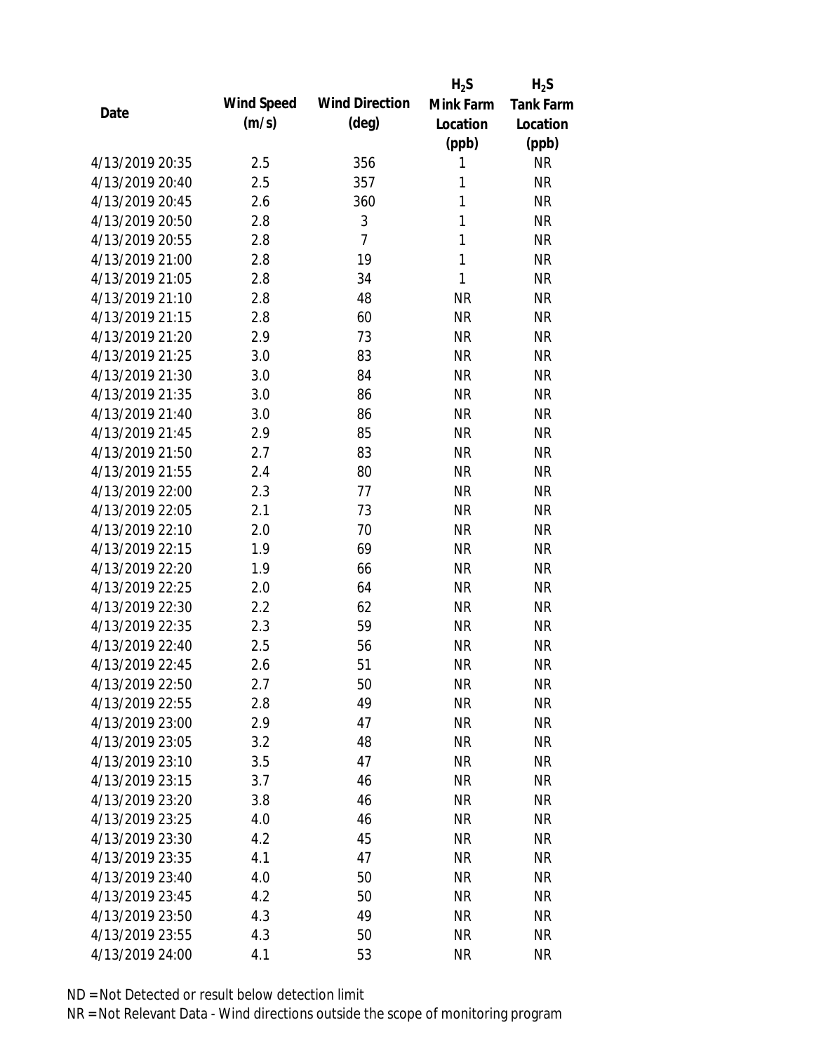| Date | Wind Speed (m/s) | Wind Direction (deg) | $H_2S$ Mink Farm Location (ppb) | $H_2S$ Tank Farm Location (ppb) |
|---|---|---|---|---|
| 4/13/2019 20:35 | 2.5 | 356 | 1 | NR |
| 4/13/2019 20:40 | 2.5 | 357 | 1 | NR |
| 4/13/2019 20:45 | 2.6 | 360 | 1 | NR |
| 4/13/2019 20:50 | 2.8 | 3 | 1 | NR |
| 4/13/2019 20:55 | 2.8 | 7 | 1 | NR |
| 4/13/2019 21:00 | 2.8 | 19 | 1 | NR |
| 4/13/2019 21:05 | 2.8 | 34 | 1 | NR |
| 4/13/2019 21:10 | 2.8 | 48 | NR | NR |
| 4/13/2019 21:15 | 2.8 | 60 | NR | NR |
| 4/13/2019 21:20 | 2.9 | 73 | NR | NR |
| 4/13/2019 21:25 | 3.0 | 83 | NR | NR |
| 4/13/2019 21:30 | 3.0 | 84 | NR | NR |
| 4/13/2019 21:35 | 3.0 | 86 | NR | NR |
| 4/13/2019 21:40 | 3.0 | 86 | NR | NR |
| 4/13/2019 21:45 | 2.9 | 85 | NR | NR |
| 4/13/2019 21:50 | 2.7 | 83 | NR | NR |
| 4/13/2019 21:55 | 2.4 | 80 | NR | NR |
| 4/13/2019 22:00 | 2.3 | 77 | NR | NR |
| 4/13/2019 22:05 | 2.1 | 73 | NR | NR |
| 4/13/2019 22:10 | 2.0 | 70 | NR | NR |
| 4/13/2019 22:15 | 1.9 | 69 | NR | NR |
| 4/13/2019 22:20 | 1.9 | 66 | NR | NR |
| 4/13/2019 22:25 | 2.0 | 64 | NR | NR |
| 4/13/2019 22:30 | 2.2 | 62 | NR | NR |
| 4/13/2019 22:35 | 2.3 | 59 | NR | NR |
| 4/13/2019 22:40 | 2.5 | 56 | NR | NR |
| 4/13/2019 22:45 | 2.6 | 51 | NR | NR |
| 4/13/2019 22:50 | 2.7 | 50 | NR | NR |
| 4/13/2019 22:55 | 2.8 | 49 | NR | NR |
| 4/13/2019 23:00 | 2.9 | 47 | NR | NR |
| 4/13/2019 23:05 | 3.2 | 48 | NR | NR |
| 4/13/2019 23:10 | 3.5 | 47 | NR | NR |
| 4/13/2019 23:15 | 3.7 | 46 | NR | NR |
| 4/13/2019 23:20 | 3.8 | 46 | NR | NR |
| 4/13/2019 23:25 | 4.0 | 46 | NR | NR |
| 4/13/2019 23:30 | 4.2 | 45 | NR | NR |
| 4/13/2019 23:35 | 4.1 | 47 | NR | NR |
| 4/13/2019 23:40 | 4.0 | 50 | NR | NR |
| 4/13/2019 23:45 | 4.2 | 50 | NR | NR |
| 4/13/2019 23:50 | 4.3 | 49 | NR | NR |
| 4/13/2019 23:55 | 4.3 | 50 | NR | NR |
| 4/13/2019 24:00 | 4.1 | 53 | NR | NR |

ND = Not Detected or result below detection limit

NR = Not Relevant Data - Wind directions outside the scope of monitoring program